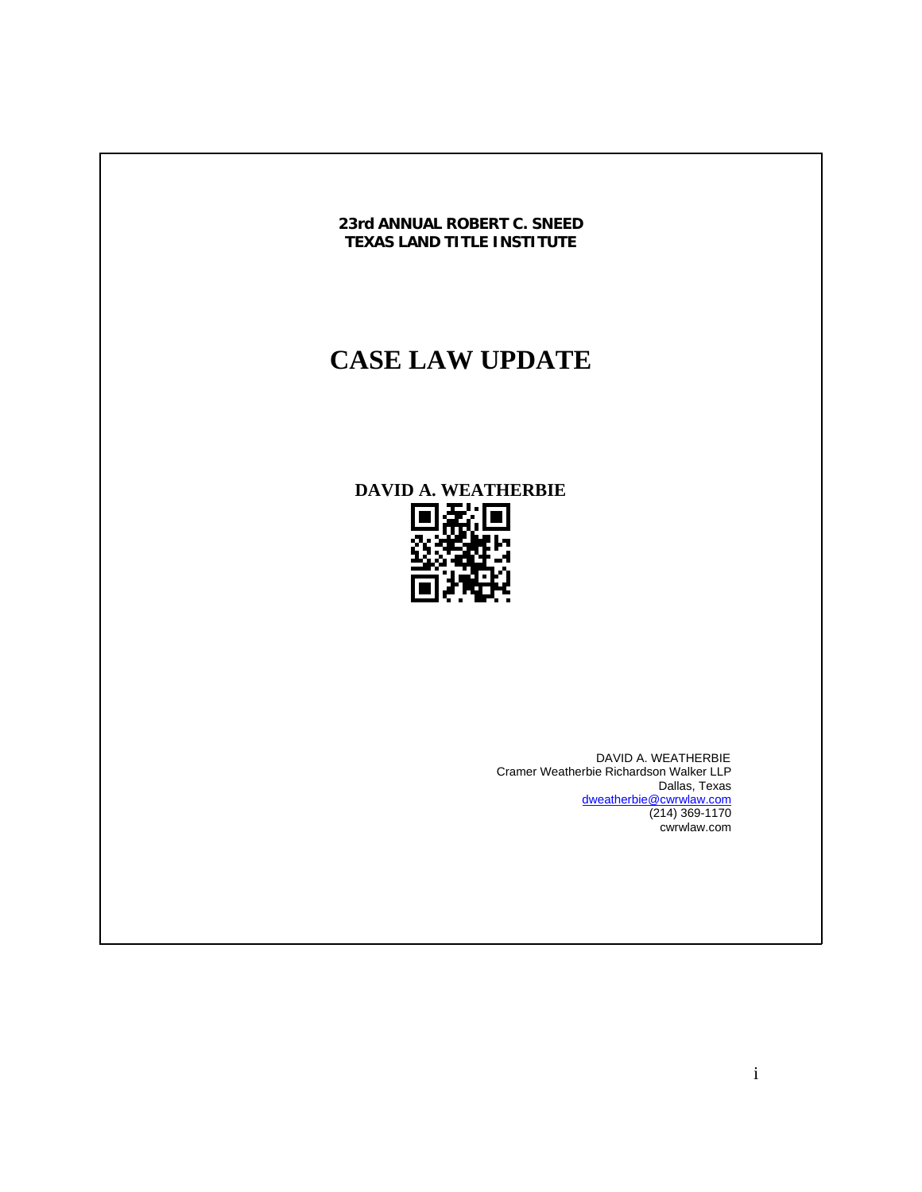**23rd ANNUAL ROBERT C. SNEED**
**TEXAS LAND TITLE INSTITUTE**

# CASE LAW UPDATE

**DAVID A. WEATHERBIE**

DAVID A. WEATHERBIE
Cramer Weatherbie Richardson Walker LLP
Dallas, Texas
dweatherbie@cwrwlaw.com
(214) 369-1170
cwrwlaw.com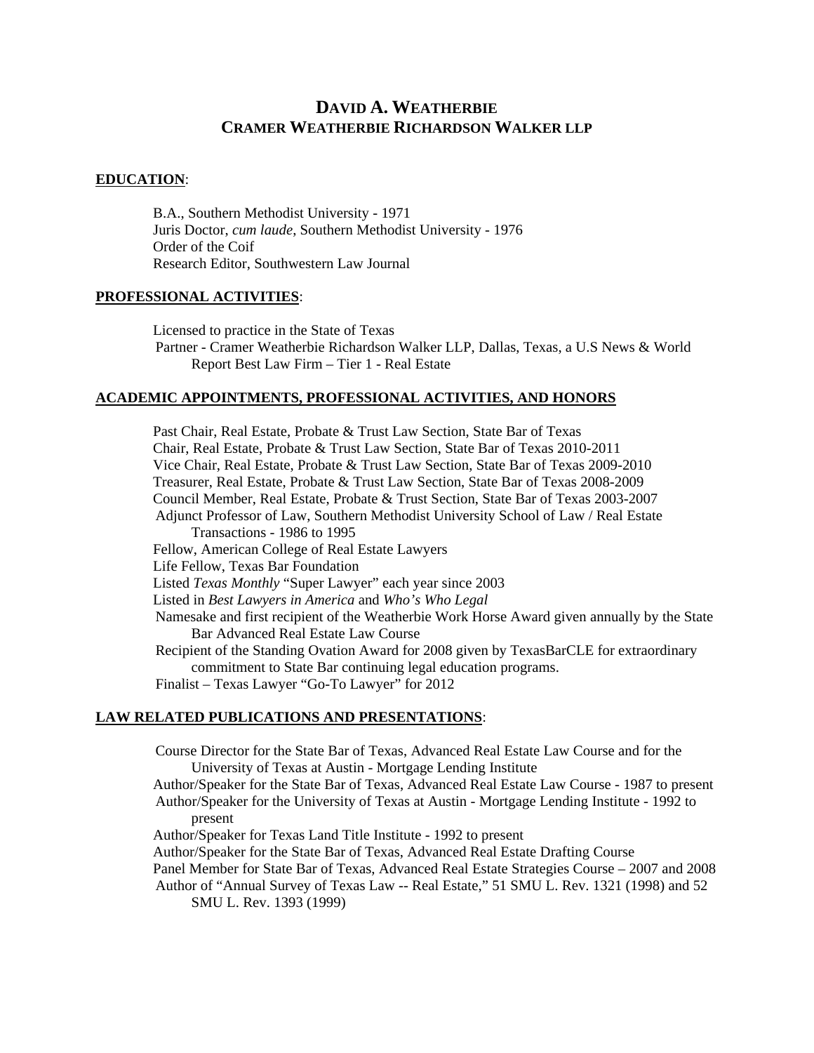# DAVID A. WEATHERBIE
## CRAMER WEATHERBIE RICHARDSON WALKER LLP

**EDUCATION**:

B.A., Southern Methodist University - 1971
Juris Doctor, *cum laude*, Southern Methodist University - 1976
Order of the Coif
Research Editor, Southwestern Law Journal

**PROFESSIONAL ACTIVITIES**:

Licensed to practice in the State of Texas
Partner - Cramer Weatherbie Richardson Walker LLP, Dallas, Texas, a U.S News & World Report Best Law Firm – Tier 1 - Real Estate

**ACADEMIC APPOINTMENTS, PROFESSIONAL ACTIVITIES, AND HONORS**

Past Chair, Real Estate, Probate & Trust Law Section, State Bar of Texas
Chair, Real Estate, Probate & Trust Law Section, State Bar of Texas 2010-2011
Vice Chair, Real Estate, Probate & Trust Law Section, State Bar of Texas 2009-2010
Treasurer, Real Estate, Probate & Trust Law Section, State Bar of Texas 2008-2009
Council Member, Real Estate, Probate & Trust Section, State Bar of Texas 2003-2007
Adjunct Professor of Law, Southern Methodist University School of Law / Real Estate Transactions - 1986 to 1995
Fellow, American College of Real Estate Lawyers
Life Fellow, Texas Bar Foundation
Listed *Texas Monthly* "Super Lawyer" each year since 2003
Listed in *Best Lawyers in America* and *Who's Who Legal*
Namesake and first recipient of the Weatherbie Work Horse Award given annually by the State Bar Advanced Real Estate Law Course
Recipient of the Standing Ovation Award for 2008 given by TexasBarCLE for extraordinary commitment to State Bar continuing legal education programs.
Finalist – Texas Lawyer "Go-To Lawyer" for 2012

**LAW RELATED PUBLICATIONS AND PRESENTATIONS**:

Course Director for the State Bar of Texas, Advanced Real Estate Law Course and for the University of Texas at Austin - Mortgage Lending Institute
Author/Speaker for the State Bar of Texas, Advanced Real Estate Law Course - 1987 to present
Author/Speaker for the University of Texas at Austin - Mortgage Lending Institute - 1992 to present
Author/Speaker for Texas Land Title Institute - 1992 to present
Author/Speaker for the State Bar of Texas, Advanced Real Estate Drafting Course
Panel Member for State Bar of Texas, Advanced Real Estate Strategies Course – 2007 and 2008
Author of "Annual Survey of Texas Law -- Real Estate," 51 SMU L. Rev. 1321 (1998) and 52 SMU L. Rev. 1393 (1999)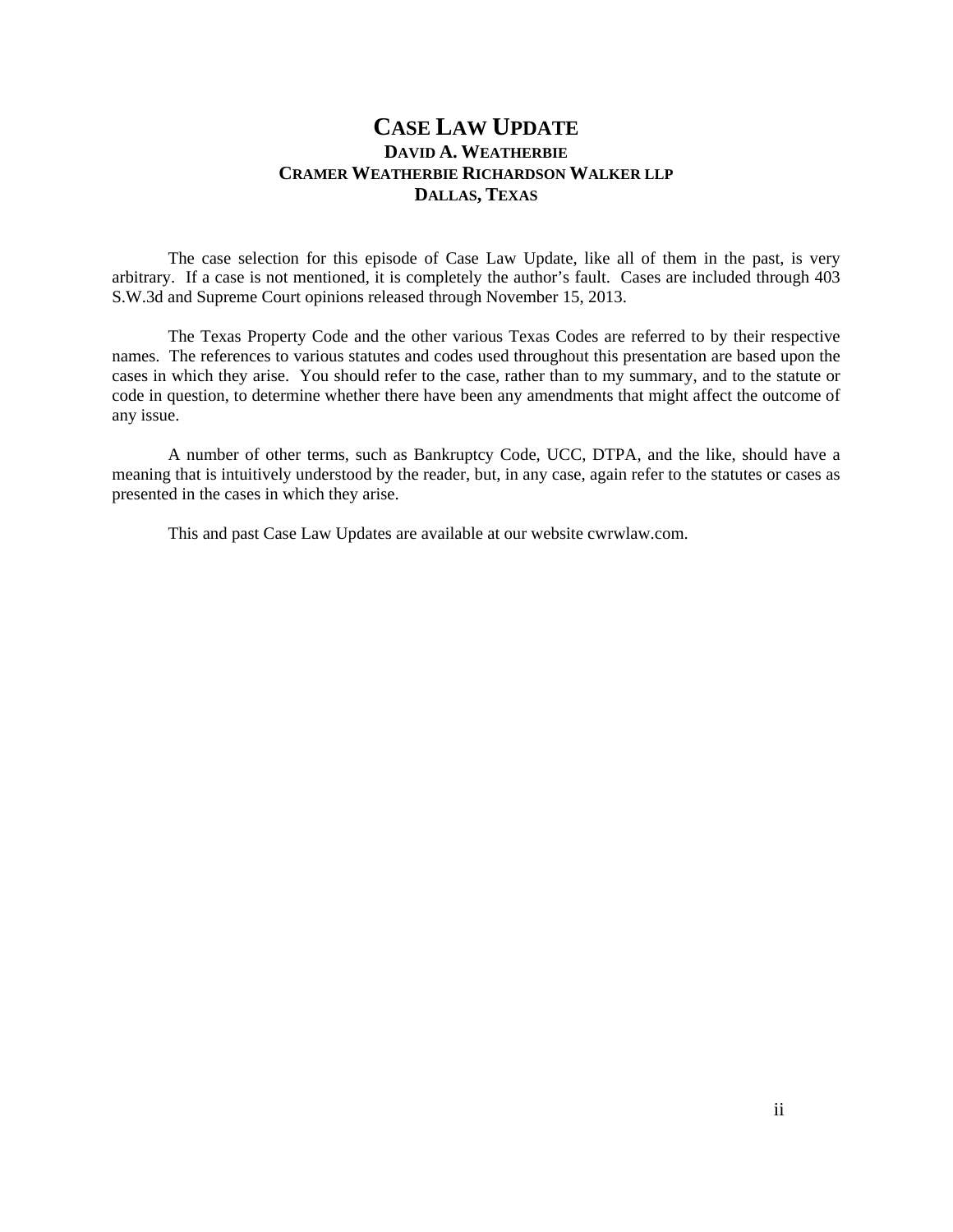# CASE LAW UPDATE

### DAVID A. WEATHERBIE
### CRAMER WEATHERBIE RICHARDSON WALKER LLP
### DALLAS, TEXAS

The case selection for this episode of Case Law Update, like all of them in the past, is very arbitrary. If a case is not mentioned, it is completely the author's fault. Cases are included through 403 S.W.3d and Supreme Court opinions released through November 15, 2013.

The Texas Property Code and the other various Texas Codes are referred to by their respective names. The references to various statutes and codes used throughout this presentation are based upon the cases in which they arise. You should refer to the case, rather than to my summary, and to the statute or code in question, to determine whether there have been any amendments that might affect the outcome of any issue.

A number of other terms, such as Bankruptcy Code, UCC, DTPA, and the like, should have a meaning that is intuitively understood by the reader, but, in any case, again refer to the statutes or cases as presented in the cases in which they arise.

This and past Case Law Updates are available at our website cwrwlaw.com.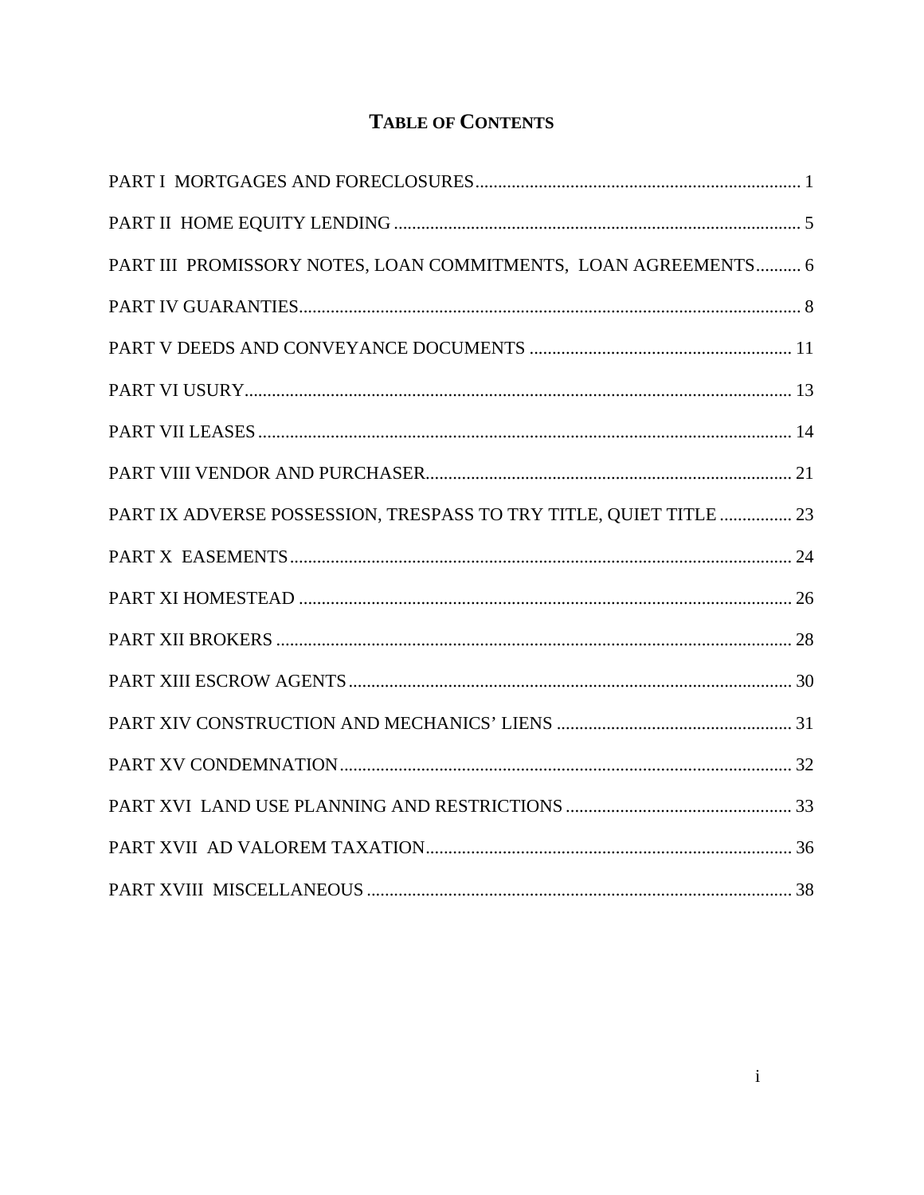# TABLE OF CONTENTS

PART I MORTGAGES AND FORECLOSURES ........ 1

PART II HOME EQUITY LENDING ........ 5

PART III PROMISSORY NOTES, LOAN COMMITMENTS, LOAN AGREEMENTS ........ 6

PART IV GUARANTIES ........ 8

PART V DEEDS AND CONVEYANCE DOCUMENTS ........ 11

PART VI USURY ........ 13

PART VII LEASES ........ 14

PART VIII VENDOR AND PURCHASER ........ 21

PART IX ADVERSE POSSESSION, TRESPASS TO TRY TITLE, QUIET TITLE ........ 23

PART X EASEMENTS ........ 24

PART XI HOMESTEAD ........ 26

PART XII BROKERS ........ 28

PART XIII ESCROW AGENTS ........ 30

PART XIV CONSTRUCTION AND MECHANICS' LIENS ........ 31

PART XV CONDEMNATION ........ 32

PART XVI LAND USE PLANNING AND RESTRICTIONS ........ 33

PART XVII AD VALOREM TAXATION ........ 36

PART XVIII MISCELLANEOUS ........ 38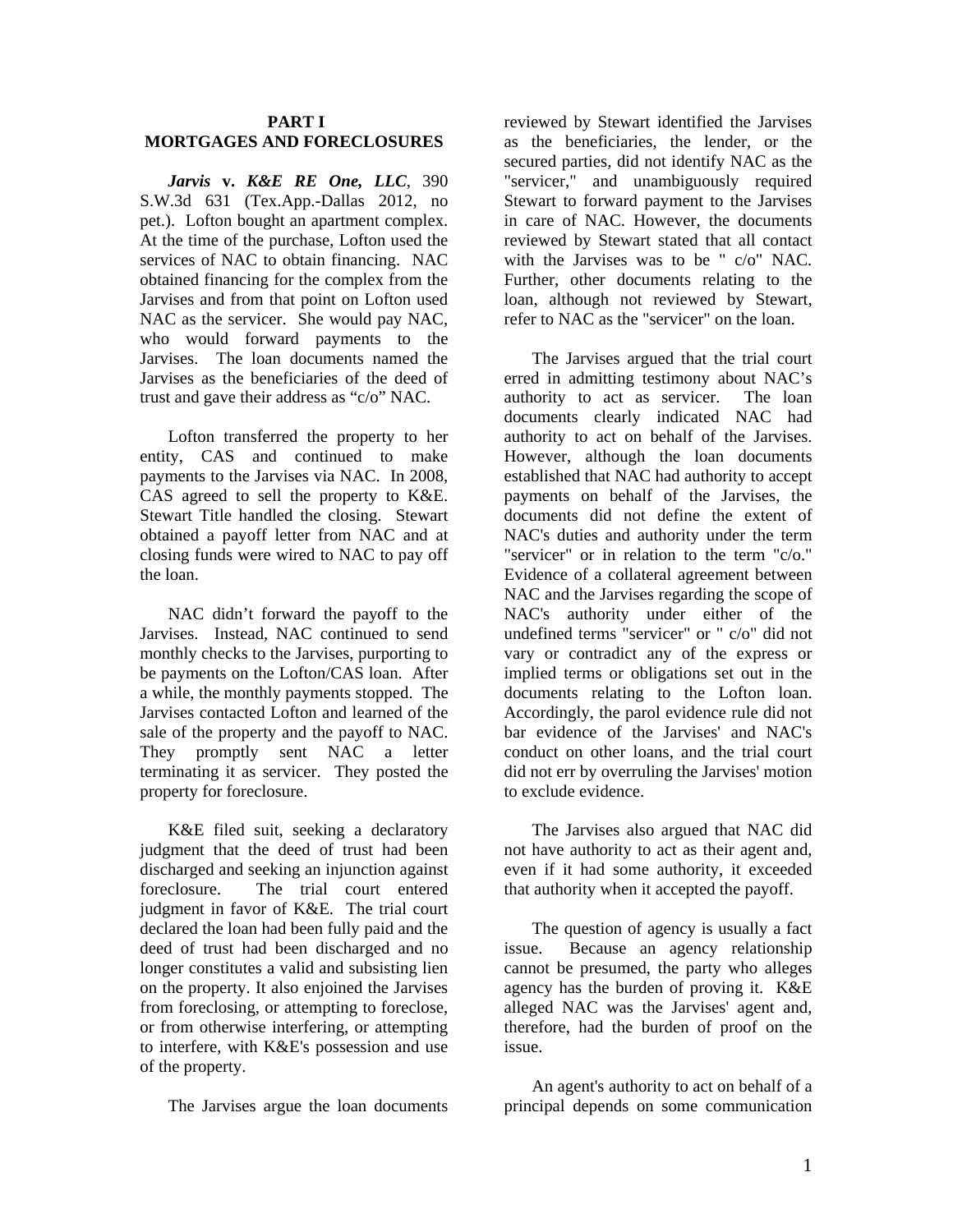## PART I
## MORTGAGES AND FORECLOSURES

***Jarvis* v. *K&E RE One, LLC***, 390 S.W.3d 631 (Tex.App.-Dallas 2012, no pet.). Lofton bought an apartment complex. At the time of the purchase, Lofton used the services of NAC to obtain financing. NAC obtained financing for the complex from the Jarvises and from that point on Lofton used NAC as the servicer. She would pay NAC, who would forward payments to the Jarvises. The loan documents named the Jarvises as the beneficiaries of the deed of trust and gave their address as "c/o" NAC.

Lofton transferred the property to her entity, CAS and continued to make payments to the Jarvises via NAC. In 2008, CAS agreed to sell the property to K&E. Stewart Title handled the closing. Stewart obtained a payoff letter from NAC and at closing funds were wired to NAC to pay off the loan.

NAC didn't forward the payoff to the Jarvises. Instead, NAC continued to send monthly checks to the Jarvises, purporting to be payments on the Lofton/CAS loan. After a while, the monthly payments stopped. The Jarvises contacted Lofton and learned of the sale of the property and the payoff to NAC. They promptly sent NAC a letter terminating it as servicer. They posted the property for foreclosure.

K&E filed suit, seeking a declaratory judgment that the deed of trust had been discharged and seeking an injunction against foreclosure. The trial court entered judgment in favor of K&E. The trial court declared the loan had been fully paid and the deed of trust had been discharged and no longer constitutes a valid and subsisting lien on the property. It also enjoined the Jarvises from foreclosing, or attempting to foreclose, or from otherwise interfering, or attempting to interfere, with K&E's possession and use of the property.

The Jarvises argue the loan documents reviewed by Stewart identified the Jarvises as the beneficiaries, the lender, or the secured parties, did not identify NAC as the "servicer," and unambiguously required Stewart to forward payment to the Jarvises in care of NAC. However, the documents reviewed by Stewart stated that all contact with the Jarvises was to be " c/o" NAC. Further, other documents relating to the loan, although not reviewed by Stewart, refer to NAC as the "servicer" on the loan.

The Jarvises argued that the trial court erred in admitting testimony about NAC's authority to act as servicer. The loan documents clearly indicated NAC had authority to act on behalf of the Jarvises. However, although the loan documents established that NAC had authority to accept payments on behalf of the Jarvises, the documents did not define the extent of NAC's duties and authority under the term "servicer" or in relation to the term "c/o." Evidence of a collateral agreement between NAC and the Jarvises regarding the scope of NAC's authority under either of the undefined terms "servicer" or " c/o" did not vary or contradict any of the express or implied terms or obligations set out in the documents relating to the Lofton loan. Accordingly, the parol evidence rule did not bar evidence of the Jarvises' and NAC's conduct on other loans, and the trial court did not err by overruling the Jarvises' motion to exclude evidence.

The Jarvises also argued that NAC did not have authority to act as their agent and, even if it had some authority, it exceeded that authority when it accepted the payoff.

The question of agency is usually a fact issue. Because an agency relationship cannot be presumed, the party who alleges agency has the burden of proving it. K&E alleged NAC was the Jarvises' agent and, therefore, had the burden of proof on the issue.

An agent's authority to act on behalf of a principal depends on some communication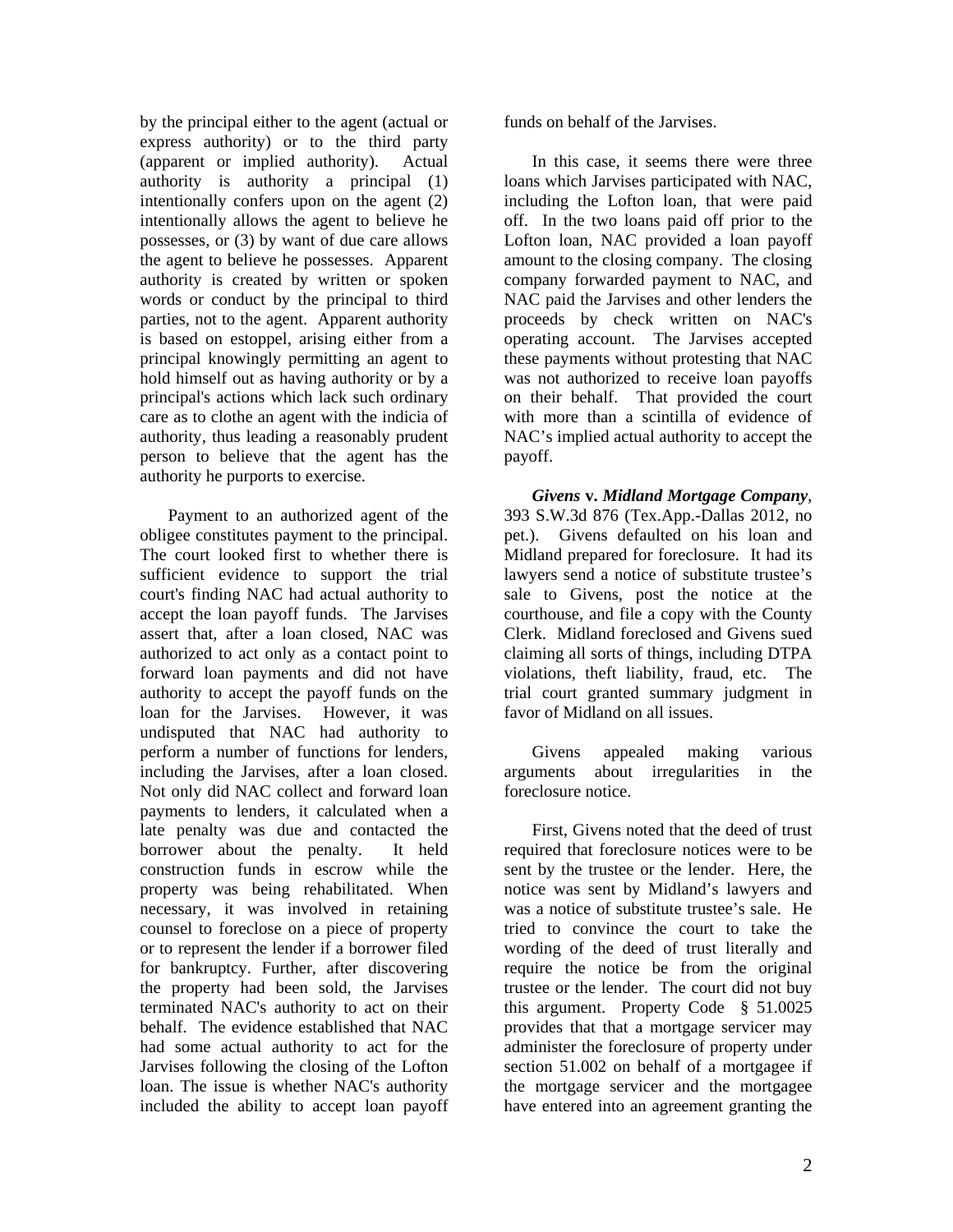by the principal either to the agent (actual or express authority) or to the third party (apparent or implied authority). Actual authority is authority a principal (1) intentionally confers upon on the agent (2) intentionally allows the agent to believe he possesses, or (3) by want of due care allows the agent to believe he possesses. Apparent authority is created by written or spoken words or conduct by the principal to third parties, not to the agent. Apparent authority is based on estoppel, arising either from a principal knowingly permitting an agent to hold himself out as having authority or by a principal's actions which lack such ordinary care as to clothe an agent with the indicia of authority, thus leading a reasonably prudent person to believe that the agent has the authority he purports to exercise.

Payment to an authorized agent of the obligee constitutes payment to the principal. The court looked first to whether there is sufficient evidence to support the trial court's finding NAC had actual authority to accept the loan payoff funds. The Jarvises assert that, after a loan closed, NAC was authorized to act only as a contact point to forward loan payments and did not have authority to accept the payoff funds on the loan for the Jarvises. However, it was undisputed that NAC had authority to perform a number of functions for lenders, including the Jarvises, after a loan closed. Not only did NAC collect and forward loan payments to lenders, it calculated when a late penalty was due and contacted the borrower about the penalty. It held construction funds in escrow while the property was being rehabilitated. When necessary, it was involved in retaining counsel to foreclose on a piece of property or to represent the lender if a borrower filed for bankruptcy. Further, after discovering the property had been sold, the Jarvises terminated NAC's authority to act on their behalf. The evidence established that NAC had some actual authority to act for the Jarvises following the closing of the Lofton loan. The issue is whether NAC's authority included the ability to accept loan payoff funds on behalf of the Jarvises.

In this case, it seems there were three loans which Jarvises participated with NAC, including the Lofton loan, that were paid off. In the two loans paid off prior to the Lofton loan, NAC provided a loan payoff amount to the closing company. The closing company forwarded payment to NAC, and NAC paid the Jarvises and other lenders the proceeds by check written on NAC's operating account. The Jarvises accepted these payments without protesting that NAC was not authorized to receive loan payoffs on their behalf. That provided the court with more than a scintilla of evidence of NAC's implied actual authority to accept the payoff.

***Givens* v. *Midland Mortgage Company***, 393 S.W.3d 876 (Tex.App.-Dallas 2012, no pet.). Givens defaulted on his loan and Midland prepared for foreclosure. It had its lawyers send a notice of substitute trustee's sale to Givens, post the notice at the courthouse, and file a copy with the County Clerk. Midland foreclosed and Givens sued claiming all sorts of things, including DTPA violations, theft liability, fraud, etc. The trial court granted summary judgment in favor of Midland on all issues.

Givens appealed making various arguments about irregularities in the foreclosure notice.

First, Givens noted that the deed of trust required that foreclosure notices were to be sent by the trustee or the lender. Here, the notice was sent by Midland's lawyers and was a notice of substitute trustee's sale. He tried to convince the court to take the wording of the deed of trust literally and require the notice be from the original trustee or the lender. The court did not buy this argument. Property Code § 51.0025 provides that that a mortgage servicer may administer the foreclosure of property under section 51.002 on behalf of a mortgagee if the mortgage servicer and the mortgagee have entered into an agreement granting the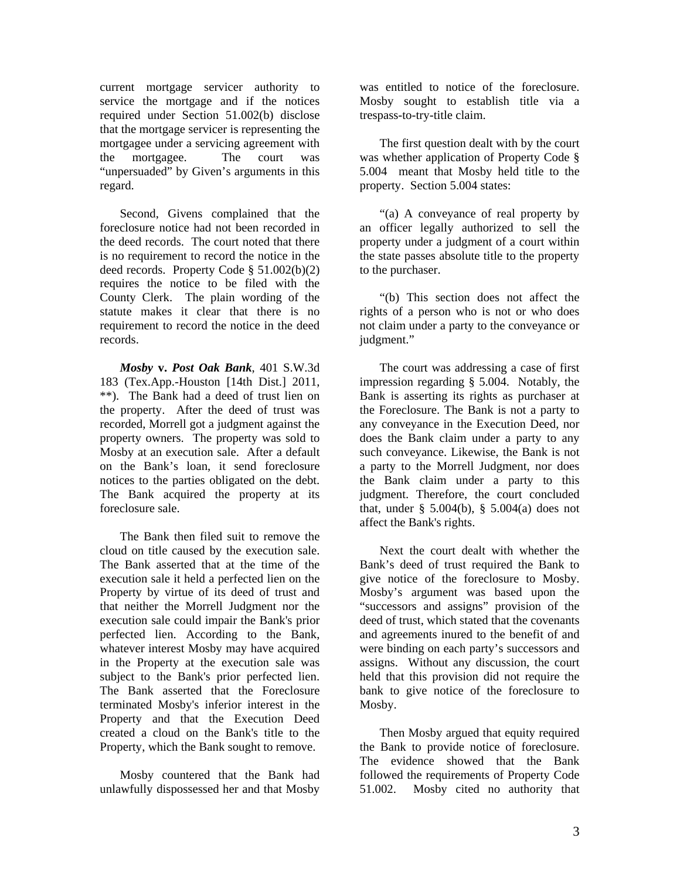current mortgage servicer authority to service the mortgage and if the notices required under Section 51.002(b) disclose that the mortgage servicer is representing the mortgagee under a servicing agreement with the mortgagee. The court was "unpersuaded" by Given's arguments in this regard.

Second, Givens complained that the foreclosure notice had not been recorded in the deed records. The court noted that there is no requirement to record the notice in the deed records. Property Code § 51.002(b)(2) requires the notice to be filed with the County Clerk. The plain wording of the statute makes it clear that there is no requirement to record the notice in the deed records.

***Mosby* v. *Post Oak Bank***, 401 S.W.3d 183 (Tex.App.-Houston [14th Dist.] 2011, **). The Bank had a deed of trust lien on the property. After the deed of trust was recorded, Morrell got a judgment against the property owners. The property was sold to Mosby at an execution sale. After a default on the Bank's loan, it send foreclosure notices to the parties obligated on the debt. The Bank acquired the property at its foreclosure sale.

The Bank then filed suit to remove the cloud on title caused by the execution sale. The Bank asserted that at the time of the execution sale it held a perfected lien on the Property by virtue of its deed of trust and that neither the Morrell Judgment nor the execution sale could impair the Bank's prior perfected lien. According to the Bank, whatever interest Mosby may have acquired in the Property at the execution sale was subject to the Bank's prior perfected lien. The Bank asserted that the Foreclosure terminated Mosby's inferior interest in the Property and that the Execution Deed created a cloud on the Bank's title to the Property, which the Bank sought to remove.

Mosby countered that the Bank had unlawfully dispossessed her and that Mosby was entitled to notice of the foreclosure. Mosby sought to establish title via a trespass-to-try-title claim.

The first question dealt with by the court was whether application of Property Code § 5.004 meant that Mosby held title to the property. Section 5.004 states:

"(a) A conveyance of real property by an officer legally authorized to sell the property under a judgment of a court within the state passes absolute title to the property to the purchaser.

"(b) This section does not affect the rights of a person who is not or who does not claim under a party to the conveyance or judgment."

The court was addressing a case of first impression regarding § 5.004. Notably, the Bank is asserting its rights as purchaser at the Foreclosure. The Bank is not a party to any conveyance in the Execution Deed, nor does the Bank claim under a party to any such conveyance. Likewise, the Bank is not a party to the Morrell Judgment, nor does the Bank claim under a party to this judgment. Therefore, the court concluded that, under § 5.004(b), § 5.004(a) does not affect the Bank's rights.

Next the court dealt with whether the Bank's deed of trust required the Bank to give notice of the foreclosure to Mosby. Mosby's argument was based upon the "successors and assigns" provision of the deed of trust, which stated that the covenants and agreements inured to the benefit of and were binding on each party's successors and assigns. Without any discussion, the court held that this provision did not require the bank to give notice of the foreclosure to Mosby.

Then Mosby argued that equity required the Bank to provide notice of foreclosure. The evidence showed that the Bank followed the requirements of Property Code 51.002. Mosby cited no authority that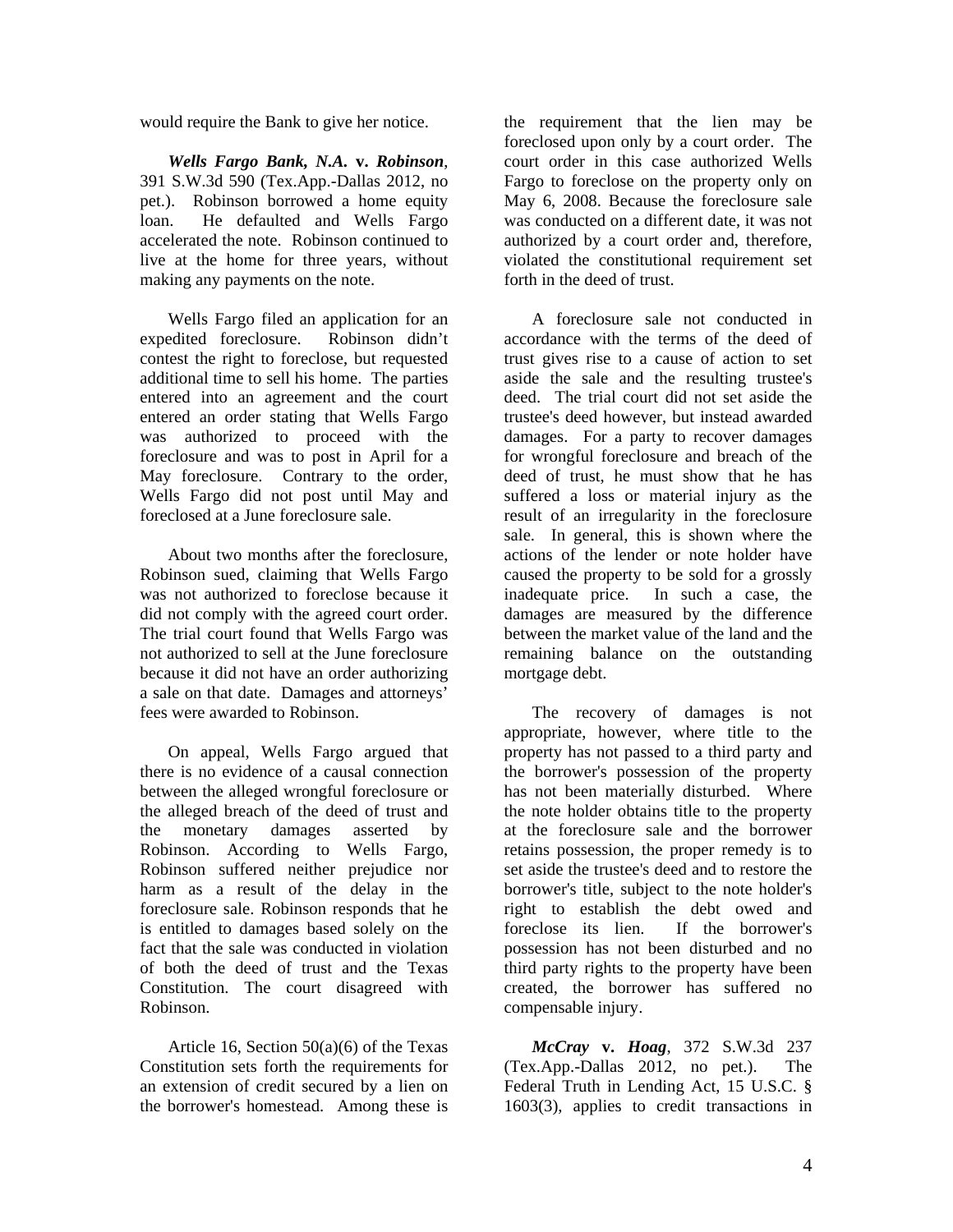would require the Bank to give her notice.

***Wells Fargo Bank, N.A.* v. *Robinson***, 391 S.W.3d 590 (Tex.App.-Dallas 2012, no pet.). Robinson borrowed a home equity loan. He defaulted and Wells Fargo accelerated the note. Robinson continued to live at the home for three years, without making any payments on the note.

Wells Fargo filed an application for an expedited foreclosure. Robinson didn't contest the right to foreclose, but requested additional time to sell his home. The parties entered into an agreement and the court entered an order stating that Wells Fargo was authorized to proceed with the foreclosure and was to post in April for a May foreclosure. Contrary to the order, Wells Fargo did not post until May and foreclosed at a June foreclosure sale.

About two months after the foreclosure, Robinson sued, claiming that Wells Fargo was not authorized to foreclose because it did not comply with the agreed court order. The trial court found that Wells Fargo was not authorized to sell at the June foreclosure because it did not have an order authorizing a sale on that date. Damages and attorneys' fees were awarded to Robinson.

On appeal, Wells Fargo argued that there is no evidence of a causal connection between the alleged wrongful foreclosure or the alleged breach of the deed of trust and the monetary damages asserted by Robinson. According to Wells Fargo, Robinson suffered neither prejudice nor harm as a result of the delay in the foreclosure sale. Robinson responds that he is entitled to damages based solely on the fact that the sale was conducted in violation of both the deed of trust and the Texas Constitution. The court disagreed with Robinson.

Article 16, Section 50(a)(6) of the Texas Constitution sets forth the requirements for an extension of credit secured by a lien on the borrower's homestead. Among these is the requirement that the lien may be foreclosed upon only by a court order. The court order in this case authorized Wells Fargo to foreclose on the property only on May 6, 2008. Because the foreclosure sale was conducted on a different date, it was not authorized by a court order and, therefore, violated the constitutional requirement set forth in the deed of trust.

A foreclosure sale not conducted in accordance with the terms of the deed of trust gives rise to a cause of action to set aside the sale and the resulting trustee's deed. The trial court did not set aside the trustee's deed however, but instead awarded damages. For a party to recover damages for wrongful foreclosure and breach of the deed of trust, he must show that he has suffered a loss or material injury as the result of an irregularity in the foreclosure sale. In general, this is shown where the actions of the lender or note holder have caused the property to be sold for a grossly inadequate price. In such a case, the damages are measured by the difference between the market value of the land and the remaining balance on the outstanding mortgage debt.

The recovery of damages is not appropriate, however, where title to the property has not passed to a third party and the borrower's possession of the property has not been materially disturbed. Where the note holder obtains title to the property at the foreclosure sale and the borrower retains possession, the proper remedy is to set aside the trustee's deed and to restore the borrower's title, subject to the note holder's right to establish the debt owed and foreclose its lien. If the borrower's possession has not been disturbed and no third party rights to the property have been created, the borrower has suffered no compensable injury.

***McCray* v. *Hoag***, 372 S.W.3d 237 (Tex.App.-Dallas 2012, no pet.). The Federal Truth in Lending Act, 15 U.S.C. § 1603(3), applies to credit transactions in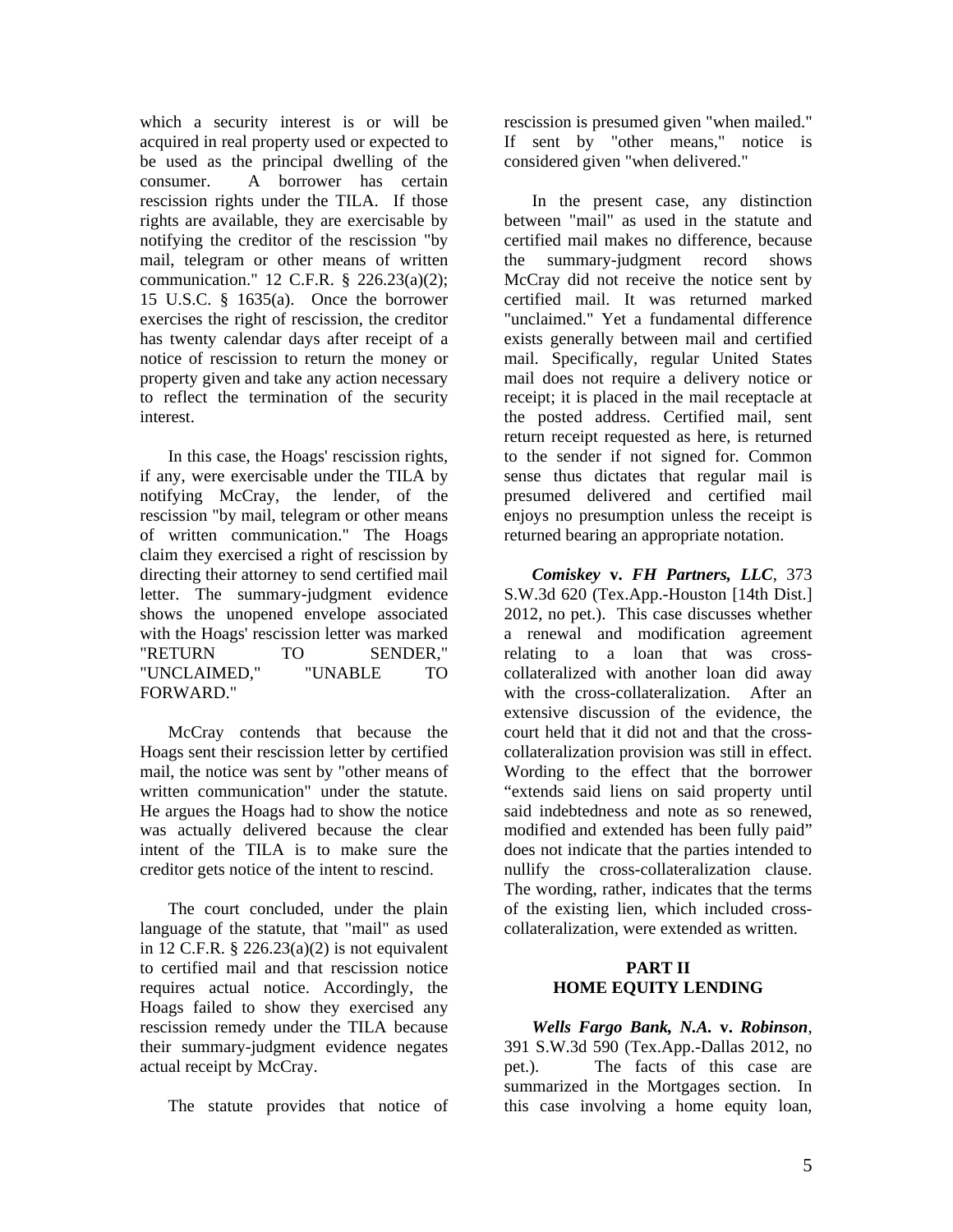which a security interest is or will be acquired in real property used or expected to be used as the principal dwelling of the consumer. A borrower has certain rescission rights under the TILA. If those rights are available, they are exercisable by notifying the creditor of the rescission "by mail, telegram or other means of written communication." 12 C.F.R. § 226.23(a)(2); 15 U.S.C. § 1635(a). Once the borrower exercises the right of rescission, the creditor has twenty calendar days after receipt of a notice of rescission to return the money or property given and take any action necessary to reflect the termination of the security interest.

In this case, the Hoags' rescission rights, if any, were exercisable under the TILA by notifying McCray, the lender, of the rescission "by mail, telegram or other means of written communication." The Hoags claim they exercised a right of rescission by directing their attorney to send certified mail letter. The summary-judgment evidence shows the unopened envelope associated with the Hoags' rescission letter was marked "RETURN TO SENDER," "UNCLAIMED," "UNABLE TO FORWARD."

McCray contends that because the Hoags sent their rescission letter by certified mail, the notice was sent by "other means of written communication" under the statute. He argues the Hoags had to show the notice was actually delivered because the clear intent of the TILA is to make sure the creditor gets notice of the intent to rescind.

The court concluded, under the plain language of the statute, that "mail" as used in 12 C.F.R. § 226.23(a)(2) is not equivalent to certified mail and that rescission notice requires actual notice. Accordingly, the Hoags failed to show they exercised any rescission remedy under the TILA because their summary-judgment evidence negates actual receipt by McCray.

The statute provides that notice of rescission is presumed given "when mailed." If sent by "other means," notice is considered given "when delivered."

In the present case, any distinction between "mail" as used in the statute and certified mail makes no difference, because the summary-judgment record shows McCray did not receive the notice sent by certified mail. It was returned marked "unclaimed." Yet a fundamental difference exists generally between mail and certified mail. Specifically, regular United States mail does not require a delivery notice or receipt; it is placed in the mail receptacle at the posted address. Certified mail, sent return receipt requested as here, is returned to the sender if not signed for. Common sense thus dictates that regular mail is presumed delivered and certified mail enjoys no presumption unless the receipt is returned bearing an appropriate notation.

***Comiskey* v. *FH Partners, LLC***, 373 S.W.3d 620 (Tex.App.-Houston [14th Dist.] 2012, no pet.). This case discusses whether a renewal and modification agreement relating to a loan that was cross-collateralized with another loan did away with the cross-collateralization. After an extensive discussion of the evidence, the court held that it did not and that the cross-collateralization provision was still in effect. Wording to the effect that the borrower "extends said liens on said property until said indebtedness and note as so renewed, modified and extended has been fully paid" does not indicate that the parties intended to nullify the cross-collateralization clause. The wording, rather, indicates that the terms of the existing lien, which included cross-collateralization, were extended as written.

## PART II
## HOME EQUITY LENDING

***Wells Fargo Bank, N.A.* v. *Robinson***, 391 S.W.3d 590 (Tex.App.-Dallas 2012, no pet.). The facts of this case are summarized in the Mortgages section. In this case involving a home equity loan,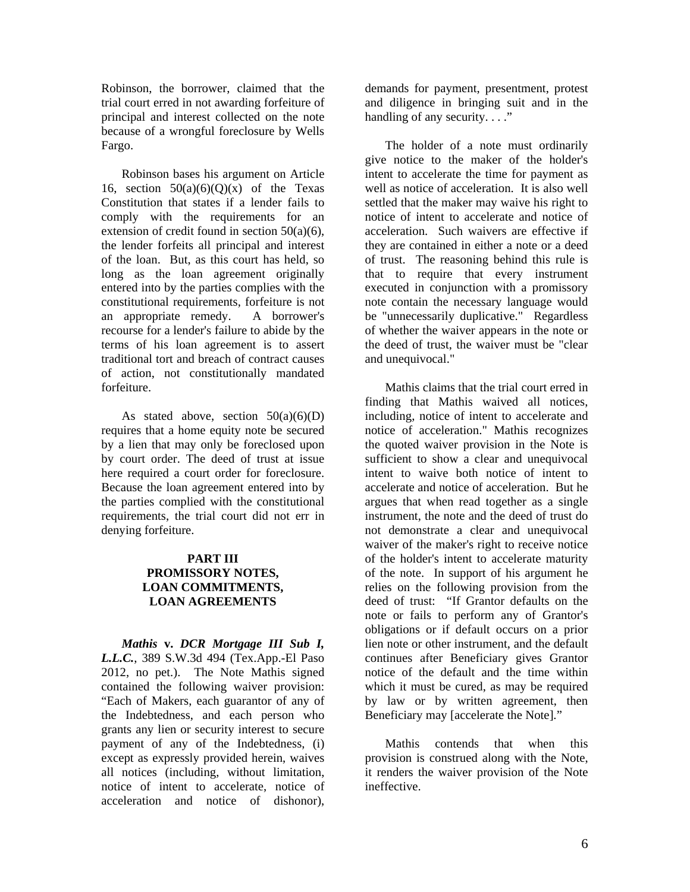Robinson, the borrower, claimed that the trial court erred in not awarding forfeiture of principal and interest collected on the note because of a wrongful foreclosure by Wells Fargo.

Robinson bases his argument on Article 16, section 50(a)(6)(Q)(x) of the Texas Constitution that states if a lender fails to comply with the requirements for an extension of credit found in section 50(a)(6), the lender forfeits all principal and interest of the loan. But, as this court has held, so long as the loan agreement originally entered into by the parties complies with the constitutional requirements, forfeiture is not an appropriate remedy. A borrower's recourse for a lender's failure to abide by the terms of his loan agreement is to assert traditional tort and breach of contract causes of action, not constitutionally mandated forfeiture.

As stated above, section 50(a)(6)(D) requires that a home equity note be secured by a lien that may only be foreclosed upon by court order. The deed of trust at issue here required a court order for foreclosure. Because the loan agreement entered into by the parties complied with the constitutional requirements, the trial court did not err in denying forfeiture.

## PART III PROMISSORY NOTES, LOAN COMMITMENTS, LOAN AGREEMENTS

***Mathis* v. *DCR Mortgage III Sub I, L.L.C.***, 389 S.W.3d 494 (Tex.App.-El Paso 2012, no pet.). The Note Mathis signed contained the following waiver provision: "Each of Makers, each guarantor of any of the Indebtedness, and each person who grants any lien or security interest to secure payment of any of the Indebtedness, (i) except as expressly provided herein, waives all notices (including, without limitation, notice of intent to accelerate, notice of acceleration and notice of dishonor), demands for payment, presentment, protest and diligence in bringing suit and in the handling of any security. . . ."

The holder of a note must ordinarily give notice to the maker of the holder's intent to accelerate the time for payment as well as notice of acceleration. It is also well settled that the maker may waive his right to notice of intent to accelerate and notice of acceleration. Such waivers are effective if they are contained in either a note or a deed of trust. The reasoning behind this rule is that to require that every instrument executed in conjunction with a promissory note contain the necessary language would be "unnecessarily duplicative." Regardless of whether the waiver appears in the note or the deed of trust, the waiver must be "clear and unequivocal."

Mathis claims that the trial court erred in finding that Mathis waived all notices, including, notice of intent to accelerate and notice of acceleration." Mathis recognizes the quoted waiver provision in the Note is sufficient to show a clear and unequivocal intent to waive both notice of intent to accelerate and notice of acceleration. But he argues that when read together as a single instrument, the note and the deed of trust do not demonstrate a clear and unequivocal waiver of the maker's right to receive notice of the holder's intent to accelerate maturity of the note. In support of his argument he relies on the following provision from the deed of trust: "If Grantor defaults on the note or fails to perform any of Grantor's obligations or if default occurs on a prior lien note or other instrument, and the default continues after Beneficiary gives Grantor notice of the default and the time within which it must be cured, as may be required by law or by written agreement, then Beneficiary may [accelerate the Note]."

Mathis contends that when this provision is construed along with the Note, it renders the waiver provision of the Note ineffective.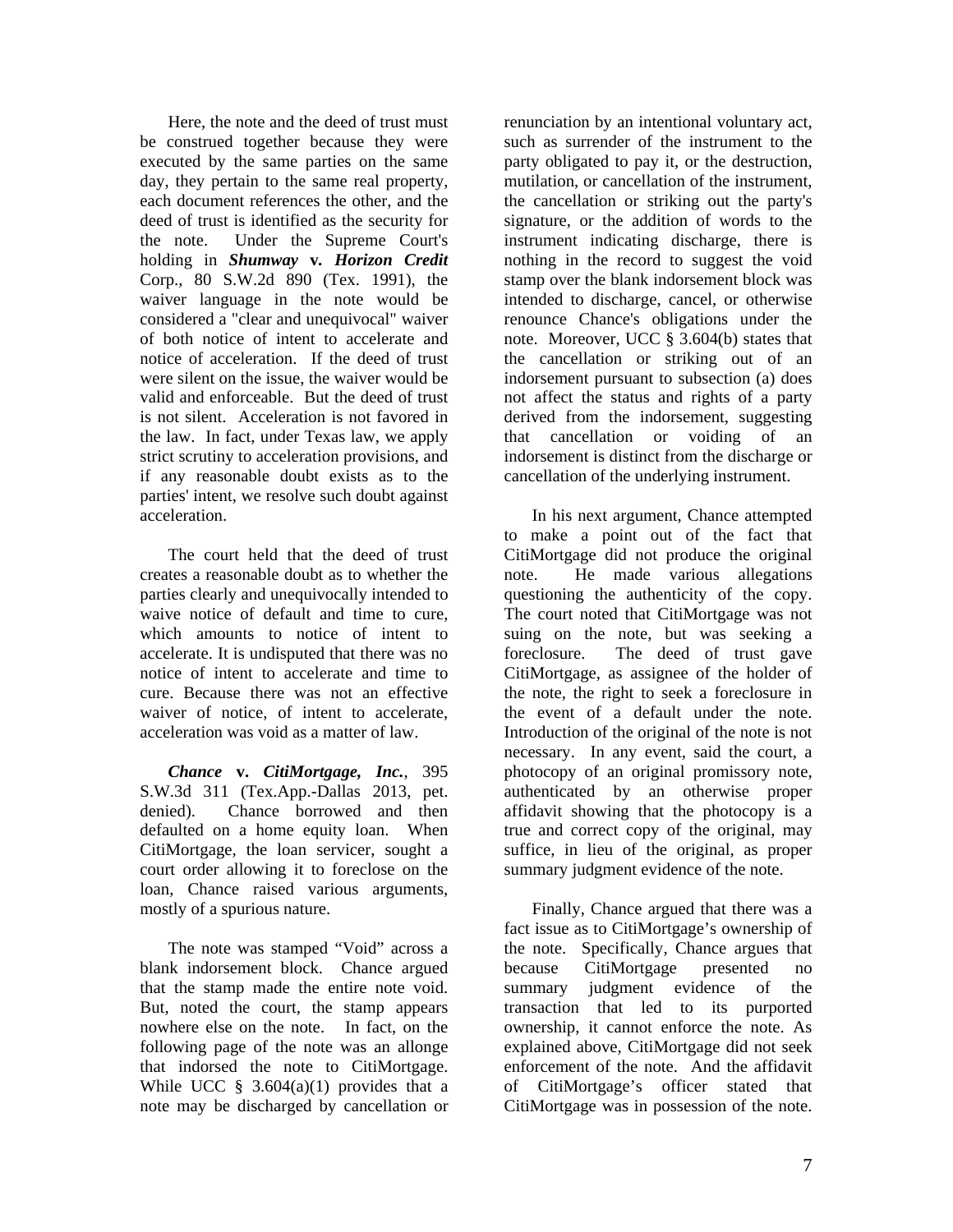Here, the note and the deed of trust must be construed together because they were executed by the same parties on the same day, they pertain to the same real property, each document references the other, and the deed of trust is identified as the security for the note. Under the Supreme Court's holding in ***Shumway* v. *Horizon Credit*** Corp., 80 S.W.2d 890 (Tex. 1991), the waiver language in the note would be considered a "clear and unequivocal" waiver of both notice of intent to accelerate and notice of acceleration. If the deed of trust were silent on the issue, the waiver would be valid and enforceable. But the deed of trust is not silent. Acceleration is not favored in the law. In fact, under Texas law, we apply strict scrutiny to acceleration provisions, and if any reasonable doubt exists as to the parties' intent, we resolve such doubt against acceleration.

The court held that the deed of trust creates a reasonable doubt as to whether the parties clearly and unequivocally intended to waive notice of default and time to cure, which amounts to notice of intent to accelerate. It is undisputed that there was no notice of intent to accelerate and time to cure. Because there was not an effective waiver of notice, of intent to accelerate, acceleration was void as a matter of law.

***Chance* v. *CitiMortgage, Inc.***, 395 S.W.3d 311 (Tex.App.-Dallas 2013, pet. denied). Chance borrowed and then defaulted on a home equity loan. When CitiMortgage, the loan servicer, sought a court order allowing it to foreclose on the loan, Chance raised various arguments, mostly of a spurious nature.

The note was stamped "Void" across a blank indorsement block. Chance argued that the stamp made the entire note void. But, noted the court, the stamp appears nowhere else on the note. In fact, on the following page of the note was an allonge that indorsed the note to CitiMortgage. While UCC § 3.604(a)(1) provides that a note may be discharged by cancellation or renunciation by an intentional voluntary act, such as surrender of the instrument to the party obligated to pay it, or the destruction, mutilation, or cancellation of the instrument, the cancellation or striking out the party's signature, or the addition of words to the instrument indicating discharge, there is nothing in the record to suggest the void stamp over the blank indorsement block was intended to discharge, cancel, or otherwise renounce Chance's obligations under the note. Moreover, UCC § 3.604(b) states that the cancellation or striking out of an indorsement pursuant to subsection (a) does not affect the status and rights of a party derived from the indorsement, suggesting that cancellation or voiding of an indorsement is distinct from the discharge or cancellation of the underlying instrument.

In his next argument, Chance attempted to make a point out of the fact that CitiMortgage did not produce the original note. He made various allegations questioning the authenticity of the copy. The court noted that CitiMortgage was not suing on the note, but was seeking a foreclosure. The deed of trust gave CitiMortgage, as assignee of the holder of the note, the right to seek a foreclosure in the event of a default under the note. Introduction of the original of the note is not necessary. In any event, said the court, a photocopy of an original promissory note, authenticated by an otherwise proper affidavit showing that the photocopy is a true and correct copy of the original, may suffice, in lieu of the original, as proper summary judgment evidence of the note.

Finally, Chance argued that there was a fact issue as to CitiMortgage's ownership of the note. Specifically, Chance argues that because CitiMortgage presented no summary judgment evidence of the transaction that led to its purported ownership, it cannot enforce the note. As explained above, CitiMortgage did not seek enforcement of the note. And the affidavit of CitiMortgage's officer stated that CitiMortgage was in possession of the note.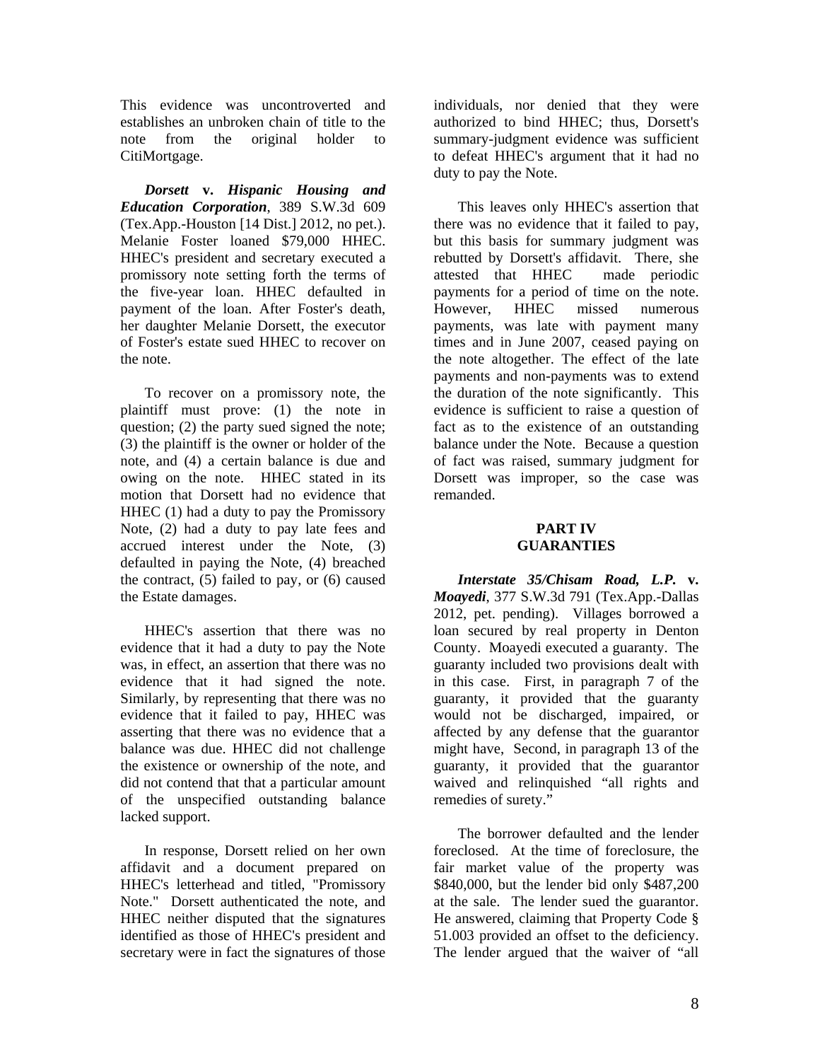This evidence was uncontroverted and establishes an unbroken chain of title to the note from the original holder to CitiMortgage.

***Dorsett* v. *Hispanic Housing and Education Corporation***, 389 S.W.3d 609 (Tex.App.-Houston [14 Dist.] 2012, no pet.). Melanie Foster loaned $79,000 HHEC. HHEC's president and secretary executed a promissory note setting forth the terms of the five-year loan. HHEC defaulted in payment of the loan. After Foster's death, her daughter Melanie Dorsett, the executor of Foster's estate sued HHEC to recover on the note.

To recover on a promissory note, the plaintiff must prove: (1) the note in question; (2) the party sued signed the note; (3) the plaintiff is the owner or holder of the note, and (4) a certain balance is due and owing on the note. HHEC stated in its motion that Dorsett had no evidence that HHEC (1) had a duty to pay the Promissory Note, (2) had a duty to pay late fees and accrued interest under the Note, (3) defaulted in paying the Note, (4) breached the contract, (5) failed to pay, or (6) caused the Estate damages.

HHEC's assertion that there was no evidence that it had a duty to pay the Note was, in effect, an assertion that there was no evidence that it had signed the note. Similarly, by representing that there was no evidence that it failed to pay, HHEC was asserting that there was no evidence that a balance was due. HHEC did not challenge the existence or ownership of the note, and did not contend that that a particular amount of the unspecified outstanding balance lacked support.

In response, Dorsett relied on her own affidavit and a document prepared on HHEC's letterhead and titled, "Promissory Note." Dorsett authenticated the note, and HHEC neither disputed that the signatures identified as those of HHEC's president and secretary were in fact the signatures of those individuals, nor denied that they were authorized to bind HHEC; thus, Dorsett's summary-judgment evidence was sufficient to defeat HHEC's argument that it had no duty to pay the Note.

This leaves only HHEC's assertion that there was no evidence that it failed to pay, but this basis for summary judgment was rebutted by Dorsett's affidavit. There, she attested that HHEC made periodic payments for a period of time on the note. However, HHEC missed numerous payments, was late with payment many times and in June 2007, ceased paying on the note altogether. The effect of the late payments and non-payments was to extend the duration of the note significantly. This evidence is sufficient to raise a question of fact as to the existence of an outstanding balance under the Note. Because a question of fact was raised, summary judgment for Dorsett was improper, so the case was remanded.

## PART IV
## GUARANTIES

***Interstate 35/Chisam Road, L.P.* v. *Moayedi***, 377 S.W.3d 791 (Tex.App.-Dallas 2012, pet. pending). Villages borrowed a loan secured by real property in Denton County. Moayedi executed a guaranty. The guaranty included two provisions dealt with in this case. First, in paragraph 7 of the guaranty, it provided that the guaranty would not be discharged, impaired, or affected by any defense that the guarantor might have, Second, in paragraph 13 of the guaranty, it provided that the guarantor waived and relinquished "all rights and remedies of surety."

The borrower defaulted and the lender foreclosed. At the time of foreclosure, the fair market value of the property was $840,000, but the lender bid only $487,200 at the sale. The lender sued the guarantor. He answered, claiming that Property Code § 51.003 provided an offset to the deficiency. The lender argued that the waiver of "all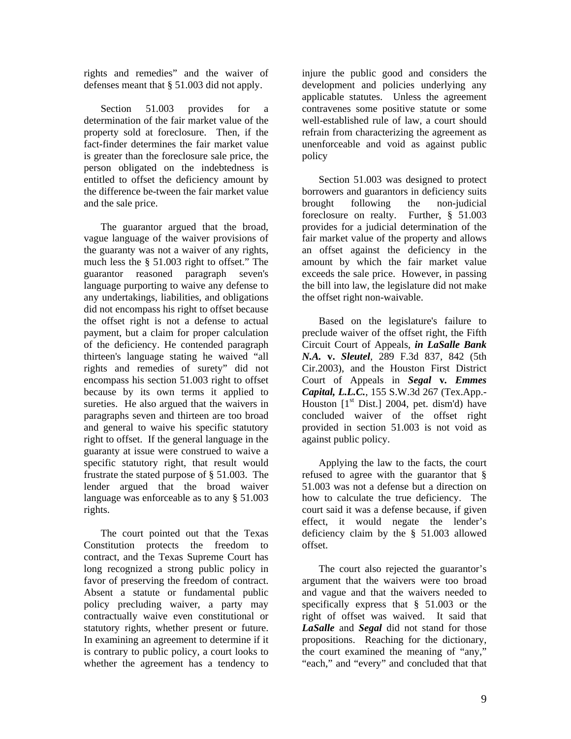rights and remedies" and the waiver of defenses meant that § 51.003 did not apply.

Section 51.003 provides for a determination of the fair market value of the property sold at foreclosure. Then, if the fact-finder determines the fair market value is greater than the foreclosure sale price, the person obligated on the indebtedness is entitled to offset the deficiency amount by the difference be-tween the fair market value and the sale price.

The guarantor argued that the broad, vague language of the waiver provisions of the guaranty was not a waiver of any rights, much less the § 51.003 right to offset." The guarantor reasoned paragraph seven's language purporting to waive any defense to any undertakings, liabilities, and obligations did not encompass his right to offset because the offset right is not a defense to actual payment, but a claim for proper calculation of the deficiency. He contended paragraph thirteen's language stating he waived "all rights and remedies of surety" did not encompass his section 51.003 right to offset because by its own terms it applied to sureties. He also argued that the waivers in paragraphs seven and thirteen are too broad and general to waive his specific statutory right to offset. If the general language in the guaranty at issue were construed to waive a specific statutory right, that result would frustrate the stated purpose of § 51.003. The lender argued that the broad waiver language was enforceable as to any § 51.003 rights.

The court pointed out that the Texas Constitution protects the freedom to contract, and the Texas Supreme Court has long recognized a strong public policy in favor of preserving the freedom of contract. Absent a statute or fundamental public policy precluding waiver, a party may contractually waive even constitutional or statutory rights, whether present or future. In examining an agreement to determine if it is contrary to public policy, a court looks to whether the agreement has a tendency to injure the public good and considers the development and policies underlying any applicable statutes. Unless the agreement contravenes some positive statute or some well-established rule of law, a court should refrain from characterizing the agreement as unenforceable and void as against public policy

Section 51.003 was designed to protect borrowers and guarantors in deficiency suits brought following the non-judicial foreclosure on realty. Further, § 51.003 provides for a judicial determination of the fair market value of the property and allows an offset against the deficiency in the amount by which the fair market value exceeds the sale price. However, in passing the bill into law, the legislature did not make the offset right non-waivable.

Based on the legislature's failure to preclude waiver of the offset right, the Fifth Circuit Court of Appeals, ***in LaSalle Bank N.A.* v. *Sleutel***, 289 F.3d 837, 842 (5th Cir.2003), and the Houston First District Court of Appeals in ***Segal* v. *Emmes Capital, L.L.C.***, 155 S.W.3d 267 (Tex.App.-Houston [1st Dist.] 2004, pet. dism'd) have concluded waiver of the offset right provided in section 51.003 is not void as against public policy.

Applying the law to the facts, the court refused to agree with the guarantor that § 51.003 was not a defense but a direction on how to calculate the true deficiency. The court said it was a defense because, if given effect, it would negate the lender's deficiency claim by the § 51.003 allowed offset.

The court also rejected the guarantor's argument that the waivers were too broad and vague and that the waivers needed to specifically express that § 51.003 or the right of offset was waived. It said that ***LaSalle*** and ***Segal*** did not stand for those propositions. Reaching for the dictionary, the court examined the meaning of "any," "each," and "every" and concluded that that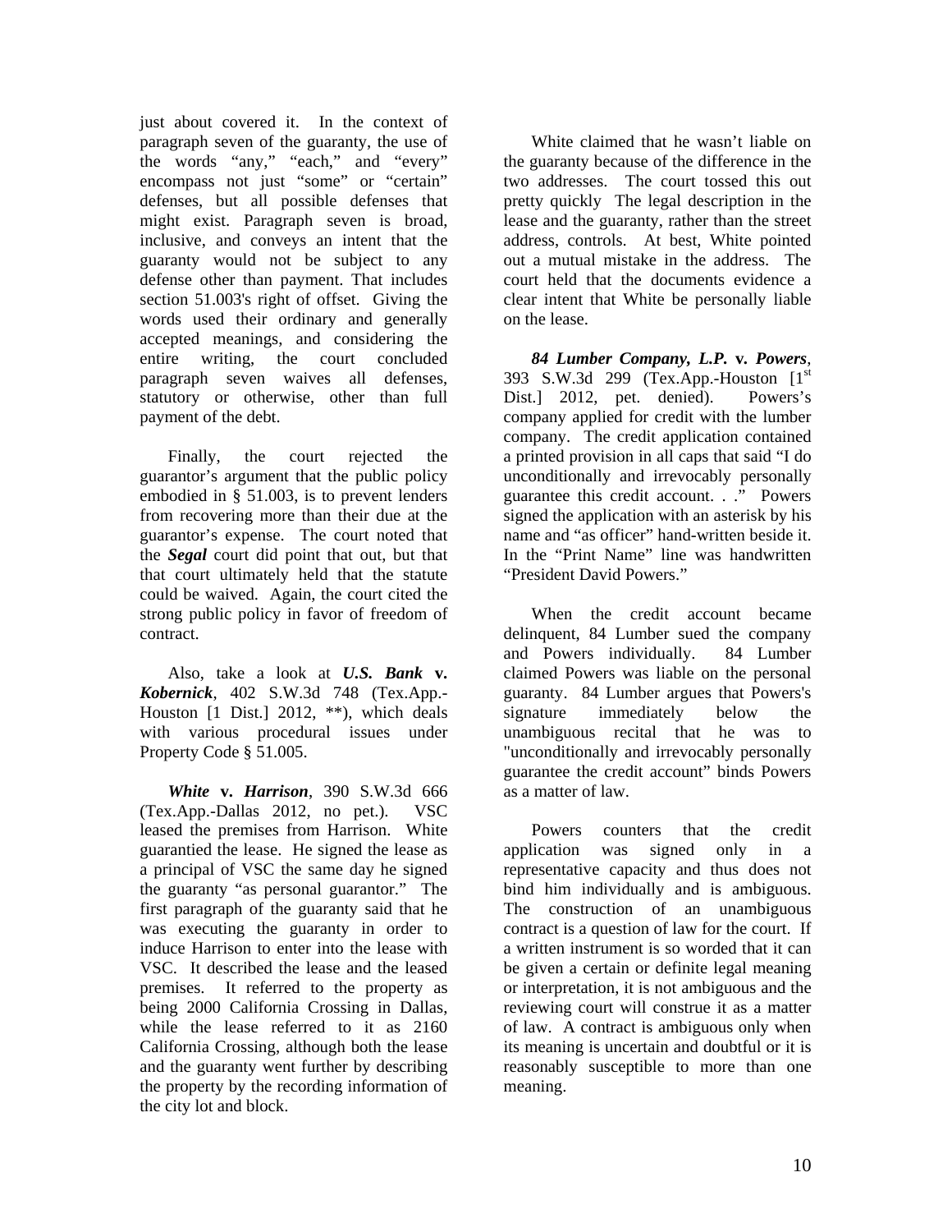just about covered it. In the context of paragraph seven of the guaranty, the use of the words "any," "each," and "every" encompass not just "some" or "certain" defenses, but all possible defenses that might exist. Paragraph seven is broad, inclusive, and conveys an intent that the guaranty would not be subject to any defense other than payment. That includes section 51.003's right of offset. Giving the words used their ordinary and generally accepted meanings, and considering the entire writing, the court concluded paragraph seven waives all defenses, statutory or otherwise, other than full payment of the debt.

Finally, the court rejected the guarantor's argument that the public policy embodied in § 51.003, is to prevent lenders from recovering more than their due at the guarantor's expense. The court noted that the ***Segal*** court did point that out, but that that court ultimately held that the statute could be waived. Again, the court cited the strong public policy in favor of freedom of contract.

Also, take a look at ***U.S. Bank* v. *Kobernick***, 402 S.W.3d 748 (Tex.App.-Houston [1 Dist.] 2012, **), which deals with various procedural issues under Property Code § 51.005.

***White* v. *Harrison***, 390 S.W.3d 666 (Tex.App.-Dallas 2012, no pet.). VSC leased the premises from Harrison. White guarantied the lease. He signed the lease as a principal of VSC the same day he signed the guaranty "as personal guarantor." The first paragraph of the guaranty said that he was executing the guaranty in order to induce Harrison to enter into the lease with VSC. It described the lease and the leased premises. It referred to the property as being 2000 California Crossing in Dallas, while the lease referred to it as 2160 California Crossing, although both the lease and the guaranty went further by describing the property by the recording information of the city lot and block.

White claimed that he wasn't liable on the guaranty because of the difference in the two addresses. The court tossed this out pretty quickly The legal description in the lease and the guaranty, rather than the street address, controls. At best, White pointed out a mutual mistake in the address. The court held that the documents evidence a clear intent that White be personally liable on the lease.

***84 Lumber Company, L.P.* v. *Powers***, 393 S.W.3d 299 (Tex.App.-Houston [1st Dist.] 2012, pet. denied). Powers's company applied for credit with the lumber company. The credit application contained a printed provision in all caps that said "I do unconditionally and irrevocably personally guarantee this credit account. . ." Powers signed the application with an asterisk by his name and "as officer" hand-written beside it. In the "Print Name" line was handwritten "President David Powers."

When the credit account became delinquent, 84 Lumber sued the company and Powers individually. 84 Lumber claimed Powers was liable on the personal guaranty. 84 Lumber argues that Powers's signature immediately below the unambiguous recital that he was to "unconditionally and irrevocably personally guarantee the credit account" binds Powers as a matter of law.

Powers counters that the credit application was signed only in a representative capacity and thus does not bind him individually and is ambiguous. The construction of an unambiguous contract is a question of law for the court. If a written instrument is so worded that it can be given a certain or definite legal meaning or interpretation, it is not ambiguous and the reviewing court will construe it as a matter of law. A contract is ambiguous only when its meaning is uncertain and doubtful or it is reasonably susceptible to more than one meaning.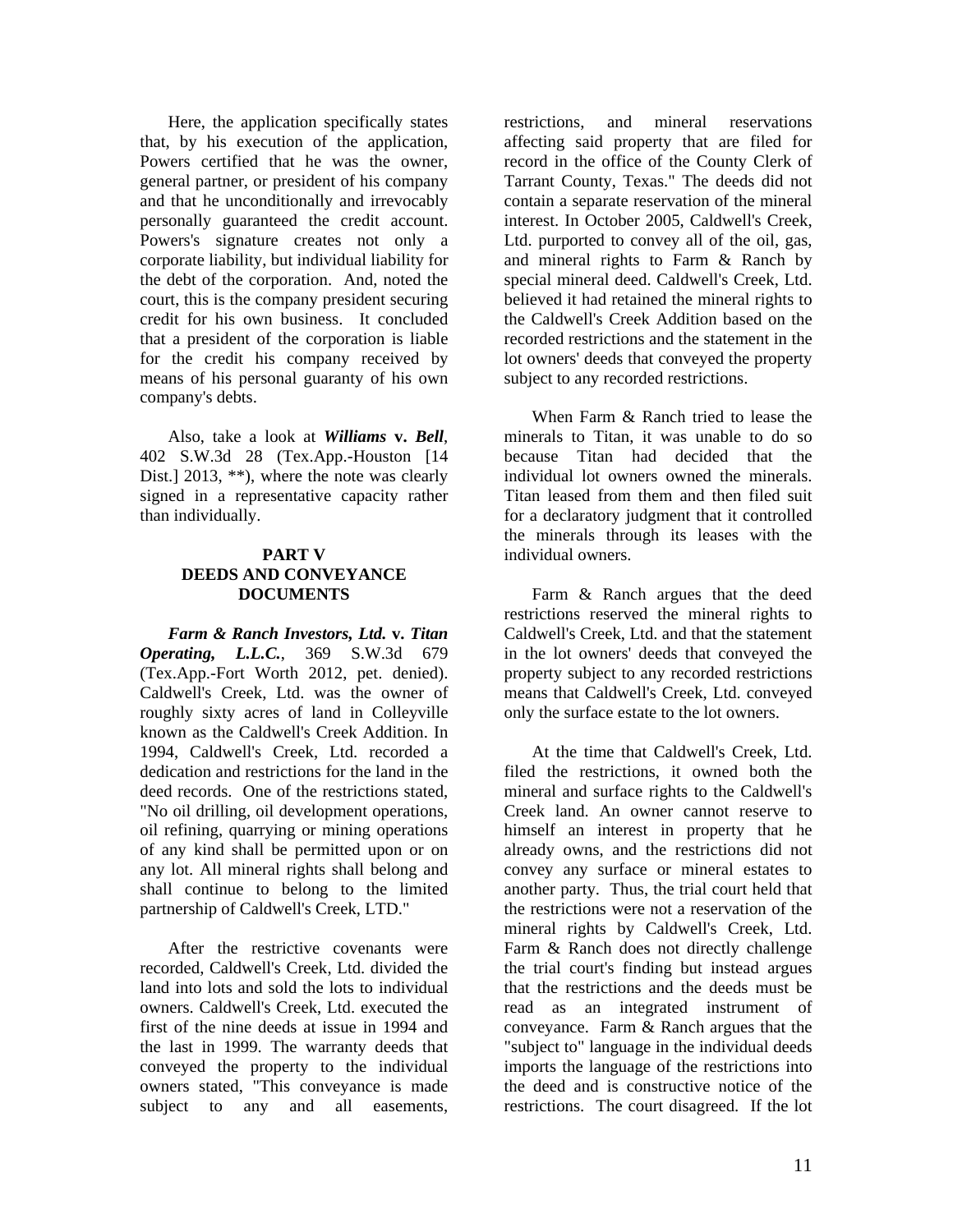Here, the application specifically states that, by his execution of the application, Powers certified that he was the owner, general partner, or president of his company and that he unconditionally and irrevocably personally guaranteed the credit account. Powers's signature creates not only a corporate liability, but individual liability for the debt of the corporation. And, noted the court, this is the company president securing credit for his own business. It concluded that a president of the corporation is liable for the credit his company received by means of his personal guaranty of his own company's debts.

Also, take a look at ***Williams* v. *Bell***, 402 S.W.3d 28 (Tex.App.-Houston [14 Dist.] 2013, **), where the note was clearly signed in a representative capacity rather than individually.

## PART V
## DEEDS AND CONVEYANCE DOCUMENTS

***Farm & Ranch Investors, Ltd.* v. *Titan Operating, L.L.C.***, 369 S.W.3d 679 (Tex.App.-Fort Worth 2012, pet. denied). Caldwell's Creek, Ltd. was the owner of roughly sixty acres of land in Colleyville known as the Caldwell's Creek Addition. In 1994, Caldwell's Creek, Ltd. recorded a dedication and restrictions for the land in the deed records. One of the restrictions stated, "No oil drilling, oil development operations, oil refining, quarrying or mining operations of any kind shall be permitted upon or on any lot. All mineral rights shall belong and shall continue to belong to the limited partnership of Caldwell's Creek, LTD."

After the restrictive covenants were recorded, Caldwell's Creek, Ltd. divided the land into lots and sold the lots to individual owners. Caldwell's Creek, Ltd. executed the first of the nine deeds at issue in 1994 and the last in 1999. The warranty deeds that conveyed the property to the individual owners stated, "This conveyance is made subject to any and all easements, restrictions, and mineral reservations affecting said property that are filed for record in the office of the County Clerk of Tarrant County, Texas." The deeds did not contain a separate reservation of the mineral interest. In October 2005, Caldwell's Creek, Ltd. purported to convey all of the oil, gas, and mineral rights to Farm & Ranch by special mineral deed. Caldwell's Creek, Ltd. believed it had retained the mineral rights to the Caldwell's Creek Addition based on the recorded restrictions and the statement in the lot owners' deeds that conveyed the property subject to any recorded restrictions.

When Farm & Ranch tried to lease the minerals to Titan, it was unable to do so because Titan had decided that the individual lot owners owned the minerals. Titan leased from them and then filed suit for a declaratory judgment that it controlled the minerals through its leases with the individual owners.

Farm & Ranch argues that the deed restrictions reserved the mineral rights to Caldwell's Creek, Ltd. and that the statement in the lot owners' deeds that conveyed the property subject to any recorded restrictions means that Caldwell's Creek, Ltd. conveyed only the surface estate to the lot owners.

At the time that Caldwell's Creek, Ltd. filed the restrictions, it owned both the mineral and surface rights to the Caldwell's Creek land. An owner cannot reserve to himself an interest in property that he already owns, and the restrictions did not convey any surface or mineral estates to another party. Thus, the trial court held that the restrictions were not a reservation of the mineral rights by Caldwell's Creek, Ltd. Farm & Ranch does not directly challenge the trial court's finding but instead argues that the restrictions and the deeds must be read as an integrated instrument of conveyance. Farm & Ranch argues that the "subject to" language in the individual deeds imports the language of the restrictions into the deed and is constructive notice of the restrictions. The court disagreed. If the lot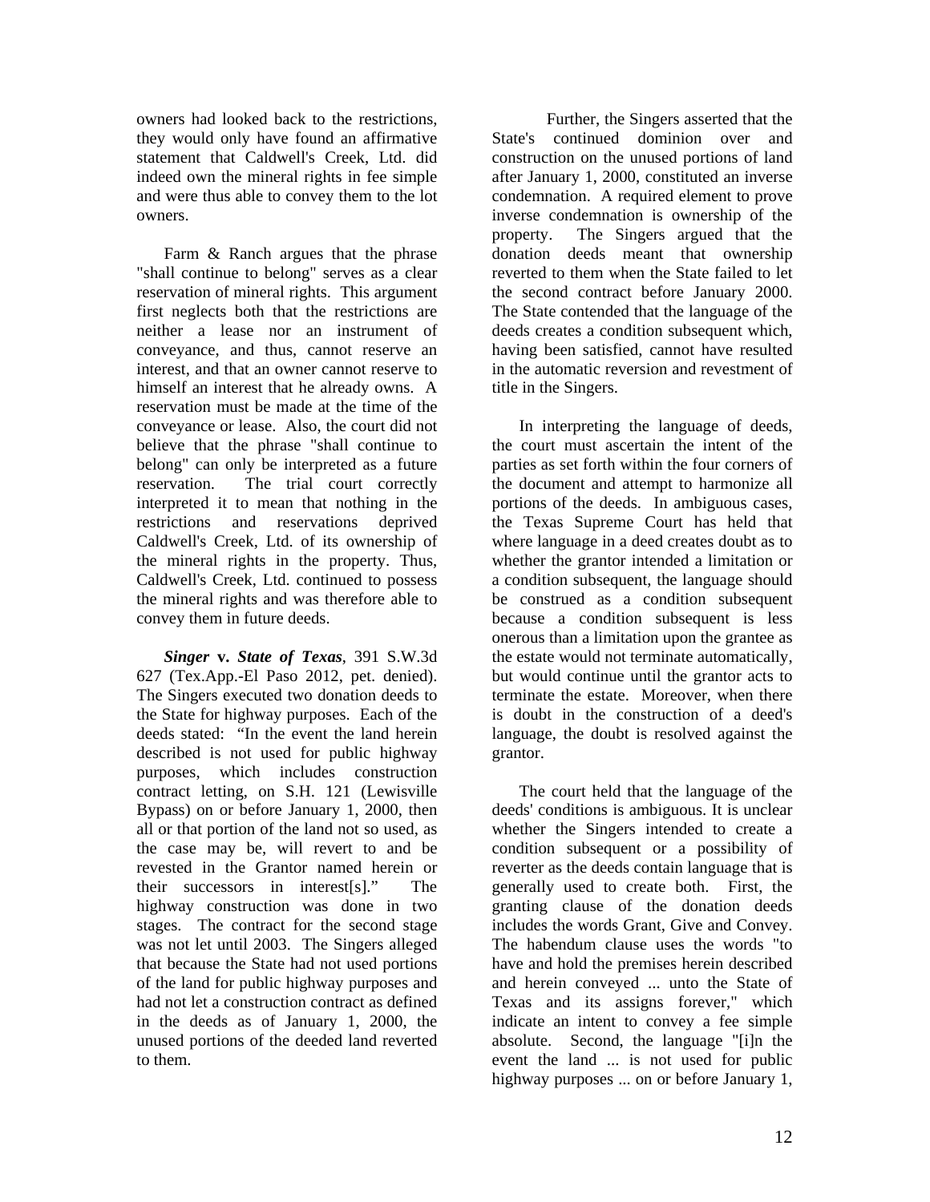owners had looked back to the restrictions, they would only have found an affirmative statement that Caldwell's Creek, Ltd. did indeed own the mineral rights in fee simple and were thus able to convey them to the lot owners.

Farm & Ranch argues that the phrase "shall continue to belong" serves as a clear reservation of mineral rights. This argument first neglects both that the restrictions are neither a lease nor an instrument of conveyance, and thus, cannot reserve an interest, and that an owner cannot reserve to himself an interest that he already owns. A reservation must be made at the time of the conveyance or lease. Also, the court did not believe that the phrase "shall continue to belong" can only be interpreted as a future reservation. The trial court correctly interpreted it to mean that nothing in the restrictions and reservations deprived Caldwell's Creek, Ltd. of its ownership of the mineral rights in the property. Thus, Caldwell's Creek, Ltd. continued to possess the mineral rights and was therefore able to convey them in future deeds.

***Singer* v. *State of Texas*,** 391 S.W.3d 627 (Tex.App.-El Paso 2012, pet. denied). The Singers executed two donation deeds to the State for highway purposes. Each of the deeds stated: "In the event the land herein described is not used for public highway purposes, which includes construction contract letting, on S.H. 121 (Lewisville Bypass) on or before January 1, 2000, then all or that portion of the land not so used, as the case may be, will revert to and be revested in the Grantor named herein or their successors in interest[s]." The highway construction was done in two stages. The contract for the second stage was not let until 2003. The Singers alleged that because the State had not used portions of the land for public highway purposes and had not let a construction contract as defined in the deeds as of January 1, 2000, the unused portions of the deeded land reverted to them.

Further, the Singers asserted that the State's continued dominion over and construction on the unused portions of land after January 1, 2000, constituted an inverse condemnation. A required element to prove inverse condemnation is ownership of the property. The Singers argued that the donation deeds meant that ownership reverted to them when the State failed to let the second contract before January 2000. The State contended that the language of the deeds creates a condition subsequent which, having been satisfied, cannot have resulted in the automatic reversion and revestment of title in the Singers.

In interpreting the language of deeds, the court must ascertain the intent of the parties as set forth within the four corners of the document and attempt to harmonize all portions of the deeds. In ambiguous cases, the Texas Supreme Court has held that where language in a deed creates doubt as to whether the grantor intended a limitation or a condition subsequent, the language should be construed as a condition subsequent because a condition subsequent is less onerous than a limitation upon the grantee as the estate would not terminate automatically, but would continue until the grantor acts to terminate the estate. Moreover, when there is doubt in the construction of a deed's language, the doubt is resolved against the grantor.

The court held that the language of the deeds' conditions is ambiguous. It is unclear whether the Singers intended to create a condition subsequent or a possibility of reverter as the deeds contain language that is generally used to create both. First, the granting clause of the donation deeds includes the words Grant, Give and Convey. The habendum clause uses the words "to have and hold the premises herein described and herein conveyed ... unto the State of Texas and its assigns forever," which indicate an intent to convey a fee simple absolute. Second, the language "[i]n the event the land ... is not used for public highway purposes ... on or before January 1,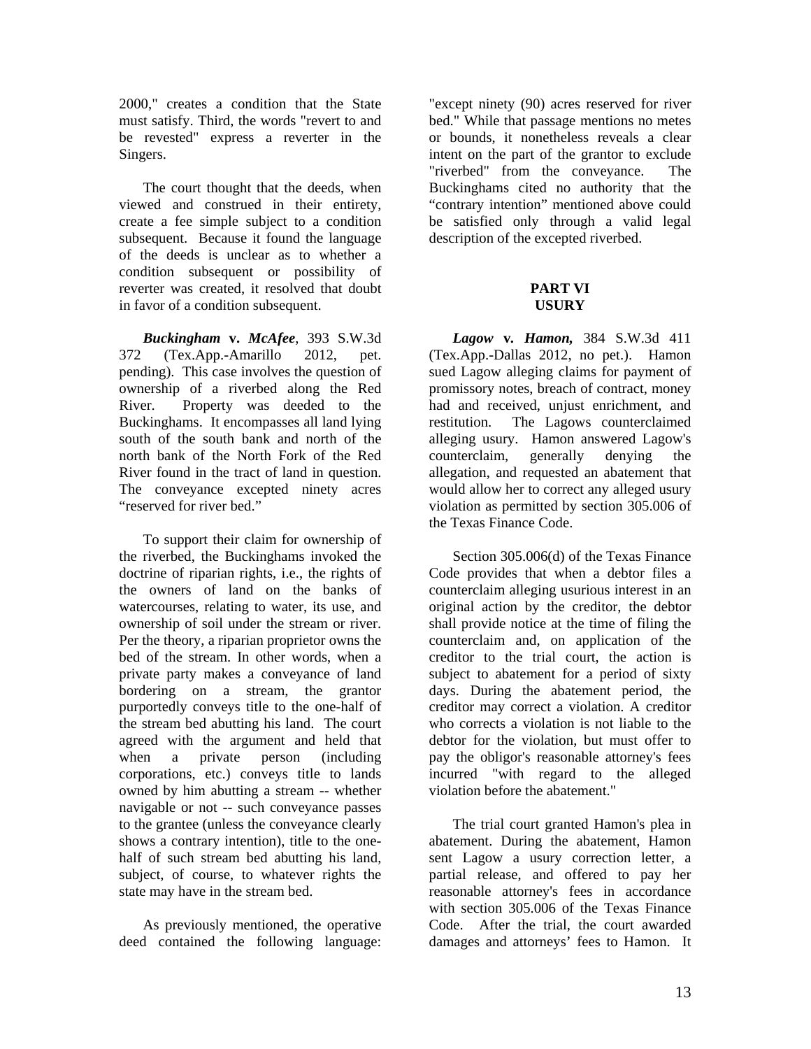2000," creates a condition that the State must satisfy. Third, the words "revert to and be revested" express a reverter in the Singers.

The court thought that the deeds, when viewed and construed in their entirety, create a fee simple subject to a condition subsequent. Because it found the language of the deeds is unclear as to whether a condition subsequent or possibility of reverter was created, it resolved that doubt in favor of a condition subsequent.

***Buckingham* v. *McAfee***, 393 S.W.3d 372 (Tex.App.-Amarillo 2012, pet. pending). This case involves the question of ownership of a riverbed along the Red River. Property was deeded to the Buckinghams. It encompasses all land lying south of the south bank and north of the north bank of the North Fork of the Red River found in the tract of land in question. The conveyance excepted ninety acres "reserved for river bed."

To support their claim for ownership of the riverbed, the Buckinghams invoked the doctrine of riparian rights, i.e., the rights of the owners of land on the banks of watercourses, relating to water, its use, and ownership of soil under the stream or river. Per the theory, a riparian proprietor owns the bed of the stream. In other words, when a private party makes a conveyance of land bordering on a stream, the grantor purportedly conveys title to the one-half of the stream bed abutting his land. The court agreed with the argument and held that when a private person (including corporations, etc.) conveys title to lands owned by him abutting a stream -- whether navigable or not -- such conveyance passes to the grantee (unless the conveyance clearly shows a contrary intention), title to the one-half of such stream bed abutting his land, subject, of course, to whatever rights the state may have in the stream bed.

As previously mentioned, the operative deed contained the following language: "except ninety (90) acres reserved for river bed." While that passage mentions no metes or bounds, it nonetheless reveals a clear intent on the part of the grantor to exclude "riverbed" from the conveyance. The Buckinghams cited no authority that the "contrary intention" mentioned above could be satisfied only through a valid legal description of the excepted riverbed.

## PART VI
## USURY

***Lagow* v. *Hamon,*** 384 S.W.3d 411 (Tex.App.-Dallas 2012, no pet.). Hamon sued Lagow alleging claims for payment of promissory notes, breach of contract, money had and received, unjust enrichment, and restitution. The Lagows counterclaimed alleging usury. Hamon answered Lagow's counterclaim, generally denying the allegation, and requested an abatement that would allow her to correct any alleged usury violation as permitted by section 305.006 of the Texas Finance Code.

Section 305.006(d) of the Texas Finance Code provides that when a debtor files a counterclaim alleging usurious interest in an original action by the creditor, the debtor shall provide notice at the time of filing the counterclaim and, on application of the creditor to the trial court, the action is subject to abatement for a period of sixty days. During the abatement period, the creditor may correct a violation. A creditor who corrects a violation is not liable to the debtor for the violation, but must offer to pay the obligor's reasonable attorney's fees incurred "with regard to the alleged violation before the abatement."

The trial court granted Hamon's plea in abatement. During the abatement, Hamon sent Lagow a usury correction letter, a partial release, and offered to pay her reasonable attorney's fees in accordance with section 305.006 of the Texas Finance Code. After the trial, the court awarded damages and attorneys' fees to Hamon. It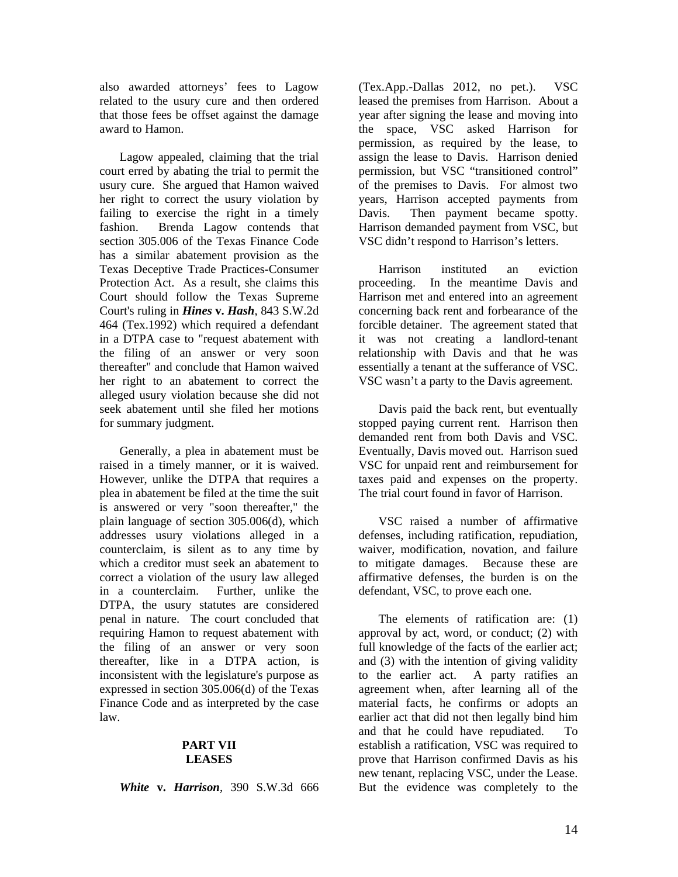also awarded attorneys' fees to Lagow related to the usury cure and then ordered that those fees be offset against the damage award to Hamon.

Lagow appealed, claiming that the trial court erred by abating the trial to permit the usury cure. She argued that Hamon waived her right to correct the usury violation by failing to exercise the right in a timely fashion. Brenda Lagow contends that section 305.006 of the Texas Finance Code has a similar abatement provision as the Texas Deceptive Trade Practices-Consumer Protection Act. As a result, she claims this Court should follow the Texas Supreme Court's ruling in ***Hines* v. *Hash***, 843 S.W.2d 464 (Tex.1992) which required a defendant in a DTPA case to "request abatement with the filing of an answer or very soon thereafter" and conclude that Hamon waived her right to an abatement to correct the alleged usury violation because she did not seek abatement until she filed her motions for summary judgment.

Generally, a plea in abatement must be raised in a timely manner, or it is waived. However, unlike the DTPA that requires a plea in abatement be filed at the time the suit is answered or very "soon thereafter," the plain language of section 305.006(d), which addresses usury violations alleged in a counterclaim, is silent as to any time by which a creditor must seek an abatement to correct a violation of the usury law alleged in a counterclaim. Further, unlike the DTPA, the usury statutes are considered penal in nature. The court concluded that requiring Hamon to request abatement with the filing of an answer or very soon thereafter, like in a DTPA action, is inconsistent with the legislature's purpose as expressed in section 305.006(d) of the Texas Finance Code and as interpreted by the case law.

## PART VII
## LEASES

***White* v. *Harrison***, 390 S.W.3d 666 (Tex.App.-Dallas 2012, no pet.). VSC leased the premises from Harrison. About a year after signing the lease and moving into the space, VSC asked Harrison for permission, as required by the lease, to assign the lease to Davis. Harrison denied permission, but VSC "transitioned control" of the premises to Davis. For almost two years, Harrison accepted payments from Davis. Then payment became spotty. Harrison demanded payment from VSC, but VSC didn't respond to Harrison's letters.

Harrison instituted an eviction proceeding. In the meantime Davis and Harrison met and entered into an agreement concerning back rent and forbearance of the forcible detainer. The agreement stated that it was not creating a landlord-tenant relationship with Davis and that he was essentially a tenant at the sufferance of VSC. VSC wasn't a party to the Davis agreement.

Davis paid the back rent, but eventually stopped paying current rent. Harrison then demanded rent from both Davis and VSC. Eventually, Davis moved out. Harrison sued VSC for unpaid rent and reimbursement for taxes paid and expenses on the property. The trial court found in favor of Harrison.

VSC raised a number of affirmative defenses, including ratification, repudiation, waiver, modification, novation, and failure to mitigate damages. Because these are affirmative defenses, the burden is on the defendant, VSC, to prove each one.

The elements of ratification are: (1) approval by act, word, or conduct; (2) with full knowledge of the facts of the earlier act; and (3) with the intention of giving validity to the earlier act. A party ratifies an agreement when, after learning all of the material facts, he confirms or adopts an earlier act that did not then legally bind him and that he could have repudiated. To establish a ratification, VSC was required to prove that Harrison confirmed Davis as his new tenant, replacing VSC, under the Lease. But the evidence was completely to the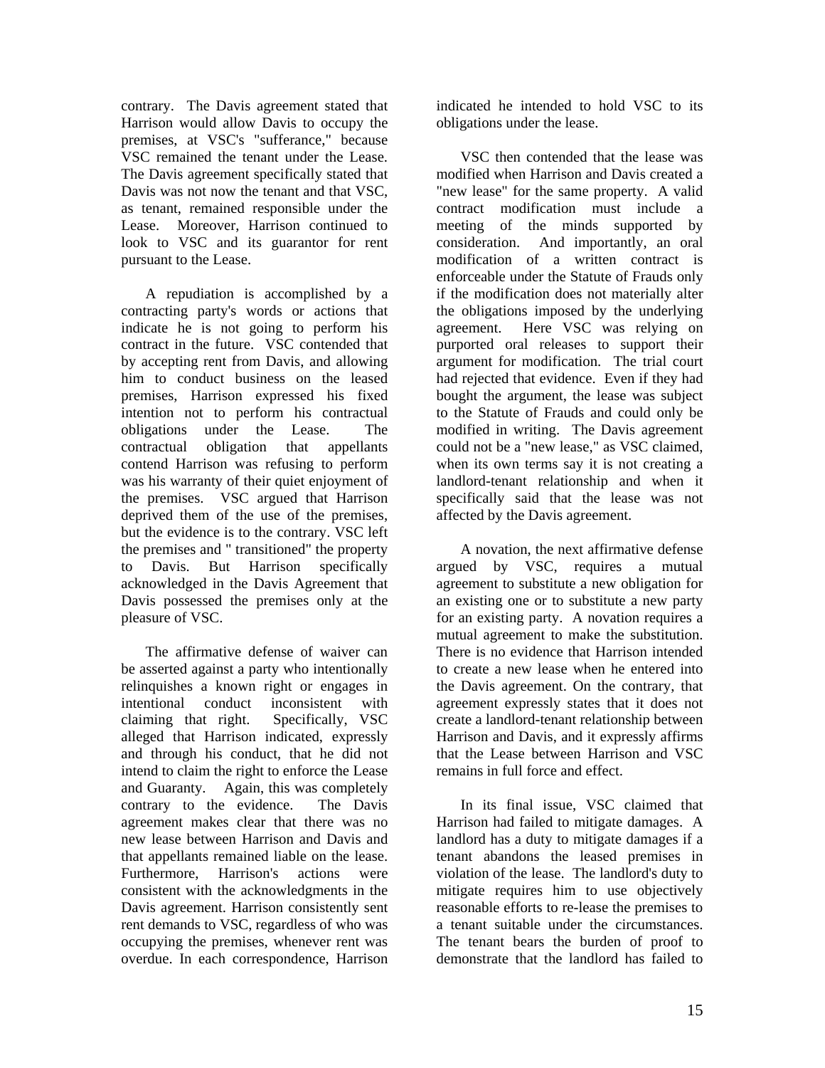contrary. The Davis agreement stated that Harrison would allow Davis to occupy the premises, at VSC's "sufferance," because VSC remained the tenant under the Lease. The Davis agreement specifically stated that Davis was not now the tenant and that VSC, as tenant, remained responsible under the Lease. Moreover, Harrison continued to look to VSC and its guarantor for rent pursuant to the Lease.

A repudiation is accomplished by a contracting party's words or actions that indicate he is not going to perform his contract in the future. VSC contended that by accepting rent from Davis, and allowing him to conduct business on the leased premises, Harrison expressed his fixed intention not to perform his contractual obligations under the Lease. The contractual obligation that appellants contend Harrison was refusing to perform was his warranty of their quiet enjoyment of the premises. VSC argued that Harrison deprived them of the use of the premises, but the evidence is to the contrary. VSC left the premises and " transitioned" the property to Davis. But Harrison specifically acknowledged in the Davis Agreement that Davis possessed the premises only at the pleasure of VSC.

The affirmative defense of waiver can be asserted against a party who intentionally relinquishes a known right or engages in intentional conduct inconsistent with claiming that right. Specifically, VSC alleged that Harrison indicated, expressly and through his conduct, that he did not intend to claim the right to enforce the Lease and Guaranty. Again, this was completely contrary to the evidence. The Davis agreement makes clear that there was no new lease between Harrison and Davis and that appellants remained liable on the lease. Furthermore, Harrison's actions were consistent with the acknowledgments in the Davis agreement. Harrison consistently sent rent demands to VSC, regardless of who was occupying the premises, whenever rent was overdue. In each correspondence, Harrison indicated he intended to hold VSC to its obligations under the lease.

VSC then contended that the lease was modified when Harrison and Davis created a "new lease" for the same property. A valid contract modification must include a meeting of the minds supported by consideration. And importantly, an oral modification of a written contract is enforceable under the Statute of Frauds only if the modification does not materially alter the obligations imposed by the underlying agreement. Here VSC was relying on purported oral releases to support their argument for modification. The trial court had rejected that evidence. Even if they had bought the argument, the lease was subject to the Statute of Frauds and could only be modified in writing. The Davis agreement could not be a "new lease," as VSC claimed, when its own terms say it is not creating a landlord-tenant relationship and when it specifically said that the lease was not affected by the Davis agreement.

A novation, the next affirmative defense argued by VSC, requires a mutual agreement to substitute a new obligation for an existing one or to substitute a new party for an existing party. A novation requires a mutual agreement to make the substitution. There is no evidence that Harrison intended to create a new lease when he entered into the Davis agreement. On the contrary, that agreement expressly states that it does not create a landlord-tenant relationship between Harrison and Davis, and it expressly affirms that the Lease between Harrison and VSC remains in full force and effect.

In its final issue, VSC claimed that Harrison had failed to mitigate damages. A landlord has a duty to mitigate damages if a tenant abandons the leased premises in violation of the lease. The landlord's duty to mitigate requires him to use objectively reasonable efforts to re-lease the premises to a tenant suitable under the circumstances. The tenant bears the burden of proof to demonstrate that the landlord has failed to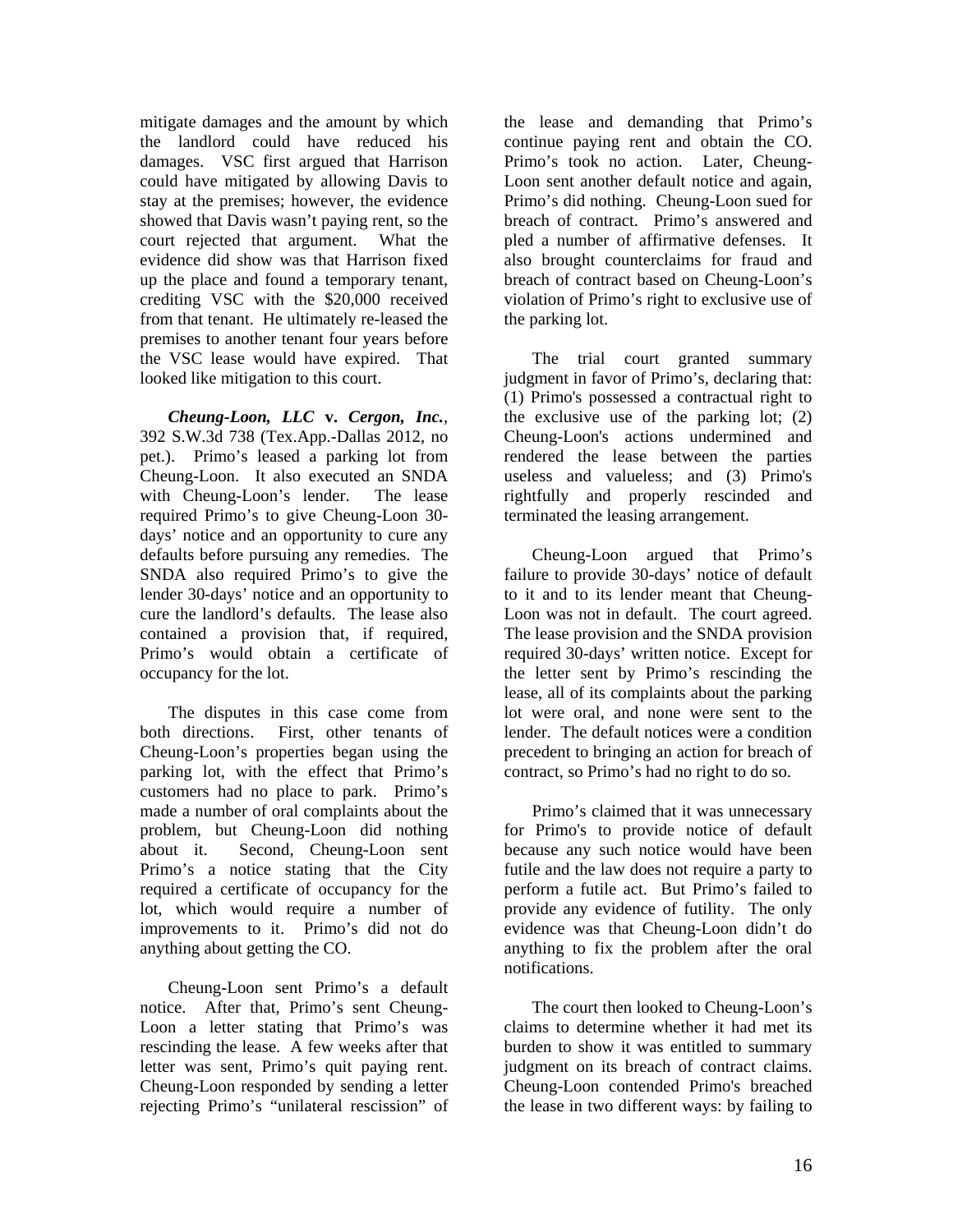mitigate damages and the amount by which the landlord could have reduced his damages. VSC first argued that Harrison could have mitigated by allowing Davis to stay at the premises; however, the evidence showed that Davis wasn't paying rent, so the court rejected that argument. What the evidence did show was that Harrison fixed up the place and found a temporary tenant, crediting VSC with the $20,000 received from that tenant. He ultimately re-leased the premises to another tenant four years before the VSC lease would have expired. That looked like mitigation to this court.

***Cheung-Loon, LLC* v. *Cergon, Inc.***, 392 S.W.3d 738 (Tex.App.-Dallas 2012, no pet.). Primo's leased a parking lot from Cheung-Loon. It also executed an SNDA with Cheung-Loon's lender. The lease required Primo's to give Cheung-Loon 30-days' notice and an opportunity to cure any defaults before pursuing any remedies. The SNDA also required Primo's to give the lender 30-days' notice and an opportunity to cure the landlord's defaults. The lease also contained a provision that, if required, Primo's would obtain a certificate of occupancy for the lot.

The disputes in this case come from both directions. First, other tenants of Cheung-Loon's properties began using the parking lot, with the effect that Primo's customers had no place to park. Primo's made a number of oral complaints about the problem, but Cheung-Loon did nothing about it. Second, Cheung-Loon sent Primo's a notice stating that the City required a certificate of occupancy for the lot, which would require a number of improvements to it. Primo's did not do anything about getting the CO.

Cheung-Loon sent Primo's a default notice. After that, Primo's sent Cheung-Loon a letter stating that Primo's was rescinding the lease. A few weeks after that letter was sent, Primo's quit paying rent. Cheung-Loon responded by sending a letter rejecting Primo's "unilateral rescission" of the lease and demanding that Primo's continue paying rent and obtain the CO. Primo's took no action. Later, Cheung-Loon sent another default notice and again, Primo's did nothing. Cheung-Loon sued for breach of contract. Primo's answered and pled a number of affirmative defenses. It also brought counterclaims for fraud and breach of contract based on Cheung-Loon's violation of Primo's right to exclusive use of the parking lot.

The trial court granted summary judgment in favor of Primo's, declaring that: (1) Primo's possessed a contractual right to the exclusive use of the parking lot; (2) Cheung-Loon's actions undermined and rendered the lease between the parties useless and valueless; and (3) Primo's rightfully and properly rescinded and terminated the leasing arrangement.

Cheung-Loon argued that Primo's failure to provide 30-days' notice of default to it and to its lender meant that Cheung-Loon was not in default. The court agreed. The lease provision and the SNDA provision required 30-days' written notice. Except for the letter sent by Primo's rescinding the lease, all of its complaints about the parking lot were oral, and none were sent to the lender. The default notices were a condition precedent to bringing an action for breach of contract, so Primo's had no right to do so.

Primo's claimed that it was unnecessary for Primo's to provide notice of default because any such notice would have been futile and the law does not require a party to perform a futile act. But Primo's failed to provide any evidence of futility. The only evidence was that Cheung-Loon didn't do anything to fix the problem after the oral notifications.

The court then looked to Cheung-Loon's claims to determine whether it had met its burden to show it was entitled to summary judgment on its breach of contract claims. Cheung-Loon contended Primo's breached the lease in two different ways: by failing to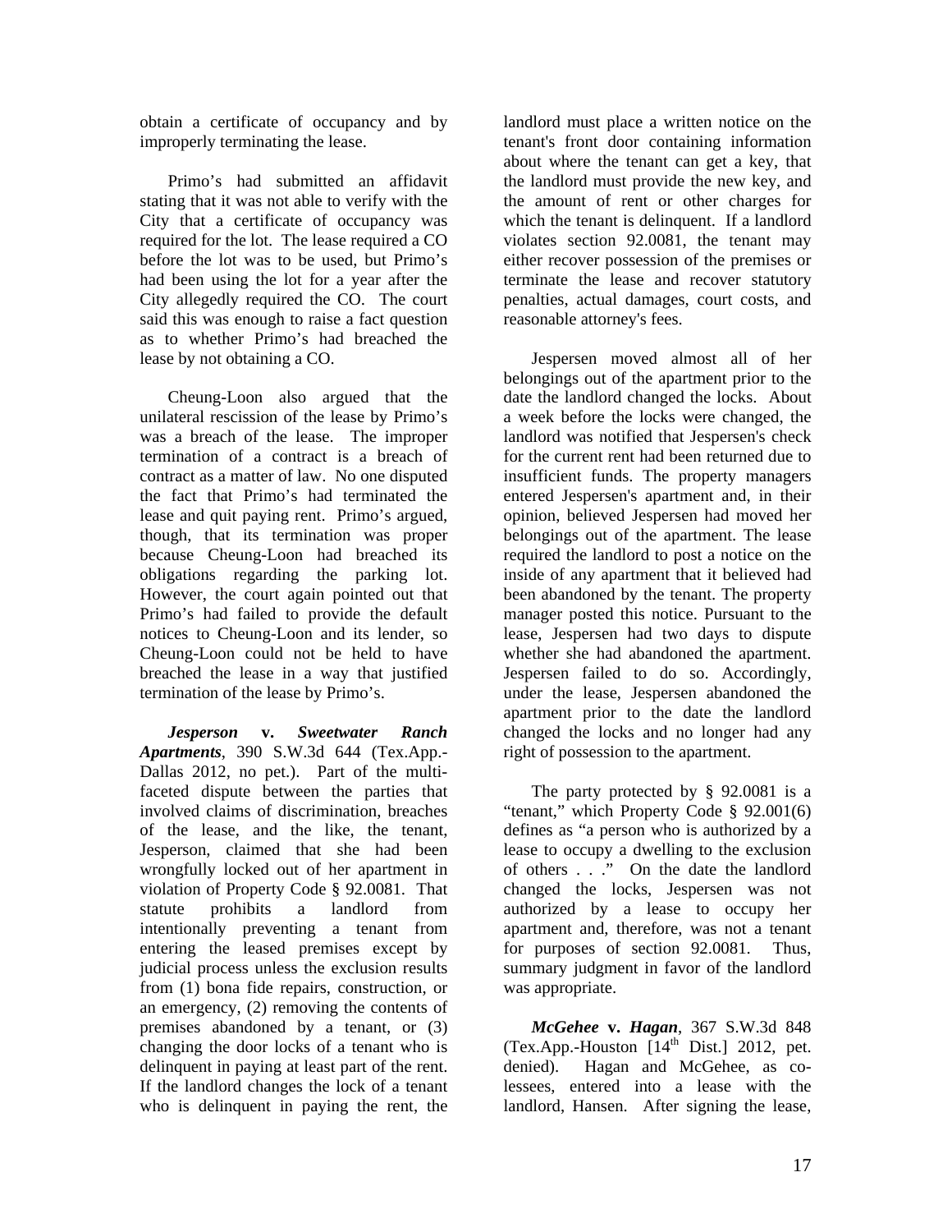obtain a certificate of occupancy and by improperly terminating the lease.

Primo's had submitted an affidavit stating that it was not able to verify with the City that a certificate of occupancy was required for the lot. The lease required a CO before the lot was to be used, but Primo's had been using the lot for a year after the City allegedly required the CO. The court said this was enough to raise a fact question as to whether Primo's had breached the lease by not obtaining a CO.

Cheung-Loon also argued that the unilateral rescission of the lease by Primo's was a breach of the lease. The improper termination of a contract is a breach of contract as a matter of law. No one disputed the fact that Primo's had terminated the lease and quit paying rent. Primo's argued, though, that its termination was proper because Cheung-Loon had breached its obligations regarding the parking lot. However, the court again pointed out that Primo's had failed to provide the default notices to Cheung-Loon and its lender, so Cheung-Loon could not be held to have breached the lease in a way that justified termination of the lease by Primo's.

***Jesperson* v. *Sweetwater Ranch Apartments***, 390 S.W.3d 644 (Tex.App.-Dallas 2012, no pet.). Part of the multi-faceted dispute between the parties that involved claims of discrimination, breaches of the lease, and the like, the tenant, Jesperson, claimed that she had been wrongfully locked out of her apartment in violation of Property Code § 92.0081. That statute prohibits a landlord from intentionally preventing a tenant from entering the leased premises except by judicial process unless the exclusion results from (1) bona fide repairs, construction, or an emergency, (2) removing the contents of premises abandoned by a tenant, or (3) changing the door locks of a tenant who is delinquent in paying at least part of the rent. If the landlord changes the lock of a tenant who is delinquent in paying the rent, the landlord must place a written notice on the tenant's front door containing information about where the tenant can get a key, that the landlord must provide the new key, and the amount of rent or other charges for which the tenant is delinquent. If a landlord violates section 92.0081, the tenant may either recover possession of the premises or terminate the lease and recover statutory penalties, actual damages, court costs, and reasonable attorney's fees.

Jespersen moved almost all of her belongings out of the apartment prior to the date the landlord changed the locks. About a week before the locks were changed, the landlord was notified that Jespersen's check for the current rent had been returned due to insufficient funds. The property managers entered Jespersen's apartment and, in their opinion, believed Jespersen had moved her belongings out of the apartment. The lease required the landlord to post a notice on the inside of any apartment that it believed had been abandoned by the tenant. The property manager posted this notice. Pursuant to the lease, Jespersen had two days to dispute whether she had abandoned the apartment. Jespersen failed to do so. Accordingly, under the lease, Jespersen abandoned the apartment prior to the date the landlord changed the locks and no longer had any right of possession to the apartment.

The party protected by § 92.0081 is a "tenant," which Property Code § 92.001(6) defines as "a person who is authorized by a lease to occupy a dwelling to the exclusion of others . . ." On the date the landlord changed the locks, Jespersen was not authorized by a lease to occupy her apartment and, therefore, was not a tenant for purposes of section 92.0081. Thus, summary judgment in favor of the landlord was appropriate.

***McGehee* v. *Hagan***, 367 S.W.3d 848 (Tex.App.-Houston [14th Dist.] 2012, pet. denied). Hagan and McGehee, as co-lessees, entered into a lease with the landlord, Hansen. After signing the lease,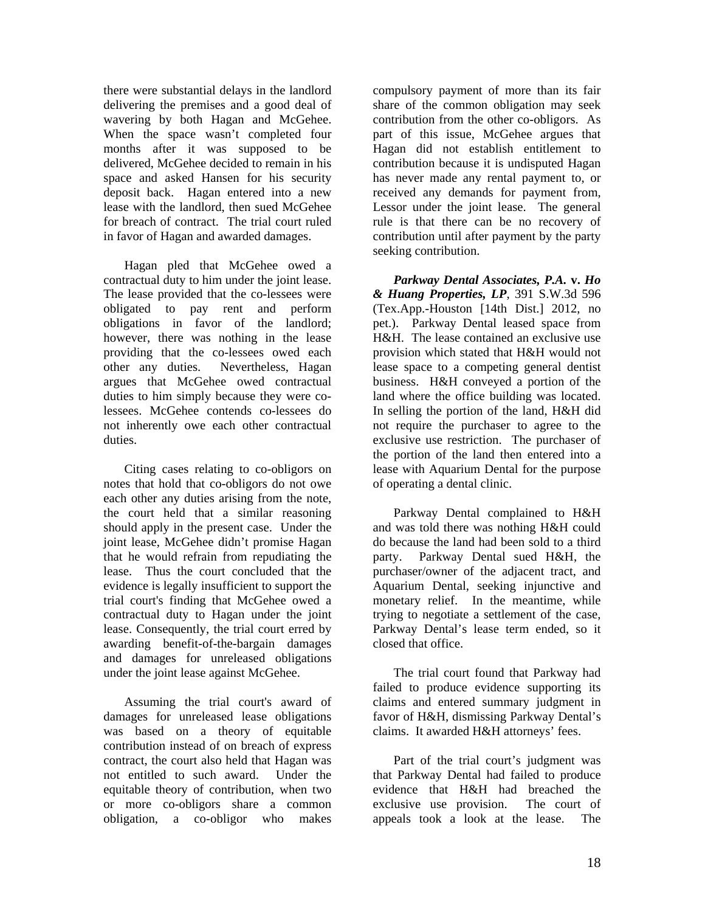there were substantial delays in the landlord delivering the premises and a good deal of wavering by both Hagan and McGehee. When the space wasn't completed four months after it was supposed to be delivered, McGehee decided to remain in his space and asked Hansen for his security deposit back. Hagan entered into a new lease with the landlord, then sued McGehee for breach of contract. The trial court ruled in favor of Hagan and awarded damages.

Hagan pled that McGehee owed a contractual duty to him under the joint lease. The lease provided that the co-lessees were obligated to pay rent and perform obligations in favor of the landlord; however, there was nothing in the lease providing that the co-lessees owed each other any duties. Nevertheless, Hagan argues that McGehee owed contractual duties to him simply because they were co-lessees. McGehee contends co-lessees do not inherently owe each other contractual duties.

Citing cases relating to co-obligors on notes that hold that co-obligors do not owe each other any duties arising from the note, the court held that a similar reasoning should apply in the present case. Under the joint lease, McGehee didn't promise Hagan that he would refrain from repudiating the lease. Thus the court concluded that the evidence is legally insufficient to support the trial court's finding that McGehee owed a contractual duty to Hagan under the joint lease. Consequently, the trial court erred by awarding benefit-of-the-bargain damages and damages for unreleased obligations under the joint lease against McGehee.

Assuming the trial court's award of damages for unreleased lease obligations was based on a theory of equitable contribution instead of on breach of express contract, the court also held that Hagan was not entitled to such award. Under the equitable theory of contribution, when two or more co-obligors share a common obligation, a co-obligor who makes compulsory payment of more than its fair share of the common obligation may seek contribution from the other co-obligors. As part of this issue, McGehee argues that Hagan did not establish entitlement to contribution because it is undisputed Hagan has never made any rental payment to, or received any demands for payment from, Lessor under the joint lease. The general rule is that there can be no recovery of contribution until after payment by the party seeking contribution.

***Parkway Dental Associates, P.A.* v. *Ho & Huang Properties, LP***, 391 S.W.3d 596 (Tex.App.-Houston [14th Dist.] 2012, no pet.). Parkway Dental leased space from H&H. The lease contained an exclusive use provision which stated that H&H would not lease space to a competing general dentist business. H&H conveyed a portion of the land where the office building was located. In selling the portion of the land, H&H did not require the purchaser to agree to the exclusive use restriction. The purchaser of the portion of the land then entered into a lease with Aquarium Dental for the purpose of operating a dental clinic.

Parkway Dental complained to H&H and was told there was nothing H&H could do because the land had been sold to a third party. Parkway Dental sued H&H, the purchaser/owner of the adjacent tract, and Aquarium Dental, seeking injunctive and monetary relief. In the meantime, while trying to negotiate a settlement of the case, Parkway Dental's lease term ended, so it closed that office.

The trial court found that Parkway had failed to produce evidence supporting its claims and entered summary judgment in favor of H&H, dismissing Parkway Dental's claims. It awarded H&H attorneys' fees.

Part of the trial court's judgment was that Parkway Dental had failed to produce evidence that H&H had breached the exclusive use provision. The court of appeals took a look at the lease. The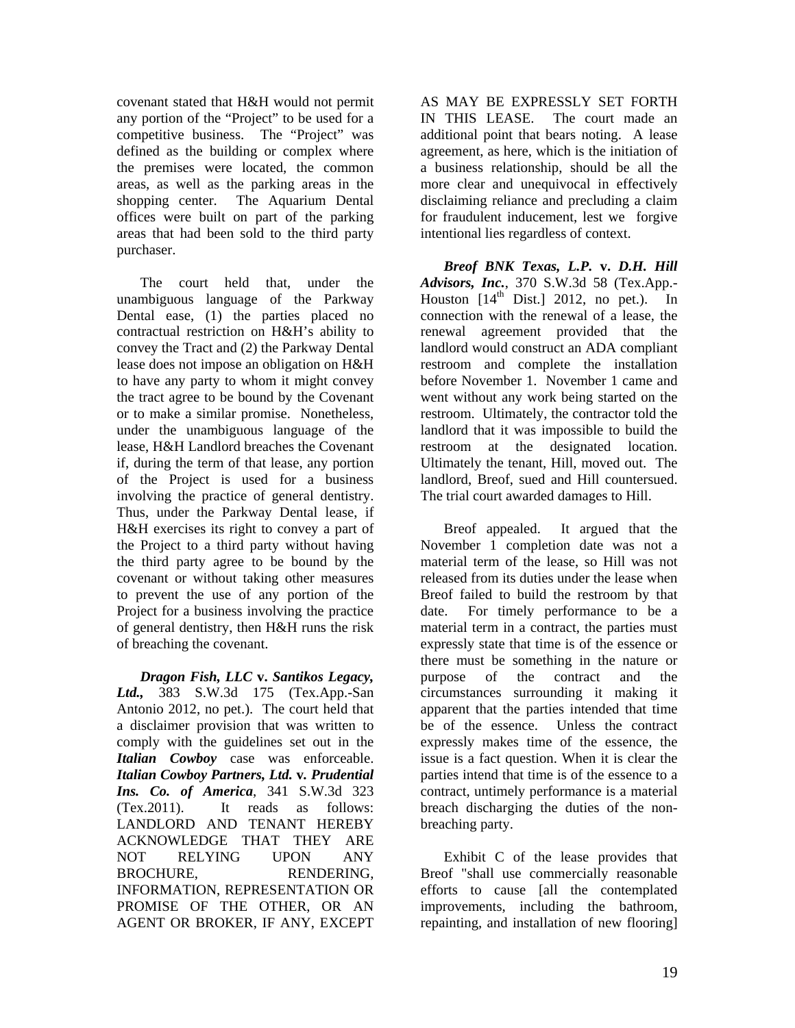covenant stated that H&H would not permit any portion of the "Project" to be used for a competitive business. The "Project" was defined as the building or complex where the premises were located, the common areas, as well as the parking areas in the shopping center. The Aquarium Dental offices were built on part of the parking areas that had been sold to the third party purchaser.

The court held that, under the unambiguous language of the Parkway Dental ease, (1) the parties placed no contractual restriction on H&H's ability to convey the Tract and (2) the Parkway Dental lease does not impose an obligation on H&H to have any party to whom it might convey the tract agree to be bound by the Covenant or to make a similar promise. Nonetheless, under the unambiguous language of the lease, H&H Landlord breaches the Covenant if, during the term of that lease, any portion of the Project is used for a business involving the practice of general dentistry. Thus, under the Parkway Dental lease, if H&H exercises its right to convey a part of the Project to a third party without having the third party agree to be bound by the covenant or without taking other measures to prevent the use of any portion of the Project for a business involving the practice of general dentistry, then H&H runs the risk of breaching the covenant.

***Dragon Fish, LLC* v. *Santikos Legacy, Ltd.*,** 383 S.W.3d 175 (Tex.App.-San Antonio 2012, no pet.). The court held that a disclaimer provision that was written to comply with the guidelines set out in the ***Italian Cowboy*** case was enforceable. ***Italian Cowboy Partners, Ltd.* v. *Prudential Ins. Co. of America***, 341 S.W.3d 323 (Tex.2011). It reads as follows: LANDLORD AND TENANT HEREBY ACKNOWLEDGE THAT THEY ARE NOT RELYING UPON ANY BROCHURE, RENDERING, INFORMATION, REPRESENTATION OR PROMISE OF THE OTHER, OR AN AGENT OR BROKER, IF ANY, EXCEPT AS MAY BE EXPRESSLY SET FORTH IN THIS LEASE. The court made an additional point that bears noting. A lease agreement, as here, which is the initiation of a business relationship, should be all the more clear and unequivocal in effectively disclaiming reliance and precluding a claim for fraudulent inducement, lest we forgive intentional lies regardless of context.

***Breof BNK Texas, L.P.* v. *D.H. Hill Advisors, Inc.***, 370 S.W.3d 58 (Tex.App.-Houston [14th Dist.] 2012, no pet.). In connection with the renewal of a lease, the renewal agreement provided that the landlord would construct an ADA compliant restroom and complete the installation before November 1. November 1 came and went without any work being started on the restroom. Ultimately, the contractor told the landlord that it was impossible to build the restroom at the designated location. Ultimately the tenant, Hill, moved out. The landlord, Breof, sued and Hill countersued. The trial court awarded damages to Hill.

Breof appealed. It argued that the November 1 completion date was not a material term of the lease, so Hill was not released from its duties under the lease when Breof failed to build the restroom by that date. For timely performance to be a material term in a contract, the parties must expressly state that time is of the essence or there must be something in the nature or purpose of the contract and the circumstances surrounding it making it apparent that the parties intended that time be of the essence. Unless the contract expressly makes time of the essence, the issue is a fact question. When it is clear the parties intend that time is of the essence to a contract, untimely performance is a material breach discharging the duties of the non-breaching party.

Exhibit C of the lease provides that Breof "shall use commercially reasonable efforts to cause [all the contemplated improvements, including the bathroom, repainting, and installation of new flooring]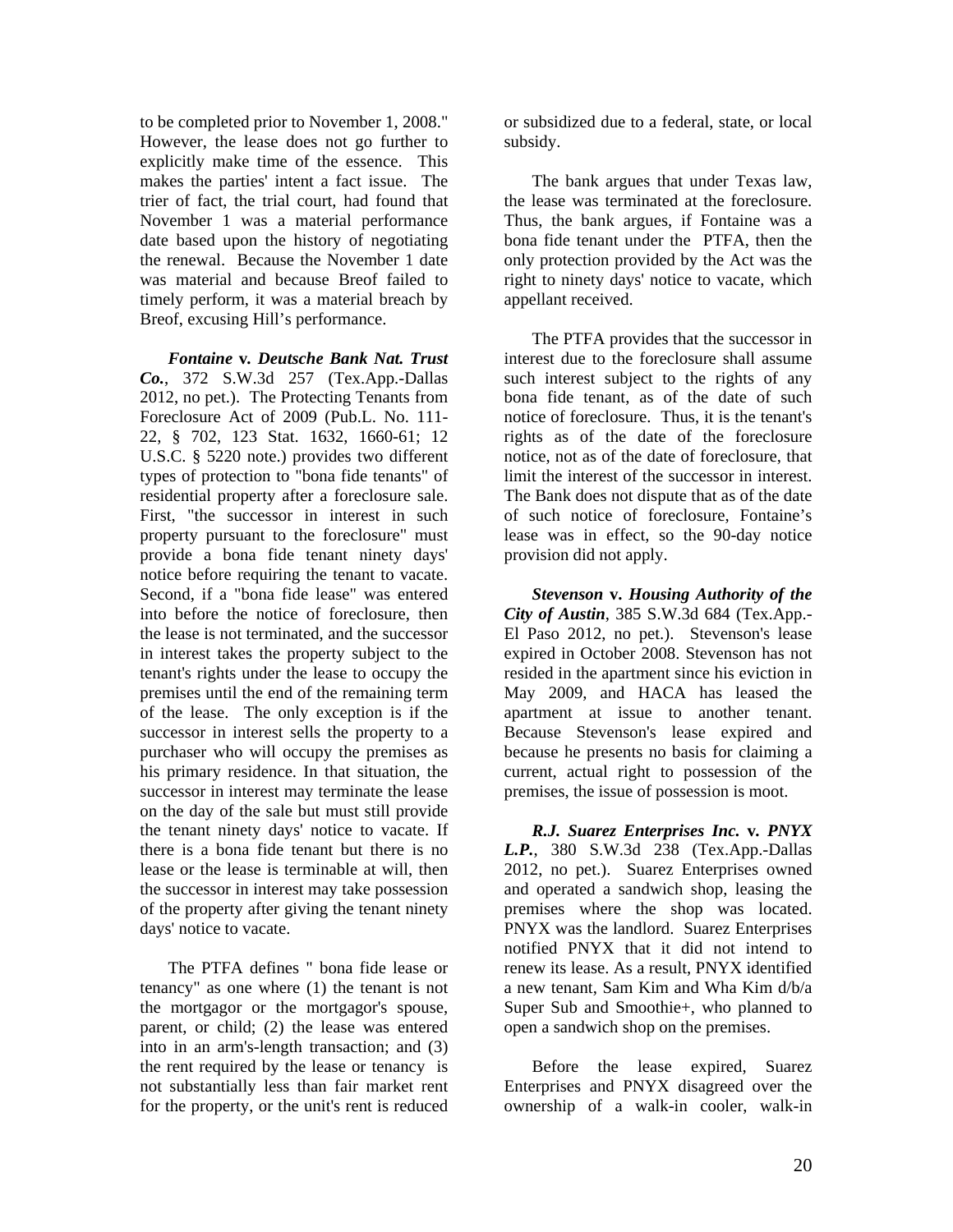to be completed prior to November 1, 2008." However, the lease does not go further to explicitly make time of the essence. This makes the parties' intent a fact issue. The trier of fact, the trial court, had found that November 1 was a material performance date based upon the history of negotiating the renewal. Because the November 1 date was material and because Breof failed to timely perform, it was a material breach by Breof, excusing Hill's performance.

***Fontaine* v. *Deutsche Bank Nat. Trust Co.***, 372 S.W.3d 257 (Tex.App.-Dallas 2012, no pet.). The Protecting Tenants from Foreclosure Act of 2009 (Pub.L. No. 111-22, § 702, 123 Stat. 1632, 1660-61; 12 U.S.C. § 5220 note.) provides two different types of protection to "bona fide tenants" of residential property after a foreclosure sale. First, "the successor in interest in such property pursuant to the foreclosure" must provide a bona fide tenant ninety days' notice before requiring the tenant to vacate. Second, if a "bona fide lease" was entered into before the notice of foreclosure, then the lease is not terminated, and the successor in interest takes the property subject to the tenant's rights under the lease to occupy the premises until the end of the remaining term of the lease. The only exception is if the successor in interest sells the property to a purchaser who will occupy the premises as his primary residence. In that situation, the successor in interest may terminate the lease on the day of the sale but must still provide the tenant ninety days' notice to vacate. If there is a bona fide tenant but there is no lease or the lease is terminable at will, then the successor in interest may take possession of the property after giving the tenant ninety days' notice to vacate.

The PTFA defines " bona fide lease or tenancy" as one where (1) the tenant is not the mortgagor or the mortgagor's spouse, parent, or child; (2) the lease was entered into in an arm's-length transaction; and (3) the rent required by the lease or tenancy is not substantially less than fair market rent for the property, or the unit's rent is reduced or subsidized due to a federal, state, or local subsidy.

The bank argues that under Texas law, the lease was terminated at the foreclosure. Thus, the bank argues, if Fontaine was a bona fide tenant under the PTFA, then the only protection provided by the Act was the right to ninety days' notice to vacate, which appellant received.

The PTFA provides that the successor in interest due to the foreclosure shall assume such interest subject to the rights of any bona fide tenant, as of the date of such notice of foreclosure. Thus, it is the tenant's rights as of the date of the foreclosure notice, not as of the date of foreclosure, that limit the interest of the successor in interest. The Bank does not dispute that as of the date of such notice of foreclosure, Fontaine's lease was in effect, so the 90-day notice provision did not apply.

***Stevenson* v. *Housing Authority of the City of Austin***, 385 S.W.3d 684 (Tex.App.-El Paso 2012, no pet.). Stevenson's lease expired in October 2008. Stevenson has not resided in the apartment since his eviction in May 2009, and HACA has leased the apartment at issue to another tenant. Because Stevenson's lease expired and because he presents no basis for claiming a current, actual right to possession of the premises, the issue of possession is moot.

***R.J. Suarez Enterprises Inc.* v. *PNYX L.P.***, 380 S.W.3d 238 (Tex.App.-Dallas 2012, no pet.). Suarez Enterprises owned and operated a sandwich shop, leasing the premises where the shop was located. PNYX was the landlord. Suarez Enterprises notified PNYX that it did not intend to renew its lease. As a result, PNYX identified a new tenant, Sam Kim and Wha Kim d/b/a Super Sub and Smoothie+, who planned to open a sandwich shop on the premises.

Before the lease expired, Suarez Enterprises and PNYX disagreed over the ownership of a walk-in cooler, walk-in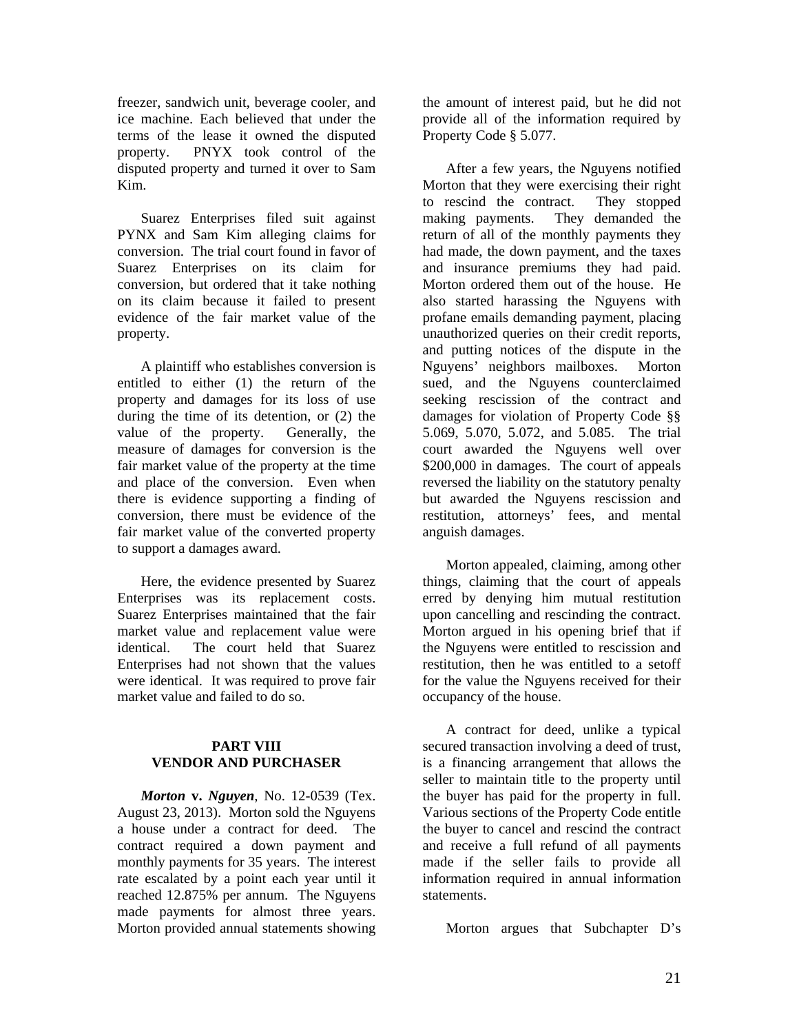freezer, sandwich unit, beverage cooler, and ice machine. Each believed that under the terms of the lease it owned the disputed property. PNYX took control of the disputed property and turned it over to Sam Kim.

Suarez Enterprises filed suit against PYNX and Sam Kim alleging claims for conversion. The trial court found in favor of Suarez Enterprises on its claim for conversion, but ordered that it take nothing on its claim because it failed to present evidence of the fair market value of the property.

A plaintiff who establishes conversion is entitled to either (1) the return of the property and damages for its loss of use during the time of its detention, or (2) the value of the property. Generally, the measure of damages for conversion is the fair market value of the property at the time and place of the conversion. Even when there is evidence supporting a finding of conversion, there must be evidence of the fair market value of the converted property to support a damages award.

Here, the evidence presented by Suarez Enterprises was its replacement costs. Suarez Enterprises maintained that the fair market value and replacement value were identical. The court held that Suarez Enterprises had not shown that the values were identical. It was required to prove fair market value and failed to do so.

## PART VIII
## VENDOR AND PURCHASER

***Morton* v. *Nguyen***, No. 12-0539 (Tex. August 23, 2013). Morton sold the Nguyens a house under a contract for deed. The contract required a down payment and monthly payments for 35 years. The interest rate escalated by a point each year until it reached 12.875% per annum. The Nguyens made payments for almost three years. Morton provided annual statements showing the amount of interest paid, but he did not provide all of the information required by Property Code § 5.077.

After a few years, the Nguyens notified Morton that they were exercising their right to rescind the contract. They stopped making payments. They demanded the return of all of the monthly payments they had made, the down payment, and the taxes and insurance premiums they had paid. Morton ordered them out of the house. He also started harassing the Nguyens with profane emails demanding payment, placing unauthorized queries on their credit reports, and putting notices of the dispute in the Nguyens' neighbors mailboxes. Morton sued, and the Nguyens counterclaimed seeking rescission of the contract and damages for violation of Property Code §§ 5.069, 5.070, 5.072, and 5.085. The trial court awarded the Nguyens well over \$200,000 in damages. The court of appeals reversed the liability on the statutory penalty but awarded the Nguyens rescission and restitution, attorneys' fees, and mental anguish damages.

Morton appealed, claiming, among other things, claiming that the court of appeals erred by denying him mutual restitution upon cancelling and rescinding the contract. Morton argued in his opening brief that if the Nguyens were entitled to rescission and restitution, then he was entitled to a setoff for the value the Nguyens received for their occupancy of the house.

A contract for deed, unlike a typical secured transaction involving a deed of trust, is a financing arrangement that allows the seller to maintain title to the property until the buyer has paid for the property in full. Various sections of the Property Code entitle the buyer to cancel and rescind the contract and receive a full refund of all payments made if the seller fails to provide all information required in annual information statements.

Morton argues that Subchapter D's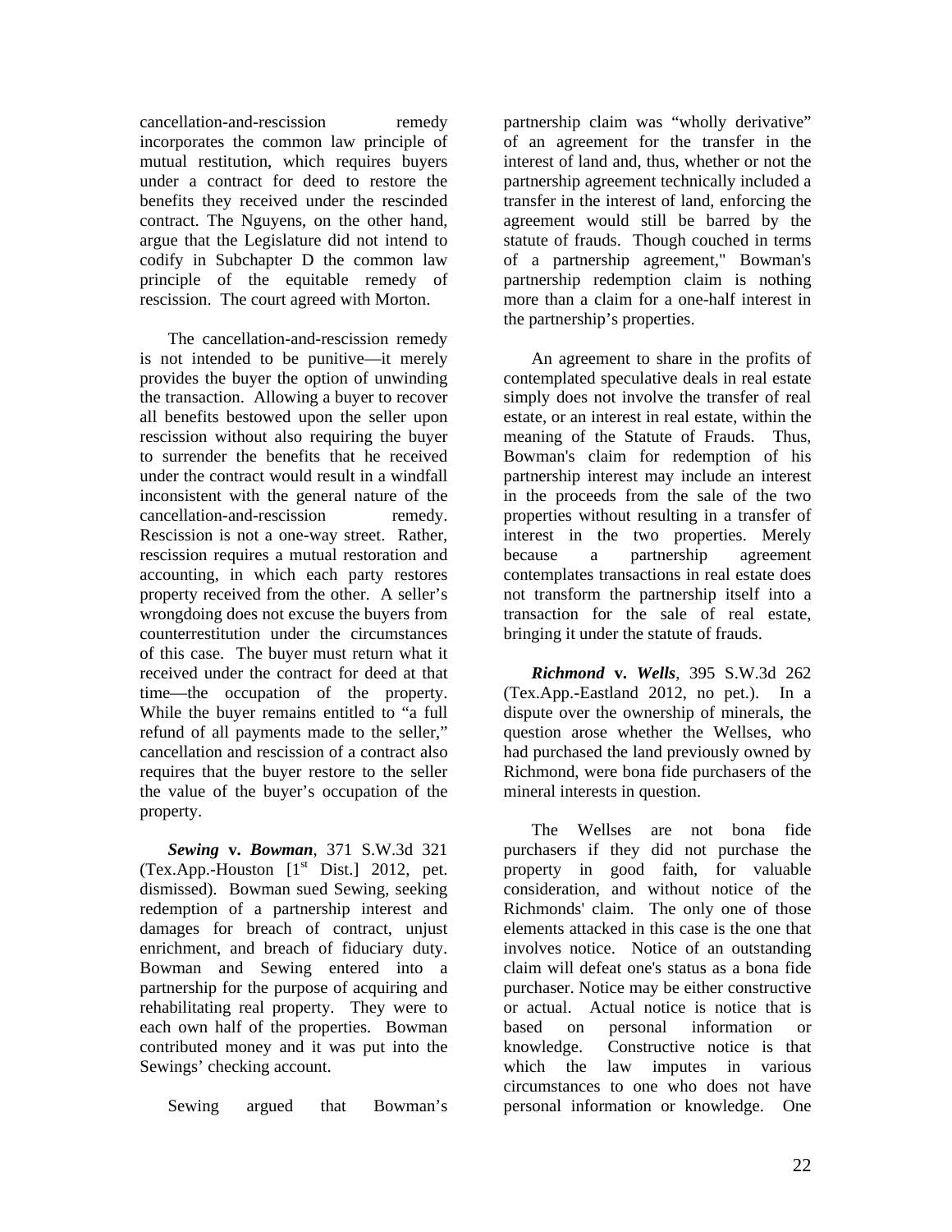cancellation-and-rescission remedy incorporates the common law principle of mutual restitution, which requires buyers under a contract for deed to restore the benefits they received under the rescinded contract. The Nguyens, on the other hand, argue that the Legislature did not intend to codify in Subchapter D the common law principle of the equitable remedy of rescission. The court agreed with Morton.

The cancellation-and-rescission remedy is not intended to be punitive—it merely provides the buyer the option of unwinding the transaction. Allowing a buyer to recover all benefits bestowed upon the seller upon rescission without also requiring the buyer to surrender the benefits that he received under the contract would result in a windfall inconsistent with the general nature of the cancellation-and-rescission remedy. Rescission is not a one-way street. Rather, rescission requires a mutual restoration and accounting, in which each party restores property received from the other. A seller's wrongdoing does not excuse the buyers from counterrestitution under the circumstances of this case. The buyer must return what it received under the contract for deed at that time—the occupation of the property. While the buyer remains entitled to "a full refund of all payments made to the seller," cancellation and rescission of a contract also requires that the buyer restore to the seller the value of the buyer's occupation of the property.

***Sewing* v. *Bowman***, 371 S.W.3d 321 (Tex.App.-Houston [1st Dist.] 2012, pet. dismissed). Bowman sued Sewing, seeking redemption of a partnership interest and damages for breach of contract, unjust enrichment, and breach of fiduciary duty. Bowman and Sewing entered into a partnership for the purpose of acquiring and rehabilitating real property. They were to each own half of the properties. Bowman contributed money and it was put into the Sewings' checking account.

Sewing argued that Bowman's partnership claim was "wholly derivative" of an agreement for the transfer in the interest of land and, thus, whether or not the partnership agreement technically included a transfer in the interest of land, enforcing the agreement would still be barred by the statute of frauds. Though couched in terms of a partnership agreement," Bowman's partnership redemption claim is nothing more than a claim for a one-half interest in the partnership's properties.

An agreement to share in the profits of contemplated speculative deals in real estate simply does not involve the transfer of real estate, or an interest in real estate, within the meaning of the Statute of Frauds. Thus, Bowman's claim for redemption of his partnership interest may include an interest in the proceeds from the sale of the two properties without resulting in a transfer of interest in the two properties. Merely because a partnership agreement contemplates transactions in real estate does not transform the partnership itself into a transaction for the sale of real estate, bringing it under the statute of frauds.

***Richmond* v. *Wells***, 395 S.W.3d 262 (Tex.App.-Eastland 2012, no pet.). In a dispute over the ownership of minerals, the question arose whether the Wellses, who had purchased the land previously owned by Richmond, were bona fide purchasers of the mineral interests in question.

The Wellses are not bona fide purchasers if they did not purchase the property in good faith, for valuable consideration, and without notice of the Richmonds' claim. The only one of those elements attacked in this case is the one that involves notice. Notice of an outstanding claim will defeat one's status as a bona fide purchaser. Notice may be either constructive or actual. Actual notice is notice that is based on personal information or knowledge. Constructive notice is that which the law imputes in various circumstances to one who does not have personal information or knowledge. One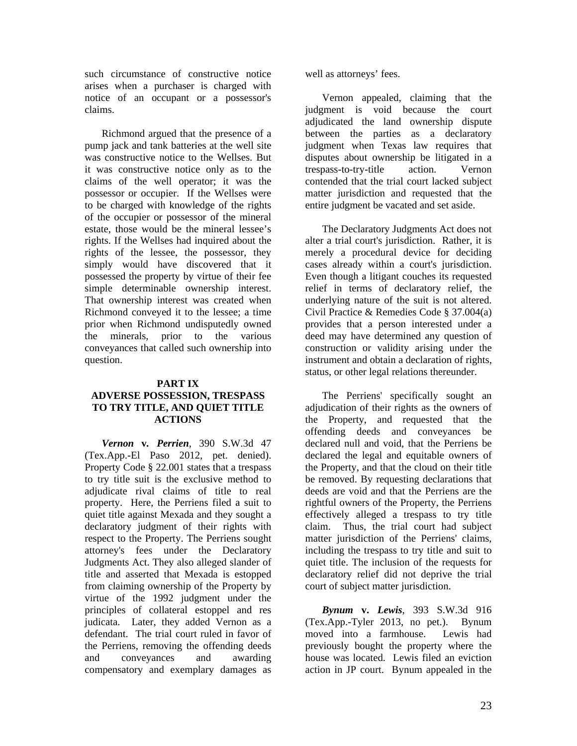such circumstance of constructive notice arises when a purchaser is charged with notice of an occupant or a possessor's claims.

Richmond argued that the presence of a pump jack and tank batteries at the well site was constructive notice to the Wellses. But it was constructive notice only as to the claims of the well operator; it was the possessor or occupier. If the Wellses were to be charged with knowledge of the rights of the occupier or possessor of the mineral estate, those would be the mineral lessee's rights. If the Wellses had inquired about the rights of the lessee, the possessor, they simply would have discovered that it possessed the property by virtue of their fee simple determinable ownership interest. That ownership interest was created when Richmond conveyed it to the lessee; a time prior when Richmond undisputedly owned the minerals, prior to the various conveyances that called such ownership into question.

## PART IX
## ADVERSE POSSESSION, TRESPASS TO TRY TITLE, AND QUIET TITLE ACTIONS

***Vernon* v. *Perrien***, 390 S.W.3d 47 (Tex.App.-El Paso 2012, pet. denied). Property Code § 22.001 states that a trespass to try title suit is the exclusive method to adjudicate rival claims of title to real property. Here, the Perriens filed a suit to quiet title against Mexada and they sought a declaratory judgment of their rights with respect to the Property. The Perriens sought attorney's fees under the Declaratory Judgments Act. They also alleged slander of title and asserted that Mexada is estopped from claiming ownership of the Property by virtue of the 1992 judgment under the principles of collateral estoppel and res judicata. Later, they added Vernon as a defendant. The trial court ruled in favor of the Perriens, removing the offending deeds and conveyances and awarding compensatory and exemplary damages as well as attorneys' fees.

Vernon appealed, claiming that the judgment is void because the court adjudicated the land ownership dispute between the parties as a declaratory judgment when Texas law requires that disputes about ownership be litigated in a trespass-to-try-title action. Vernon contended that the trial court lacked subject matter jurisdiction and requested that the entire judgment be vacated and set aside.

The Declaratory Judgments Act does not alter a trial court's jurisdiction. Rather, it is merely a procedural device for deciding cases already within a court's jurisdiction. Even though a litigant couches its requested relief in terms of declaratory relief, the underlying nature of the suit is not altered. Civil Practice & Remedies Code § 37.004(a) provides that a person interested under a deed may have determined any question of construction or validity arising under the instrument and obtain a declaration of rights, status, or other legal relations thereunder.

The Perriens' specifically sought an adjudication of their rights as the owners of the Property, and requested that the offending deeds and conveyances be declared null and void, that the Perriens be declared the legal and equitable owners of the Property, and that the cloud on their title be removed. By requesting declarations that deeds are void and that the Perriens are the rightful owners of the Property, the Perriens effectively alleged a trespass to try title claim. Thus, the trial court had subject matter jurisdiction of the Perriens' claims, including the trespass to try title and suit to quiet title. The inclusion of the requests for declaratory relief did not deprive the trial court of subject matter jurisdiction.

***Bynum* v. *Lewis***, 393 S.W.3d 916 (Tex.App.-Tyler 2013, no pet.). Bynum moved into a farmhouse. Lewis had previously bought the property where the house was located. Lewis filed an eviction action in JP court. Bynum appealed in the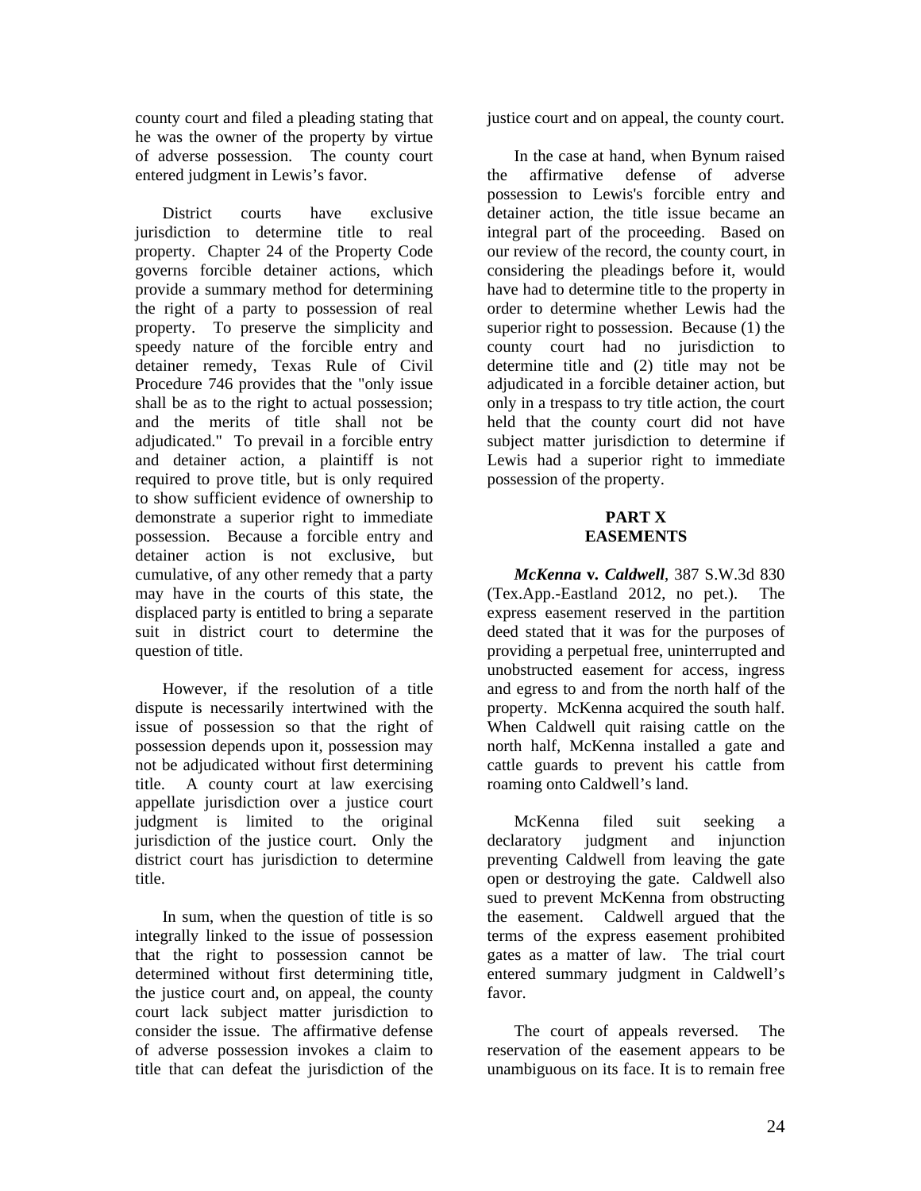county court and filed a pleading stating that he was the owner of the property by virtue of adverse possession. The county court entered judgment in Lewis's favor.

District courts have exclusive jurisdiction to determine title to real property. Chapter 24 of the Property Code governs forcible detainer actions, which provide a summary method for determining the right of a party to possession of real property. To preserve the simplicity and speedy nature of the forcible entry and detainer remedy, Texas Rule of Civil Procedure 746 provides that the "only issue shall be as to the right to actual possession; and the merits of title shall not be adjudicated." To prevail in a forcible entry and detainer action, a plaintiff is not required to prove title, but is only required to show sufficient evidence of ownership to demonstrate a superior right to immediate possession. Because a forcible entry and detainer action is not exclusive, but cumulative, of any other remedy that a party may have in the courts of this state, the displaced party is entitled to bring a separate suit in district court to determine the question of title.

However, if the resolution of a title dispute is necessarily intertwined with the issue of possession so that the right of possession depends upon it, possession may not be adjudicated without first determining title. A county court at law exercising appellate jurisdiction over a justice court judgment is limited to the original jurisdiction of the justice court. Only the district court has jurisdiction to determine title.

In sum, when the question of title is so integrally linked to the issue of possession that the right to possession cannot be determined without first determining title, the justice court and, on appeal, the county court lack subject matter jurisdiction to consider the issue. The affirmative defense of adverse possession invokes a claim to title that can defeat the jurisdiction of the justice court and on appeal, the county court.

In the case at hand, when Bynum raised the affirmative defense of adverse possession to Lewis's forcible entry and detainer action, the title issue became an integral part of the proceeding. Based on our review of the record, the county court, in considering the pleadings before it, would have had to determine title to the property in order to determine whether Lewis had the superior right to possession. Because (1) the county court had no jurisdiction to determine title and (2) title may not be adjudicated in a forcible detainer action, but only in a trespass to try title action, the court held that the county court did not have subject matter jurisdiction to determine if Lewis had a superior right to immediate possession of the property.

## PART X
## EASEMENTS

***McKenna* v. *Caldwell***, 387 S.W.3d 830 (Tex.App.-Eastland 2012, no pet.). The express easement reserved in the partition deed stated that it was for the purposes of providing a perpetual free, uninterrupted and unobstructed easement for access, ingress and egress to and from the north half of the property. McKenna acquired the south half. When Caldwell quit raising cattle on the north half, McKenna installed a gate and cattle guards to prevent his cattle from roaming onto Caldwell's land.

McKenna filed suit seeking a declaratory judgment and injunction preventing Caldwell from leaving the gate open or destroying the gate. Caldwell also sued to prevent McKenna from obstructing the easement. Caldwell argued that the terms of the express easement prohibited gates as a matter of law. The trial court entered summary judgment in Caldwell's favor.

The court of appeals reversed. The reservation of the easement appears to be unambiguous on its face. It is to remain free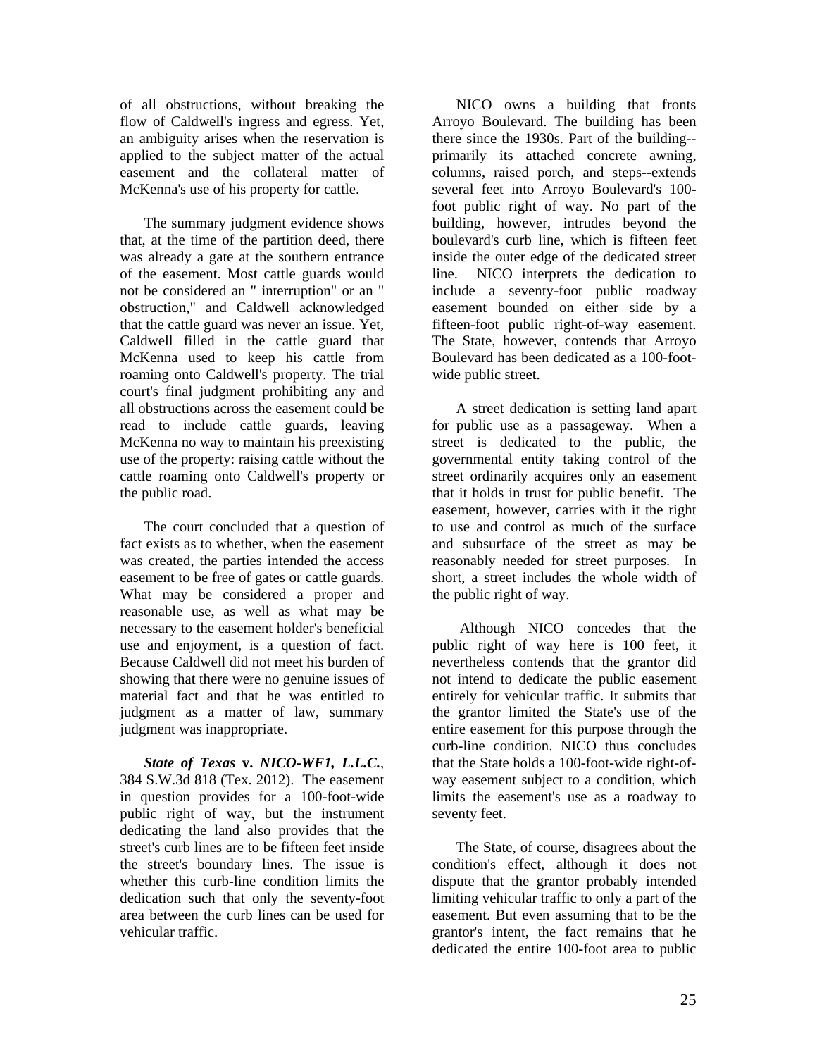of all obstructions, without breaking the flow of Caldwell's ingress and egress. Yet, an ambiguity arises when the reservation is applied to the subject matter of the actual easement and the collateral matter of McKenna's use of his property for cattle.

The summary judgment evidence shows that, at the time of the partition deed, there was already a gate at the southern entrance of the easement. Most cattle guards would not be considered an " interruption" or an " obstruction," and Caldwell acknowledged that the cattle guard was never an issue. Yet, Caldwell filled in the cattle guard that McKenna used to keep his cattle from roaming onto Caldwell's property. The trial court's final judgment prohibiting any and all obstructions across the easement could be read to include cattle guards, leaving McKenna no way to maintain his preexisting use of the property: raising cattle without the cattle roaming onto Caldwell's property or the public road.

The court concluded that a question of fact exists as to whether, when the easement was created, the parties intended the access easement to be free of gates or cattle guards. What may be considered a proper and reasonable use, as well as what may be necessary to the easement holder's beneficial use and enjoyment, is a question of fact. Because Caldwell did not meet his burden of showing that there were no genuine issues of material fact and that he was entitled to judgment as a matter of law, summary judgment was inappropriate.

***State of Texas* v. *NICO-WF1, L.L.C.***, 384 S.W.3d 818 (Tex. 2012). The easement in question provides for a 100-foot-wide public right of way, but the instrument dedicating the land also provides that the street's curb lines are to be fifteen feet inside the street's boundary lines. The issue is whether this curb-line condition limits the dedication such that only the seventy-foot area between the curb lines can be used for vehicular traffic.

NICO owns a building that fronts Arroyo Boulevard. The building has been there since the 1930s. Part of the building--primarily its attached concrete awning, columns, raised porch, and steps--extends several feet into Arroyo Boulevard's 100-foot public right of way. No part of the building, however, intrudes beyond the boulevard's curb line, which is fifteen feet inside the outer edge of the dedicated street line. NICO interprets the dedication to include a seventy-foot public roadway easement bounded on either side by a fifteen-foot public right-of-way easement. The State, however, contends that Arroyo Boulevard has been dedicated as a 100-foot-wide public street.

A street dedication is setting land apart for public use as a passageway. When a street is dedicated to the public, the governmental entity taking control of the street ordinarily acquires only an easement that it holds in trust for public benefit. The easement, however, carries with it the right to use and control as much of the surface and subsurface of the street as may be reasonably needed for street purposes. In short, a street includes the whole width of the public right of way.

Although NICO concedes that the public right of way here is 100 feet, it nevertheless contends that the grantor did not intend to dedicate the public easement entirely for vehicular traffic. It submits that the grantor limited the State's use of the entire easement for this purpose through the curb-line condition. NICO thus concludes that the State holds a 100-foot-wide right-of-way easement subject to a condition, which limits the easement's use as a roadway to seventy feet.

The State, of course, disagrees about the condition's effect, although it does not dispute that the grantor probably intended limiting vehicular traffic to only a part of the easement. But even assuming that to be the grantor's intent, the fact remains that he dedicated the entire 100-foot area to public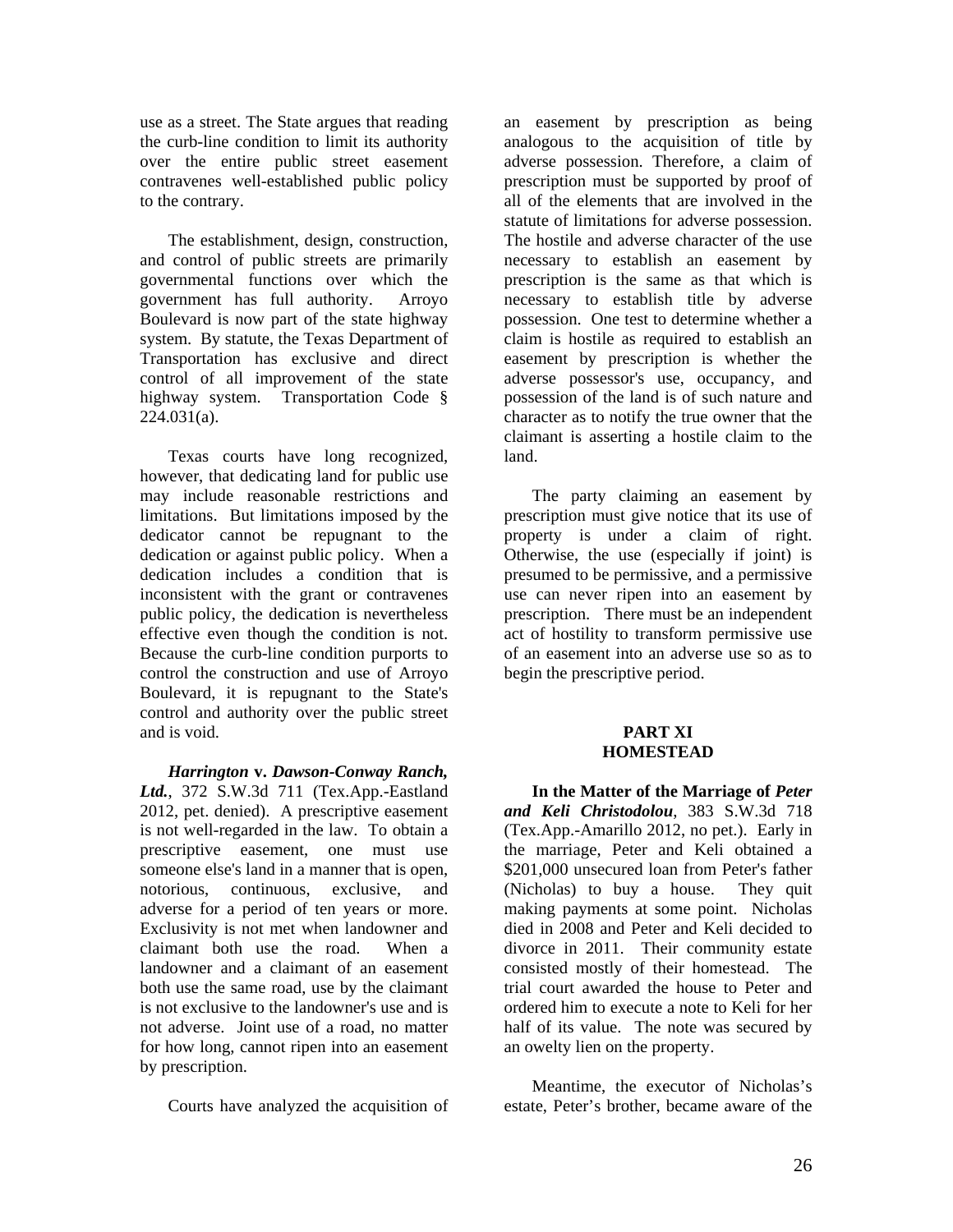use as a street. The State argues that reading the curb-line condition to limit its authority over the entire public street easement contravenes well-established public policy to the contrary.

The establishment, design, construction, and control of public streets are primarily governmental functions over which the government has full authority. Arroyo Boulevard is now part of the state highway system. By statute, the Texas Department of Transportation has exclusive and direct control of all improvement of the state highway system. Transportation Code § 224.031(a).

Texas courts have long recognized, however, that dedicating land for public use may include reasonable restrictions and limitations. But limitations imposed by the dedicator cannot be repugnant to the dedication or against public policy. When a dedication includes a condition that is inconsistent with the grant or contravenes public policy, the dedication is nevertheless effective even though the condition is not. Because the curb-line condition purports to control the construction and use of Arroyo Boulevard, it is repugnant to the State's control and authority over the public street and is void.

***Harrington* v. *Dawson-Conway Ranch, Ltd.***, 372 S.W.3d 711 (Tex.App.-Eastland 2012, pet. denied). A prescriptive easement is not well-regarded in the law. To obtain a prescriptive easement, one must use someone else's land in a manner that is open, notorious, continuous, exclusive, and adverse for a period of ten years or more. Exclusivity is not met when landowner and claimant both use the road. When a landowner and a claimant of an easement both use the same road, use by the claimant is not exclusive to the landowner's use and is not adverse. Joint use of a road, no matter for how long, cannot ripen into an easement by prescription.

Courts have analyzed the acquisition of an easement by prescription as being analogous to the acquisition of title by adverse possession. Therefore, a claim of prescription must be supported by proof of all of the elements that are involved in the statute of limitations for adverse possession. The hostile and adverse character of the use necessary to establish an easement by prescription is the same as that which is necessary to establish title by adverse possession. One test to determine whether a claim is hostile as required to establish an easement by prescription is whether the adverse possessor's use, occupancy, and possession of the land is of such nature and character as to notify the true owner that the claimant is asserting a hostile claim to the land.

The party claiming an easement by prescription must give notice that its use of property is under a claim of right. Otherwise, the use (especially if joint) is presumed to be permissive, and a permissive use can never ripen into an easement by prescription. There must be an independent act of hostility to transform permissive use of an easement into an adverse use so as to begin the prescriptive period.

## PART XI
## HOMESTEAD

**In the Matter of the Marriage of *Peter and Keli Christodolou***, 383 S.W.3d 718 (Tex.App.-Amarillo 2012, no pet.). Early in the marriage, Peter and Keli obtained a $201,000 unsecured loan from Peter's father (Nicholas) to buy a house. They quit making payments at some point. Nicholas died in 2008 and Peter and Keli decided to divorce in 2011. Their community estate consisted mostly of their homestead. The trial court awarded the house to Peter and ordered him to execute a note to Keli for her half of its value. The note was secured by an owelty lien on the property.

Meantime, the executor of Nicholas's estate, Peter's brother, became aware of the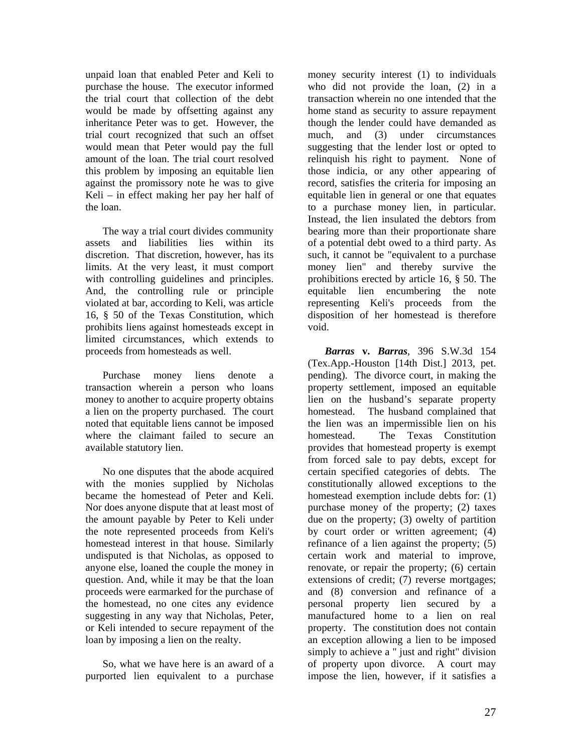unpaid loan that enabled Peter and Keli to purchase the house. The executor informed the trial court that collection of the debt would be made by offsetting against any inheritance Peter was to get. However, the trial court recognized that such an offset would mean that Peter would pay the full amount of the loan. The trial court resolved this problem by imposing an equitable lien against the promissory note he was to give Keli – in effect making her pay her half of the loan.

The way a trial court divides community assets and liabilities lies within its discretion. That discretion, however, has its limits. At the very least, it must comport with controlling guidelines and principles. And, the controlling rule or principle violated at bar, according to Keli, was article 16, § 50 of the Texas Constitution, which prohibits liens against homesteads except in limited circumstances, which extends to proceeds from homesteads as well.

Purchase money liens denote a transaction wherein a person who loans money to another to acquire property obtains a lien on the property purchased. The court noted that equitable liens cannot be imposed where the claimant failed to secure an available statutory lien.

No one disputes that the abode acquired with the monies supplied by Nicholas became the homestead of Peter and Keli. Nor does anyone dispute that at least most of the amount payable by Peter to Keli under the note represented proceeds from Keli's homestead interest in that house. Similarly undisputed is that Nicholas, as opposed to anyone else, loaned the couple the money in question. And, while it may be that the loan proceeds were earmarked for the purchase of the homestead, no one cites any evidence suggesting in any way that Nicholas, Peter, or Keli intended to secure repayment of the loan by imposing a lien on the realty.

So, what we have here is an award of a purported lien equivalent to a purchase money security interest (1) to individuals who did not provide the loan, (2) in a transaction wherein no one intended that the home stand as security to assure repayment though the lender could have demanded as much, and (3) under circumstances suggesting that the lender lost or opted to relinquish his right to payment. None of those indicia, or any other appearing of record, satisfies the criteria for imposing an equitable lien in general or one that equates to a purchase money lien, in particular. Instead, the lien insulated the debtors from bearing more than their proportionate share of a potential debt owed to a third party. As such, it cannot be "equivalent to a purchase money lien" and thereby survive the prohibitions erected by article 16, § 50. The equitable lien encumbering the note representing Keli's proceeds from the disposition of her homestead is therefore void.

***Barras* v. *Barras***, 396 S.W.3d 154 (Tex.App.-Houston [14th Dist.] 2013, pet. pending). The divorce court, in making the property settlement, imposed an equitable lien on the husband's separate property homestead. The husband complained that the lien was an impermissible lien on his homestead. The Texas Constitution provides that homestead property is exempt from forced sale to pay debts, except for certain specified categories of debts. The constitutionally allowed exceptions to the homestead exemption include debts for: (1) purchase money of the property; (2) taxes due on the property; (3) owelty of partition by court order or written agreement; (4) refinance of a lien against the property; (5) certain work and material to improve, renovate, or repair the property; (6) certain extensions of credit; (7) reverse mortgages; and (8) conversion and refinance of a personal property lien secured by a manufactured home to a lien on real property. The constitution does not contain an exception allowing a lien to be imposed simply to achieve a " just and right" division of property upon divorce. A court may impose the lien, however, if it satisfies a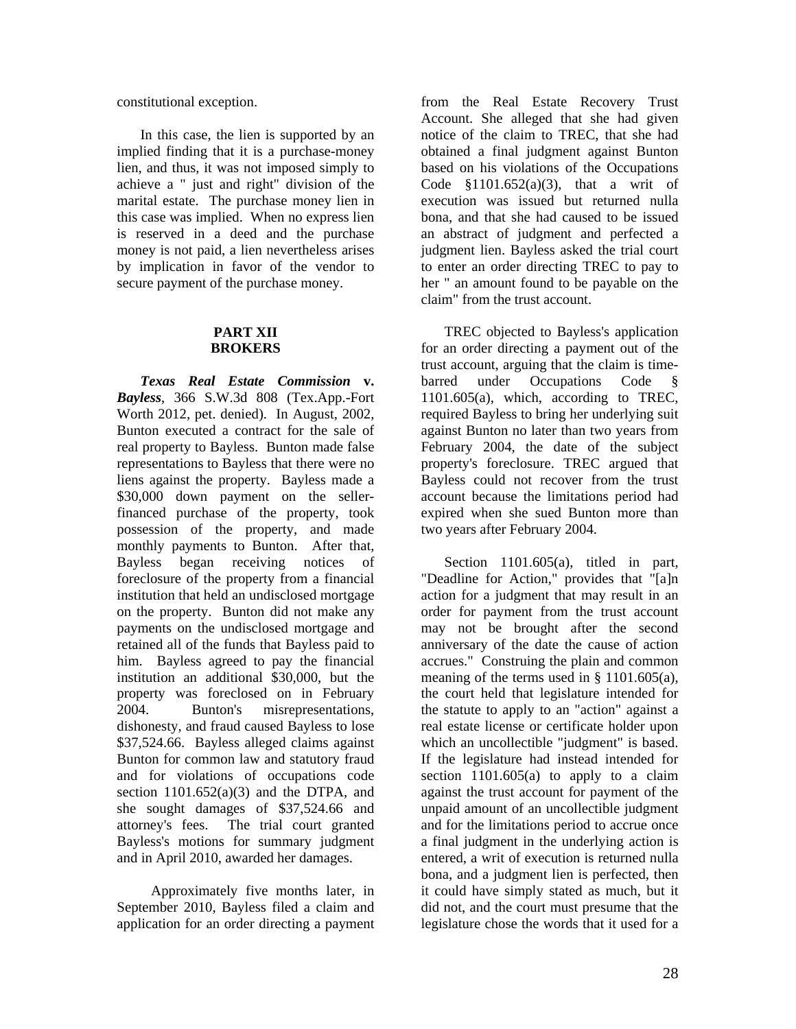constitutional exception.

In this case, the lien is supported by an implied finding that it is a purchase-money lien, and thus, it was not imposed simply to achieve a " just and right" division of the marital estate. The purchase money lien in this case was implied. When no express lien is reserved in a deed and the purchase money is not paid, a lien nevertheless arises by implication in favor of the vendor to secure payment of the purchase money.

## PART XII BROKERS

***Texas Real Estate Commission* v. *Bayless***, 366 S.W.3d 808 (Tex.App.-Fort Worth 2012, pet. denied). In August, 2002, Bunton executed a contract for the sale of real property to Bayless. Bunton made false representations to Bayless that there were no liens against the property. Bayless made a $30,000 down payment on the seller-financed purchase of the property, took possession of the property, and made monthly payments to Bunton. After that, Bayless began receiving notices of foreclosure of the property from a financial institution that held an undisclosed mortgage on the property. Bunton did not make any payments on the undisclosed mortgage and retained all of the funds that Bayless paid to him. Bayless agreed to pay the financial institution an additional $30,000, but the property was foreclosed on in February 2004. Bunton's misrepresentations, dishonesty, and fraud caused Bayless to lose $37,524.66. Bayless alleged claims against Bunton for common law and statutory fraud and for violations of occupations code section 1101.652(a)(3) and the DTPA, and she sought damages of $37,524.66 and attorney's fees. The trial court granted Bayless's motions for summary judgment and in April 2010, awarded her damages.

Approximately five months later, in September 2010, Bayless filed a claim and application for an order directing a payment from the Real Estate Recovery Trust Account. She alleged that she had given notice of the claim to TREC, that she had obtained a final judgment against Bunton based on his violations of the Occupations Code §1101.652(a)(3), that a writ of execution was issued but returned nulla bona, and that she had caused to be issued an abstract of judgment and perfected a judgment lien. Bayless asked the trial court to enter an order directing TREC to pay to her " an amount found to be payable on the claim" from the trust account.

TREC objected to Bayless's application for an order directing a payment out of the trust account, arguing that the claim is time-barred under Occupations Code § 1101.605(a), which, according to TREC, required Bayless to bring her underlying suit against Bunton no later than two years from February 2004, the date of the subject property's foreclosure. TREC argued that Bayless could not recover from the trust account because the limitations period had expired when she sued Bunton more than two years after February 2004.

Section 1101.605(a), titled in part, "Deadline for Action," provides that "[a]n action for a judgment that may result in an order for payment from the trust account may not be brought after the second anniversary of the date the cause of action accrues." Construing the plain and common meaning of the terms used in § 1101.605(a), the court held that legislature intended for the statute to apply to an "action" against a real estate license or certificate holder upon which an uncollectible "judgment" is based. If the legislature had instead intended for section 1101.605(a) to apply to a claim against the trust account for payment of the unpaid amount of an uncollectible judgment and for the limitations period to accrue once a final judgment in the underlying action is entered, a writ of execution is returned nulla bona, and a judgment lien is perfected, then it could have simply stated as much, but it did not, and the court must presume that the legislature chose the words that it used for a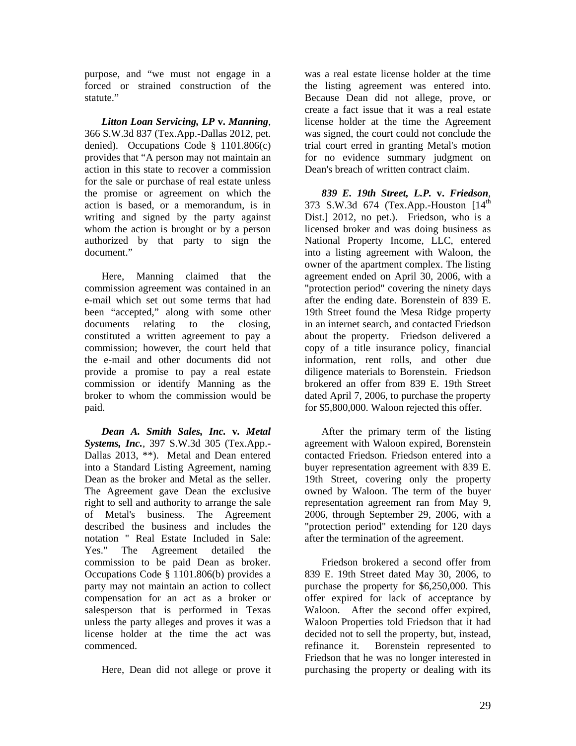purpose, and "we must not engage in a forced or strained construction of the statute."

***Litton Loan Servicing, LP* v. *Manning***, 366 S.W.3d 837 (Tex.App.-Dallas 2012, pet. denied). Occupations Code § 1101.806(c) provides that "A person may not maintain an action in this state to recover a commission for the sale or purchase of real estate unless the promise or agreement on which the action is based, or a memorandum, is in writing and signed by the party against whom the action is brought or by a person authorized by that party to sign the document."

Here, Manning claimed that the commission agreement was contained in an e-mail which set out some terms that had been "accepted," along with some other documents relating to the closing, constituted a written agreement to pay a commission; however, the court held that the e-mail and other documents did not provide a promise to pay a real estate commission or identify Manning as the broker to whom the commission would be paid.

***Dean A. Smith Sales, Inc.* v. *Metal Systems, Inc.***, 397 S.W.3d 305 (Tex.App.-Dallas 2013, **). Metal and Dean entered into a Standard Listing Agreement, naming Dean as the broker and Metal as the seller. The Agreement gave Dean the exclusive right to sell and authority to arrange the sale of Metal's business. The Agreement described the business and includes the notation " Real Estate Included in Sale: Yes." The Agreement detailed the commission to be paid Dean as broker. Occupations Code § 1101.806(b) provides a party may not maintain an action to collect compensation for an act as a broker or salesperson that is performed in Texas unless the party alleges and proves it was a license holder at the time the act was commenced.

Here, Dean did not allege or prove it was a real estate license holder at the time the listing agreement was entered into. Because Dean did not allege, prove, or create a fact issue that it was a real estate license holder at the time the Agreement was signed, the court could not conclude the trial court erred in granting Metal's motion for no evidence summary judgment on Dean's breach of written contract claim.

***839 E. 19th Street, L.P.* v. *Friedson***, 373 S.W.3d 674 (Tex.App.-Houston [14th Dist.] 2012, no pet.). Friedson, who is a licensed broker and was doing business as National Property Income, LLC, entered into a listing agreement with Waloon, the owner of the apartment complex. The listing agreement ended on April 30, 2006, with a "protection period" covering the ninety days after the ending date. Borenstein of 839 E. 19th Street found the Mesa Ridge property in an internet search, and contacted Friedson about the property. Friedson delivered a copy of a title insurance policy, financial information, rent rolls, and other due diligence materials to Borenstein. Friedson brokered an offer from 839 E. 19th Street dated April 7, 2006, to purchase the property for $5,800,000. Waloon rejected this offer.

After the primary term of the listing agreement with Waloon expired, Borenstein contacted Friedson. Friedson entered into a buyer representation agreement with 839 E. 19th Street, covering only the property owned by Waloon. The term of the buyer representation agreement ran from May 9, 2006, through September 29, 2006, with a "protection period" extending for 120 days after the termination of the agreement.

Friedson brokered a second offer from 839 E. 19th Street dated May 30, 2006, to purchase the property for $6,250,000. This offer expired for lack of acceptance by Waloon. After the second offer expired, Waloon Properties told Friedson that it had decided not to sell the property, but, instead, refinance it. Borenstein represented to Friedson that he was no longer interested in purchasing the property or dealing with its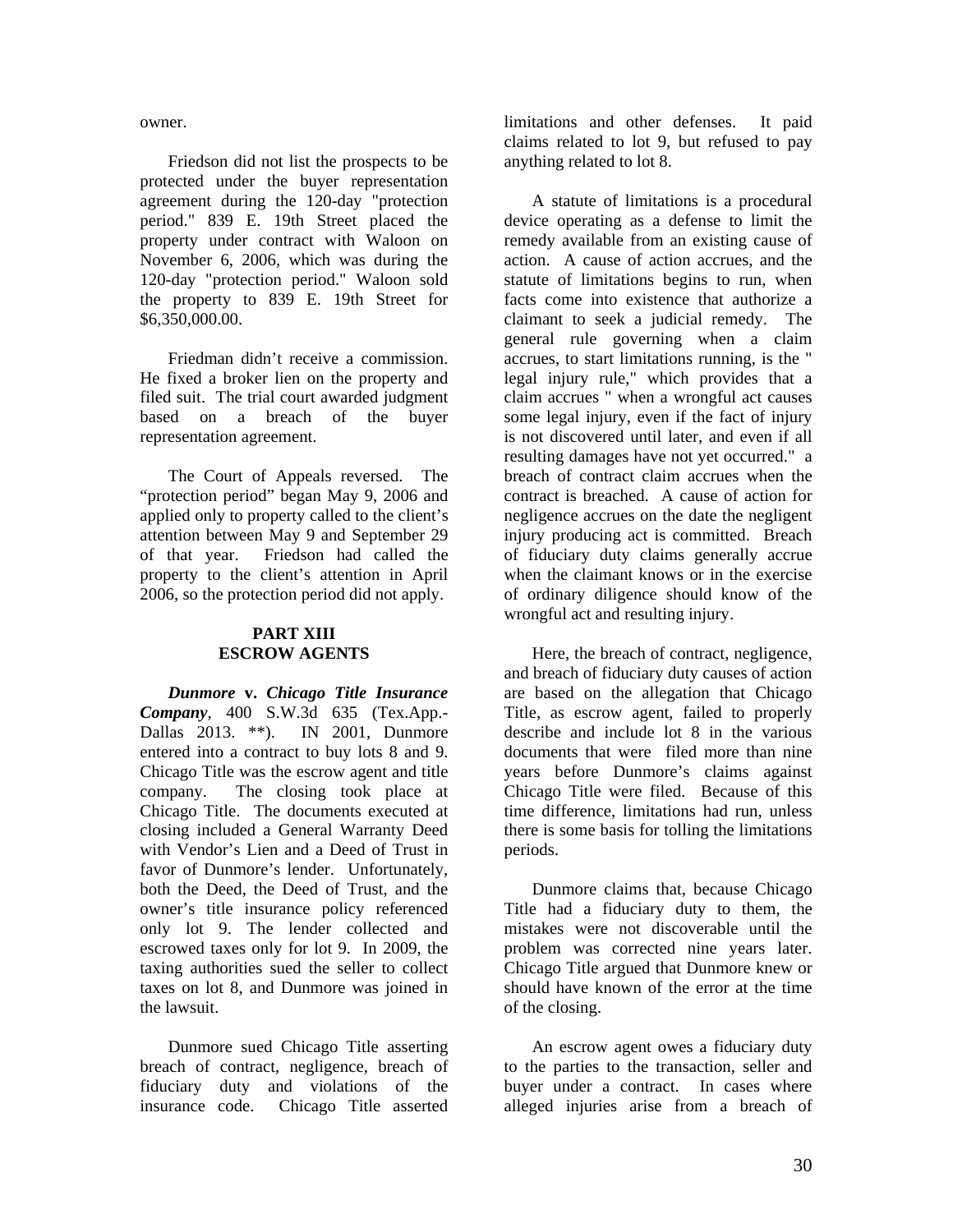owner.

Friedson did not list the prospects to be protected under the buyer representation agreement during the 120-day "protection period." 839 E. 19th Street placed the property under contract with Waloon on November 6, 2006, which was during the 120-day "protection period." Waloon sold the property to 839 E. 19th Street for $6,350,000.00.

Friedman didn't receive a commission. He fixed a broker lien on the property and filed suit. The trial court awarded judgment based on a breach of the buyer representation agreement.

The Court of Appeals reversed. The "protection period" began May 9, 2006 and applied only to property called to the client's attention between May 9 and September 29 of that year. Friedson had called the property to the client's attention in April 2006, so the protection period did not apply.

## PART XIII
## ESCROW AGENTS

***Dunmore* v. *Chicago Title Insurance Company***, 400 S.W.3d 635 (Tex.App.-Dallas 2013. **). IN 2001, Dunmore entered into a contract to buy lots 8 and 9. Chicago Title was the escrow agent and title company. The closing took place at Chicago Title. The documents executed at closing included a General Warranty Deed with Vendor's Lien and a Deed of Trust in favor of Dunmore's lender. Unfortunately, both the Deed, the Deed of Trust, and the owner's title insurance policy referenced only lot 9. The lender collected and escrowed taxes only for lot 9. In 2009, the taxing authorities sued the seller to collect taxes on lot 8, and Dunmore was joined in the lawsuit.

Dunmore sued Chicago Title asserting breach of contract, negligence, breach of fiduciary duty and violations of the insurance code. Chicago Title asserted limitations and other defenses. It paid claims related to lot 9, but refused to pay anything related to lot 8.

A statute of limitations is a procedural device operating as a defense to limit the remedy available from an existing cause of action. A cause of action accrues, and the statute of limitations begins to run, when facts come into existence that authorize a claimant to seek a judicial remedy. The general rule governing when a claim accrues, to start limitations running, is the " legal injury rule," which provides that a claim accrues " when a wrongful act causes some legal injury, even if the fact of injury is not discovered until later, and even if all resulting damages have not yet occurred." a breach of contract claim accrues when the contract is breached. A cause of action for negligence accrues on the date the negligent injury producing act is committed. Breach of fiduciary duty claims generally accrue when the claimant knows or in the exercise of ordinary diligence should know of the wrongful act and resulting injury.

Here, the breach of contract, negligence, and breach of fiduciary duty causes of action are based on the allegation that Chicago Title, as escrow agent, failed to properly describe and include lot 8 in the various documents that were filed more than nine years before Dunmore's claims against Chicago Title were filed. Because of this time difference, limitations had run, unless there is some basis for tolling the limitations periods.

Dunmore claims that, because Chicago Title had a fiduciary duty to them, the mistakes were not discoverable until the problem was corrected nine years later. Chicago Title argued that Dunmore knew or should have known of the error at the time of the closing.

An escrow agent owes a fiduciary duty to the parties to the transaction, seller and buyer under a contract. In cases where alleged injuries arise from a breach of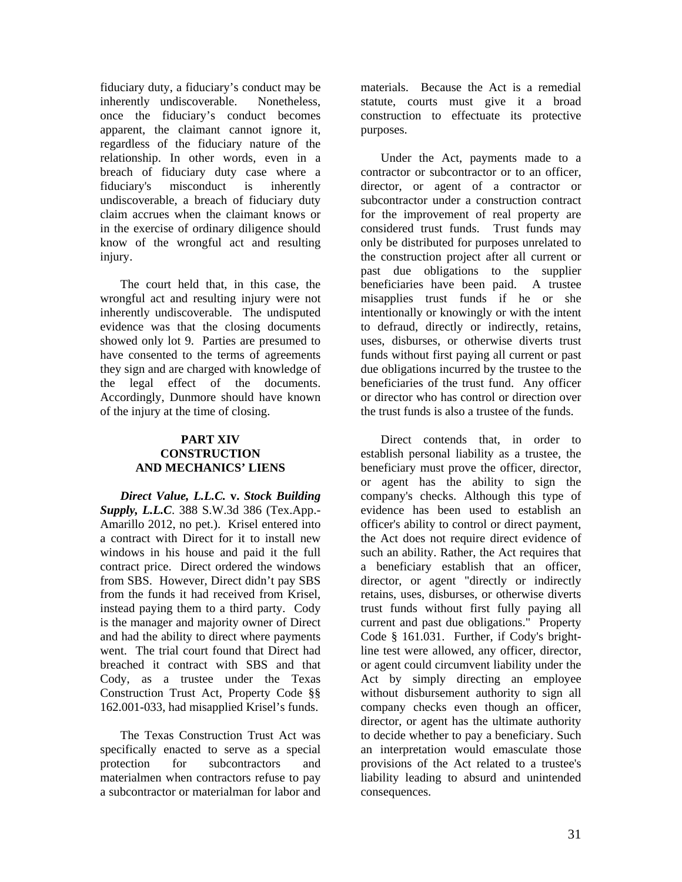fiduciary duty, a fiduciary's conduct may be inherently undiscoverable. Nonetheless, once the fiduciary's conduct becomes apparent, the claimant cannot ignore it, regardless of the fiduciary nature of the relationship. In other words, even in a breach of fiduciary duty case where a fiduciary's misconduct is inherently undiscoverable, a breach of fiduciary duty claim accrues when the claimant knows or in the exercise of ordinary diligence should know of the wrongful act and resulting injury.

The court held that, in this case, the wrongful act and resulting injury were not inherently undiscoverable. The undisputed evidence was that the closing documents showed only lot 9. Parties are presumed to have consented to the terms of agreements they sign and are charged with knowledge of the legal effect of the documents. Accordingly, Dunmore should have known of the injury at the time of closing.

## PART XIV CONSTRUCTION AND MECHANICS' LIENS

***Direct Value, L.L.C.* v. *Stock Building Supply, L.L.C*.** 388 S.W.3d 386 (Tex.App.-Amarillo 2012, no pet.). Krisel entered into a contract with Direct for it to install new windows in his house and paid it the full contract price. Direct ordered the windows from SBS. However, Direct didn't pay SBS from the funds it had received from Krisel, instead paying them to a third party. Cody is the manager and majority owner of Direct and had the ability to direct where payments went. The trial court found that Direct had breached it contract with SBS and that Cody, as a trustee under the Texas Construction Trust Act, Property Code §§ 162.001-033, had misapplied Krisel's funds.

The Texas Construction Trust Act was specifically enacted to serve as a special protection for subcontractors and materialmen when contractors refuse to pay a subcontractor or materialman for labor and materials. Because the Act is a remedial statute, courts must give it a broad construction to effectuate its protective purposes.

Under the Act, payments made to a contractor or subcontractor or to an officer, director, or agent of a contractor or subcontractor under a construction contract for the improvement of real property are considered trust funds. Trust funds may only be distributed for purposes unrelated to the construction project after all current or past due obligations to the supplier beneficiaries have been paid. A trustee misapplies trust funds if he or she intentionally or knowingly or with the intent to defraud, directly or indirectly, retains, uses, disburses, or otherwise diverts trust funds without first paying all current or past due obligations incurred by the trustee to the beneficiaries of the trust fund. Any officer or director who has control or direction over the trust funds is also a trustee of the funds.

Direct contends that, in order to establish personal liability as a trustee, the beneficiary must prove the officer, director, or agent has the ability to sign the company's checks. Although this type of evidence has been used to establish an officer's ability to control or direct payment, the Act does not require direct evidence of such an ability. Rather, the Act requires that a beneficiary establish that an officer, director, or agent "directly or indirectly retains, uses, disburses, or otherwise diverts trust funds without first fully paying all current and past due obligations." Property Code § 161.031. Further, if Cody's bright-line test were allowed, any officer, director, or agent could circumvent liability under the Act by simply directing an employee without disbursement authority to sign all company checks even though an officer, director, or agent has the ultimate authority to decide whether to pay a beneficiary. Such an interpretation would emasculate those provisions of the Act related to a trustee's liability leading to absurd and unintended consequences.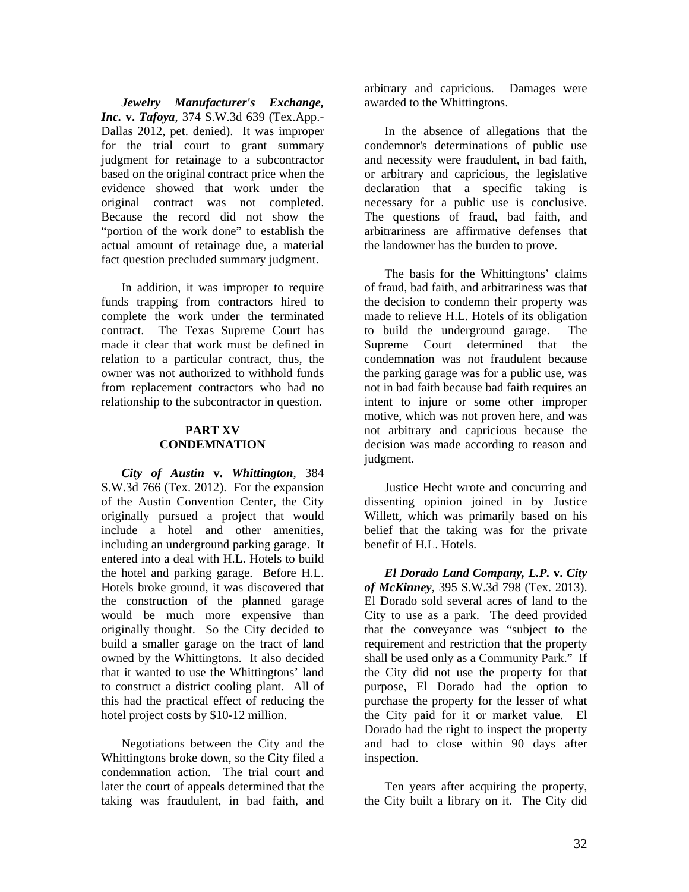***Jewelry Manufacturer's Exchange, Inc.* v. *Tafoya***, 374 S.W.3d 639 (Tex.App.-Dallas 2012, pet. denied). It was improper for the trial court to grant summary judgment for retainage to a subcontractor based on the original contract price when the evidence showed that work under the original contract was not completed. Because the record did not show the "portion of the work done" to establish the actual amount of retainage due, a material fact question precluded summary judgment.

In addition, it was improper to require funds trapping from contractors hired to complete the work under the terminated contract. The Texas Supreme Court has made it clear that work must be defined in relation to a particular contract, thus, the owner was not authorized to withhold funds from replacement contractors who had no relationship to the subcontractor in question.

## PART XV
## CONDEMNATION

***City of Austin* v. *Whittington***, 384 S.W.3d 766 (Tex. 2012). For the expansion of the Austin Convention Center, the City originally pursued a project that would include a hotel and other amenities, including an underground parking garage. It entered into a deal with H.L. Hotels to build the hotel and parking garage. Before H.L. Hotels broke ground, it was discovered that the construction of the planned garage would be much more expensive than originally thought. So the City decided to build a smaller garage on the tract of land owned by the Whittingtons. It also decided that it wanted to use the Whittingtons' land to construct a district cooling plant. All of this had the practical effect of reducing the hotel project costs by $10-12 million.

Negotiations between the City and the Whittingtons broke down, so the City filed a condemnation action. The trial court and later the court of appeals determined that the taking was fraudulent, in bad faith, and arbitrary and capricious. Damages were awarded to the Whittingtons.

In the absence of allegations that the condemnor's determinations of public use and necessity were fraudulent, in bad faith, or arbitrary and capricious, the legislative declaration that a specific taking is necessary for a public use is conclusive. The questions of fraud, bad faith, and arbitrariness are affirmative defenses that the landowner has the burden to prove.

The basis for the Whittingtons' claims of fraud, bad faith, and arbitrariness was that the decision to condemn their property was made to relieve H.L. Hotels of its obligation to build the underground garage. The Supreme Court determined that the condemnation was not fraudulent because the parking garage was for a public use, was not in bad faith because bad faith requires an intent to injure or some other improper motive, which was not proven here, and was not arbitrary and capricious because the decision was made according to reason and judgment.

Justice Hecht wrote and concurring and dissenting opinion joined in by Justice Willett, which was primarily based on his belief that the taking was for the private benefit of H.L. Hotels.

***El Dorado Land Company, L.P.* v. *City of McKinney***, 395 S.W.3d 798 (Tex. 2013). El Dorado sold several acres of land to the City to use as a park. The deed provided that the conveyance was "subject to the requirement and restriction that the property shall be used only as a Community Park." If the City did not use the property for that purpose, El Dorado had the option to purchase the property for the lesser of what the City paid for it or market value. El Dorado had the right to inspect the property and had to close within 90 days after inspection.

Ten years after acquiring the property, the City built a library on it. The City did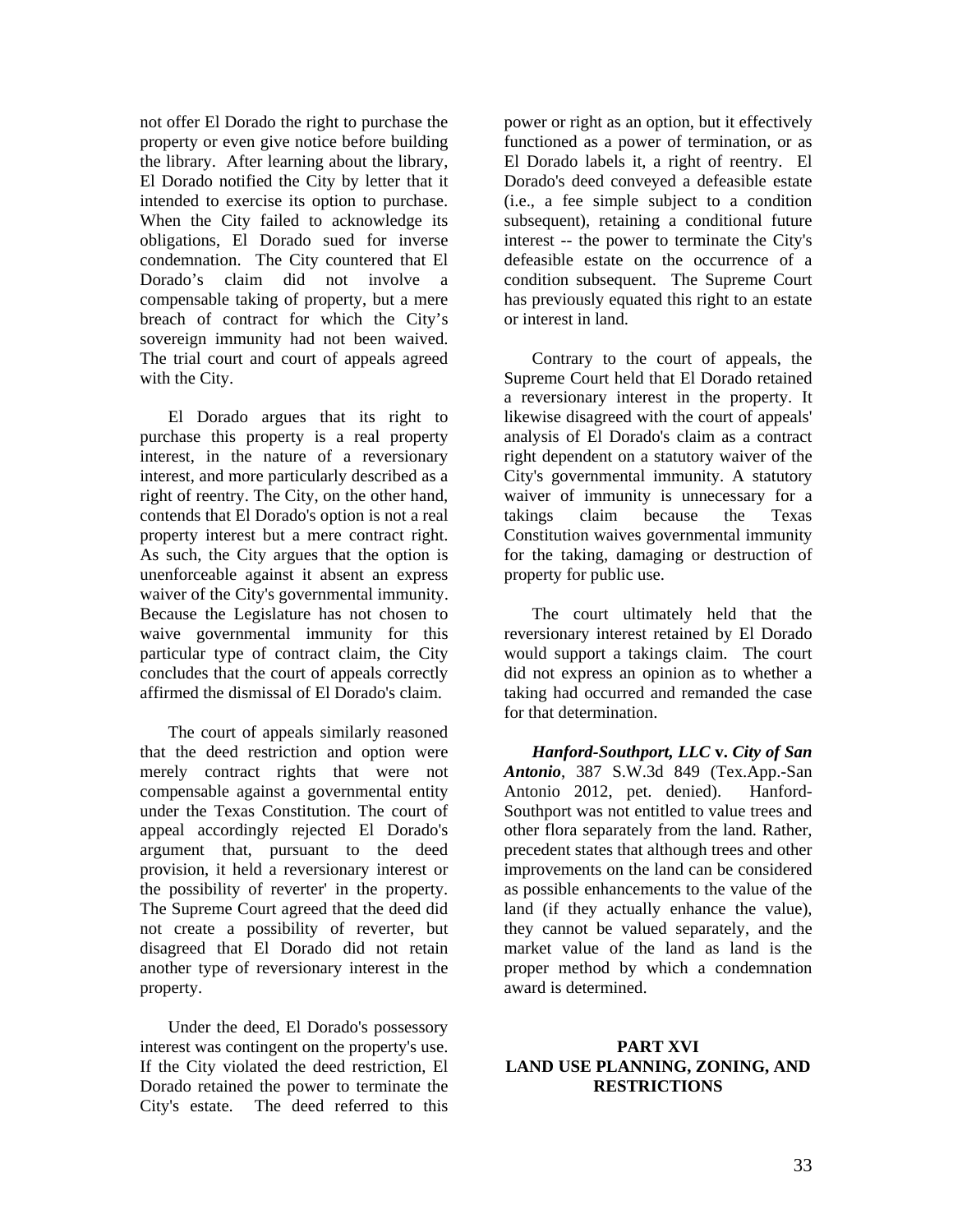not offer El Dorado the right to purchase the property or even give notice before building the library. After learning about the library, El Dorado notified the City by letter that it intended to exercise its option to purchase. When the City failed to acknowledge its obligations, El Dorado sued for inverse condemnation. The City countered that El Dorado's claim did not involve a compensable taking of property, but a mere breach of contract for which the City's sovereign immunity had not been waived. The trial court and court of appeals agreed with the City.

El Dorado argues that its right to purchase this property is a real property interest, in the nature of a reversionary interest, and more particularly described as a right of reentry. The City, on the other hand, contends that El Dorado's option is not a real property interest but a mere contract right. As such, the City argues that the option is unenforceable against it absent an express waiver of the City's governmental immunity. Because the Legislature has not chosen to waive governmental immunity for this particular type of contract claim, the City concludes that the court of appeals correctly affirmed the dismissal of El Dorado's claim.

The court of appeals similarly reasoned that the deed restriction and option were merely contract rights that were not compensable against a governmental entity under the Texas Constitution. The court of appeal accordingly rejected El Dorado's argument that, pursuant to the deed provision, it held a reversionary interest or the possibility of reverter' in the property. The Supreme Court agreed that the deed did not create a possibility of reverter, but disagreed that El Dorado did not retain another type of reversionary interest in the property.

Under the deed, El Dorado's possessory interest was contingent on the property's use. If the City violated the deed restriction, El Dorado retained the power to terminate the City's estate. The deed referred to this power or right as an option, but it effectively functioned as a power of termination, or as El Dorado labels it, a right of reentry. El Dorado's deed conveyed a defeasible estate (i.e., a fee simple subject to a condition subsequent), retaining a conditional future interest -- the power to terminate the City's defeasible estate on the occurrence of a condition subsequent. The Supreme Court has previously equated this right to an estate or interest in land.

Contrary to the court of appeals, the Supreme Court held that El Dorado retained a reversionary interest in the property. It likewise disagreed with the court of appeals' analysis of El Dorado's claim as a contract right dependent on a statutory waiver of the City's governmental immunity. A statutory waiver of immunity is unnecessary for a takings claim because the Texas Constitution waives governmental immunity for the taking, damaging or destruction of property for public use.

The court ultimately held that the reversionary interest retained by El Dorado would support a takings claim. The court did not express an opinion as to whether a taking had occurred and remanded the case for that determination.

***Hanford-Southport, LLC* v. *City of San Antonio***, 387 S.W.3d 849 (Tex.App.-San Antonio 2012, pet. denied). Hanford-Southport was not entitled to value trees and other flora separately from the land. Rather, precedent states that although trees and other improvements on the land can be considered as possible enhancements to the value of the land (if they actually enhance the value), they cannot be valued separately, and the market value of the land as land is the proper method by which a condemnation award is determined.

## PART XVI
## LAND USE PLANNING, ZONING, AND RESTRICTIONS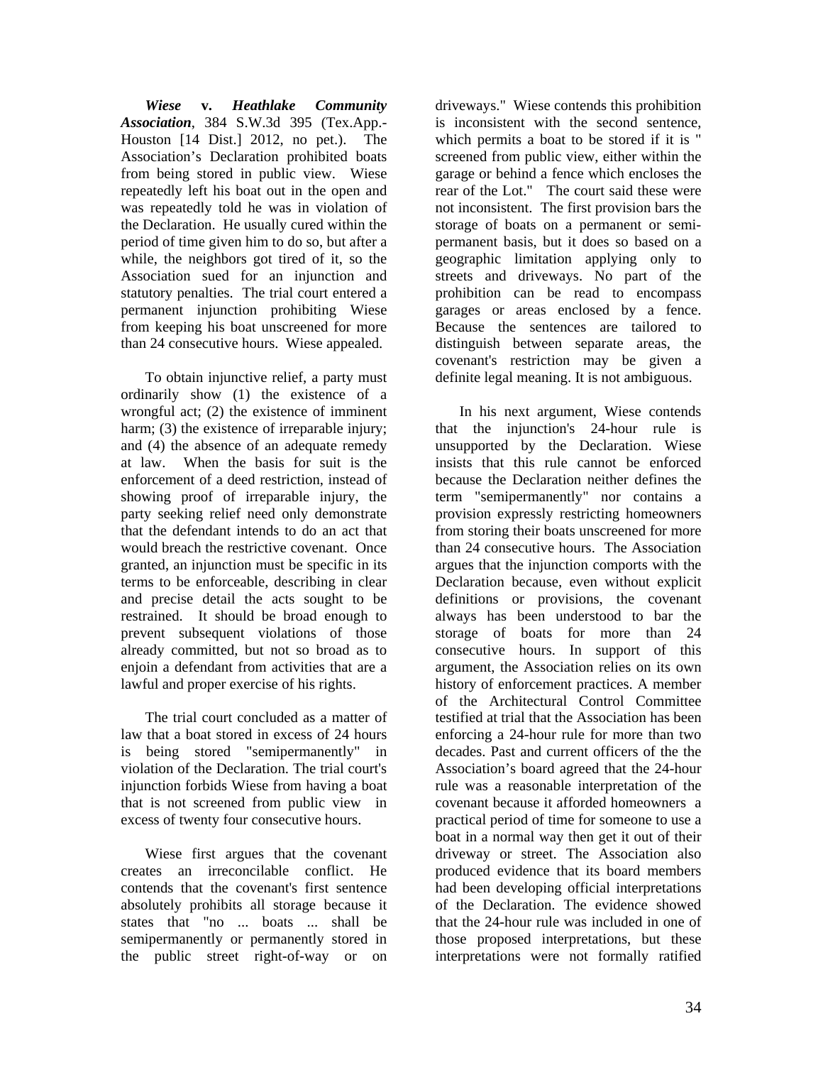***Wiese* v. *Heathlake Community Association***, 384 S.W.3d 395 (Tex.App.-Houston [14 Dist.] 2012, no pet.). The Association's Declaration prohibited boats from being stored in public view. Wiese repeatedly left his boat out in the open and was repeatedly told he was in violation of the Declaration. He usually cured within the period of time given him to do so, but after a while, the neighbors got tired of it, so the Association sued for an injunction and statutory penalties. The trial court entered a permanent injunction prohibiting Wiese from keeping his boat unscreened for more than 24 consecutive hours. Wiese appealed.

To obtain injunctive relief, a party must ordinarily show (1) the existence of a wrongful act; (2) the existence of imminent harm; (3) the existence of irreparable injury; and (4) the absence of an adequate remedy at law. When the basis for suit is the enforcement of a deed restriction, instead of showing proof of irreparable injury, the party seeking relief need only demonstrate that the defendant intends to do an act that would breach the restrictive covenant. Once granted, an injunction must be specific in its terms to be enforceable, describing in clear and precise detail the acts sought to be restrained. It should be broad enough to prevent subsequent violations of those already committed, but not so broad as to enjoin a defendant from activities that are a lawful and proper exercise of his rights.

The trial court concluded as a matter of law that a boat stored in excess of 24 hours is being stored "semipermanently" in violation of the Declaration. The trial court's injunction forbids Wiese from having a boat that is not screened from public view in excess of twenty four consecutive hours.

Wiese first argues that the covenant creates an irreconcilable conflict. He contends that the covenant's first sentence absolutely prohibits all storage because it states that "no ... boats ... shall be semipermanently or permanently stored in the public street right-of-way or on driveways." Wiese contends this prohibition is inconsistent with the second sentence, which permits a boat to be stored if it is " screened from public view, either within the garage or behind a fence which encloses the rear of the Lot." The court said these were not inconsistent. The first provision bars the storage of boats on a permanent or semi-permanent basis, but it does so based on a geographic limitation applying only to streets and driveways. No part of the prohibition can be read to encompass garages or areas enclosed by a fence. Because the sentences are tailored to distinguish between separate areas, the covenant's restriction may be given a definite legal meaning. It is not ambiguous.

In his next argument, Wiese contends that the injunction's 24-hour rule is unsupported by the Declaration. Wiese insists that this rule cannot be enforced because the Declaration neither defines the term "semipermanently" nor contains a provision expressly restricting homeowners from storing their boats unscreened for more than 24 consecutive hours. The Association argues that the injunction comports with the Declaration because, even without explicit definitions or provisions, the covenant always has been understood to bar the storage of boats for more than 24 consecutive hours. In support of this argument, the Association relies on its own history of enforcement practices. A member of the Architectural Control Committee testified at trial that the Association has been enforcing a 24-hour rule for more than two decades. Past and current officers of the the Association's board agreed that the 24-hour rule was a reasonable interpretation of the covenant because it afforded homeowners a practical period of time for someone to use a boat in a normal way then get it out of their driveway or street. The Association also produced evidence that its board members had been developing official interpretations of the Declaration. The evidence showed that the 24-hour rule was included in one of those proposed interpretations, but these interpretations were not formally ratified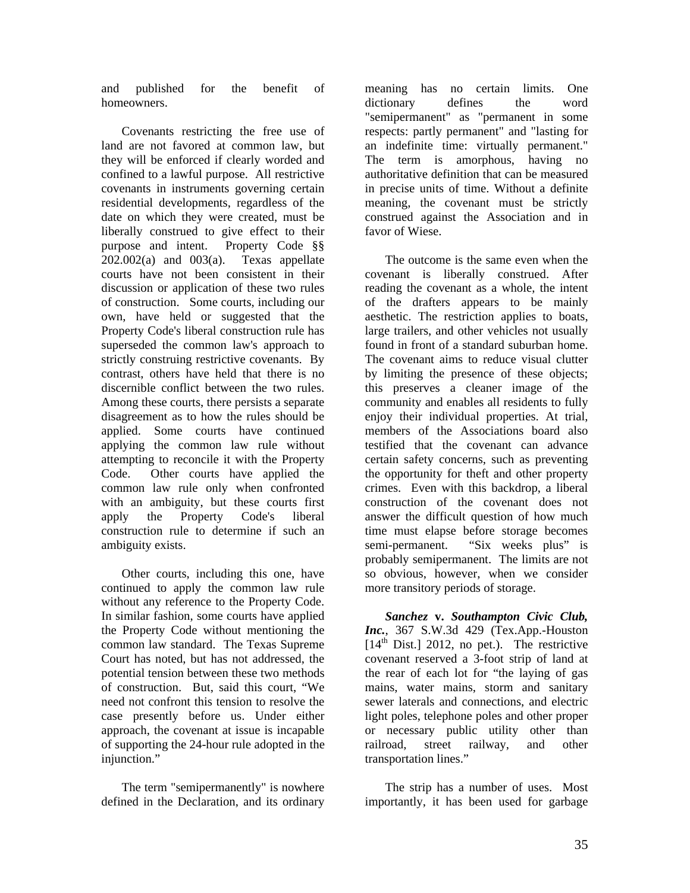and published for the benefit of homeowners.

Covenants restricting the free use of land are not favored at common law, but they will be enforced if clearly worded and confined to a lawful purpose. All restrictive covenants in instruments governing certain residential developments, regardless of the date on which they were created, must be liberally construed to give effect to their purpose and intent. Property Code §§ 202.002(a) and 003(a). Texas appellate courts have not been consistent in their discussion or application of these two rules of construction. Some courts, including our own, have held or suggested that the Property Code's liberal construction rule has superseded the common law's approach to strictly construing restrictive covenants. By contrast, others have held that there is no discernible conflict between the two rules. Among these courts, there persists a separate disagreement as to how the rules should be applied. Some courts have continued applying the common law rule without attempting to reconcile it with the Property Code. Other courts have applied the common law rule only when confronted with an ambiguity, but these courts first apply the Property Code's liberal construction rule to determine if such an ambiguity exists.

Other courts, including this one, have continued to apply the common law rule without any reference to the Property Code. In similar fashion, some courts have applied the Property Code without mentioning the common law standard. The Texas Supreme Court has noted, but has not addressed, the potential tension between these two methods of construction. But, said this court, "We need not confront this tension to resolve the case presently before us. Under either approach, the covenant at issue is incapable of supporting the 24-hour rule adopted in the injunction."

The term "semipermanently" is nowhere defined in the Declaration, and its ordinary meaning has no certain limits. One dictionary defines the word "semipermanent" as "permanent in some respects: partly permanent" and "lasting for an indefinite time: virtually permanent." The term is amorphous, having no authoritative definition that can be measured in precise units of time. Without a definite meaning, the covenant must be strictly construed against the Association and in favor of Wiese.

The outcome is the same even when the covenant is liberally construed. After reading the covenant as a whole, the intent of the drafters appears to be mainly aesthetic. The restriction applies to boats, large trailers, and other vehicles not usually found in front of a standard suburban home. The covenant aims to reduce visual clutter by limiting the presence of these objects; this preserves a cleaner image of the community and enables all residents to fully enjoy their individual properties. At trial, members of the Associations board also testified that the covenant can advance certain safety concerns, such as preventing the opportunity for theft and other property crimes. Even with this backdrop, a liberal construction of the covenant does not answer the difficult question of how much time must elapse before storage becomes semi-permanent. "Six weeks plus" is probably semipermanent. The limits are not so obvious, however, when we consider more transitory periods of storage.

***Sanchez* v. *Southampton Civic Club, Inc.***, 367 S.W.3d 429 (Tex.App.-Houston [14th Dist.] 2012, no pet.). The restrictive covenant reserved a 3-foot strip of land at the rear of each lot for "the laying of gas mains, water mains, storm and sanitary sewer laterals and connections, and electric light poles, telephone poles and other proper or necessary public utility other than railroad, street railway, and other transportation lines."

The strip has a number of uses. Most importantly, it has been used for garbage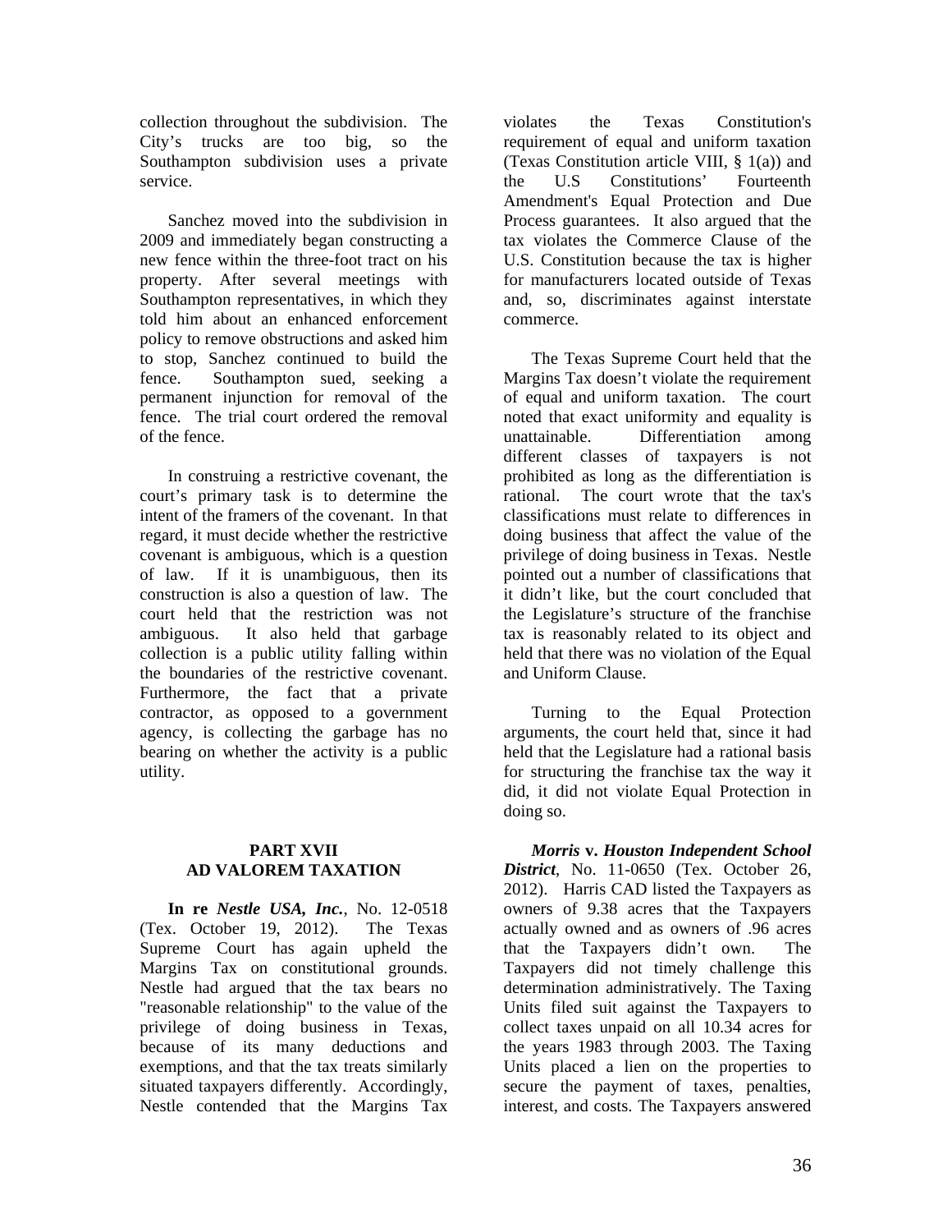collection throughout the subdivision. The City's trucks are too big, so the Southampton subdivision uses a private service.

Sanchez moved into the subdivision in 2009 and immediately began constructing a new fence within the three-foot tract on his property. After several meetings with Southampton representatives, in which they told him about an enhanced enforcement policy to remove obstructions and asked him to stop, Sanchez continued to build the fence. Southampton sued, seeking a permanent injunction for removal of the fence. The trial court ordered the removal of the fence.

In construing a restrictive covenant, the court's primary task is to determine the intent of the framers of the covenant. In that regard, it must decide whether the restrictive covenant is ambiguous, which is a question of law. If it is unambiguous, then its construction is also a question of law. The court held that the restriction was not ambiguous. It also held that garbage collection is a public utility falling within the boundaries of the restrictive covenant. Furthermore, the fact that a private contractor, as opposed to a government agency, is collecting the garbage has no bearing on whether the activity is a public utility.

## PART XVII
## AD VALOREM TAXATION

**In re *Nestle USA, Inc.***, No. 12-0518 (Tex. October 19, 2012). The Texas Supreme Court has again upheld the Margins Tax on constitutional grounds. Nestle had argued that the tax bears no "reasonable relationship" to the value of the privilege of doing business in Texas, because of its many deductions and exemptions, and that the tax treats similarly situated taxpayers differently. Accordingly, Nestle contended that the Margins Tax violates the Texas Constitution's requirement of equal and uniform taxation (Texas Constitution article VIII, § 1(a)) and the U.S Constitutions' Fourteenth Amendment's Equal Protection and Due Process guarantees. It also argued that the tax violates the Commerce Clause of the U.S. Constitution because the tax is higher for manufacturers located outside of Texas and, so, discriminates against interstate commerce.

The Texas Supreme Court held that the Margins Tax doesn't violate the requirement of equal and uniform taxation. The court noted that exact uniformity and equality is unattainable. Differentiation among different classes of taxpayers is not prohibited as long as the differentiation is rational. The court wrote that the tax's classifications must relate to differences in doing business that affect the value of the privilege of doing business in Texas. Nestle pointed out a number of classifications that it didn't like, but the court concluded that the Legislature's structure of the franchise tax is reasonably related to its object and held that there was no violation of the Equal and Uniform Clause.

Turning to the Equal Protection arguments, the court held that, since it had held that the Legislature had a rational basis for structuring the franchise tax the way it did, it did not violate Equal Protection in doing so.

***Morris* v. *Houston Independent School District***, No. 11-0650 (Tex. October 26, 2012). Harris CAD listed the Taxpayers as owners of 9.38 acres that the Taxpayers actually owned and as owners of .96 acres that the Taxpayers didn't own. The Taxpayers did not timely challenge this determination administratively. The Taxing Units filed suit against the Taxpayers to collect taxes unpaid on all 10.34 acres for the years 1983 through 2003. The Taxing Units placed a lien on the properties to secure the payment of taxes, penalties, interest, and costs. The Taxpayers answered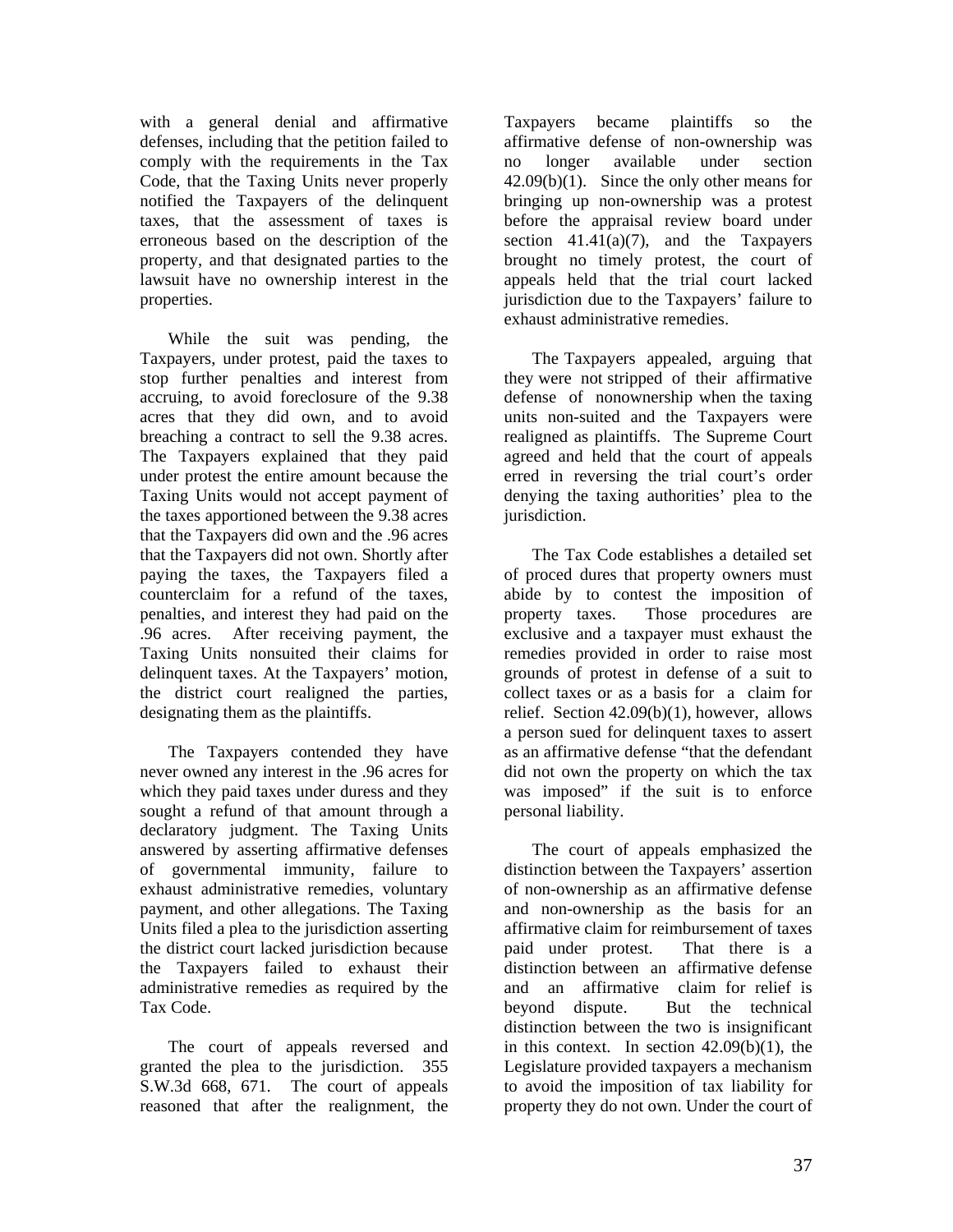with a general denial and affirmative defenses, including that the petition failed to comply with the requirements in the Tax Code, that the Taxing Units never properly notified the Taxpayers of the delinquent taxes, that the assessment of taxes is erroneous based on the description of the property, and that designated parties to the lawsuit have no ownership interest in the properties.

While the suit was pending, the Taxpayers, under protest, paid the taxes to stop further penalties and interest from accruing, to avoid foreclosure of the 9.38 acres that they did own, and to avoid breaching a contract to sell the 9.38 acres. The Taxpayers explained that they paid under protest the entire amount because the Taxing Units would not accept payment of the taxes apportioned between the 9.38 acres that the Taxpayers did own and the .96 acres that the Taxpayers did not own. Shortly after paying the taxes, the Taxpayers filed a counterclaim for a refund of the taxes, penalties, and interest they had paid on the .96 acres. After receiving payment, the Taxing Units nonsuited their claims for delinquent taxes. At the Taxpayers' motion, the district court realigned the parties, designating them as the plaintiffs.

The Taxpayers contended they have never owned any interest in the .96 acres for which they paid taxes under duress and they sought a refund of that amount through a declaratory judgment. The Taxing Units answered by asserting affirmative defenses of governmental immunity, failure to exhaust administrative remedies, voluntary payment, and other allegations. The Taxing Units filed a plea to the jurisdiction asserting the district court lacked jurisdiction because the Taxpayers failed to exhaust their administrative remedies as required by the Tax Code.

The court of appeals reversed and granted the plea to the jurisdiction. 355 S.W.3d 668, 671. The court of appeals reasoned that after the realignment, the Taxpayers became plaintiffs so the affirmative defense of non-ownership was no longer available under section 42.09(b)(1). Since the only other means for bringing up non-ownership was a protest before the appraisal review board under section 41.41(a)(7), and the Taxpayers brought no timely protest, the court of appeals held that the trial court lacked jurisdiction due to the Taxpayers' failure to exhaust administrative remedies.

The Taxpayers appealed, arguing that they were not stripped of their affirmative defense of nonownership when the taxing units non-suited and the Taxpayers were realigned as plaintiffs. The Supreme Court agreed and held that the court of appeals erred in reversing the trial court's order denying the taxing authorities' plea to the jurisdiction.

The Tax Code establishes a detailed set of proced dures that property owners must abide by to contest the imposition of property taxes. Those procedures are exclusive and a taxpayer must exhaust the remedies provided in order to raise most grounds of protest in defense of a suit to collect taxes or as a basis for a claim for relief. Section 42.09(b)(1), however, allows a person sued for delinquent taxes to assert as an affirmative defense "that the defendant did not own the property on which the tax was imposed" if the suit is to enforce personal liability.

The court of appeals emphasized the distinction between the Taxpayers' assertion of non-ownership as an affirmative defense and non-ownership as the basis for an affirmative claim for reimbursement of taxes paid under protest. That there is a distinction between an affirmative defense and an affirmative claim for relief is beyond dispute. But the technical distinction between the two is insignificant in this context. In section 42.09(b)(1), the Legislature provided taxpayers a mechanism to avoid the imposition of tax liability for property they do not own. Under the court of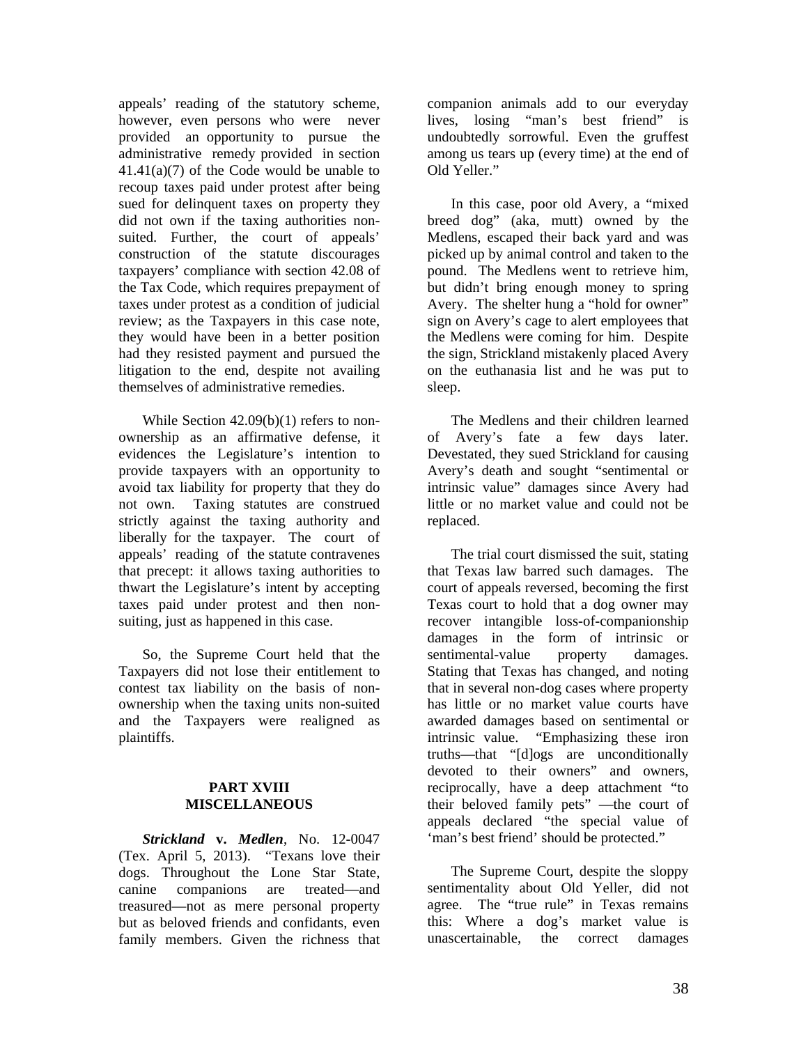appeals' reading of the statutory scheme, however, even persons who were never provided an opportunity to pursue the administrative remedy provided in section 41.41(a)(7) of the Code would be unable to recoup taxes paid under protest after being sued for delinquent taxes on property they did not own if the taxing authorities non-suited. Further, the court of appeals' construction of the statute discourages taxpayers' compliance with section 42.08 of the Tax Code, which requires prepayment of taxes under protest as a condition of judicial review; as the Taxpayers in this case note, they would have been in a better position had they resisted payment and pursued the litigation to the end, despite not availing themselves of administrative remedies.

While Section 42.09(b)(1) refers to non-ownership as an affirmative defense, it evidences the Legislature's intention to provide taxpayers with an opportunity to avoid tax liability for property that they do not own. Taxing statutes are construed strictly against the taxing authority and liberally for the taxpayer. The court of appeals' reading of the statute contravenes that precept: it allows taxing authorities to thwart the Legislature's intent by accepting taxes paid under protest and then non-suiting, just as happened in this case.

So, the Supreme Court held that the Taxpayers did not lose their entitlement to contest tax liability on the basis of non-ownership when the taxing units non-suited and the Taxpayers were realigned as plaintiffs.

## PART XVIII MISCELLANEOUS

***Strickland* v. *Medlen***, No. 12-0047 (Tex. April 5, 2013). "Texans love their dogs. Throughout the Lone Star State, canine companions are treated—and treasured—not as mere personal property but as beloved friends and confidants, even family members. Given the richness that companion animals add to our everyday lives, losing "man's best friend" is undoubtedly sorrowful. Even the gruffest among us tears up (every time) at the end of Old Yeller."

In this case, poor old Avery, a "mixed breed dog" (aka, mutt) owned by the Medlens, escaped their back yard and was picked up by animal control and taken to the pound. The Medlens went to retrieve him, but didn't bring enough money to spring Avery. The shelter hung a "hold for owner" sign on Avery's cage to alert employees that the Medlens were coming for him. Despite the sign, Strickland mistakenly placed Avery on the euthanasia list and he was put to sleep.

The Medlens and their children learned of Avery's fate a few days later. Devastated, they sued Strickland for causing Avery's death and sought "sentimental or intrinsic value" damages since Avery had little or no market value and could not be replaced.

The trial court dismissed the suit, stating that Texas law barred such damages. The court of appeals reversed, becoming the first Texas court to hold that a dog owner may recover intangible loss-of-companionship damages in the form of intrinsic or sentimental-value property damages. Stating that Texas has changed, and noting that in several non-dog cases where property has little or no market value courts have awarded damages based on sentimental or intrinsic value. "Emphasizing these iron truths—that "[d]ogs are unconditionally devoted to their owners" and owners, reciprocally, have a deep attachment "to their beloved family pets" —the court of appeals declared "the special value of 'man's best friend' should be protected."

The Supreme Court, despite the sloppy sentimentality about Old Yeller, did not agree. The "true rule" in Texas remains this: Where a dog's market value is unascertainable, the correct damages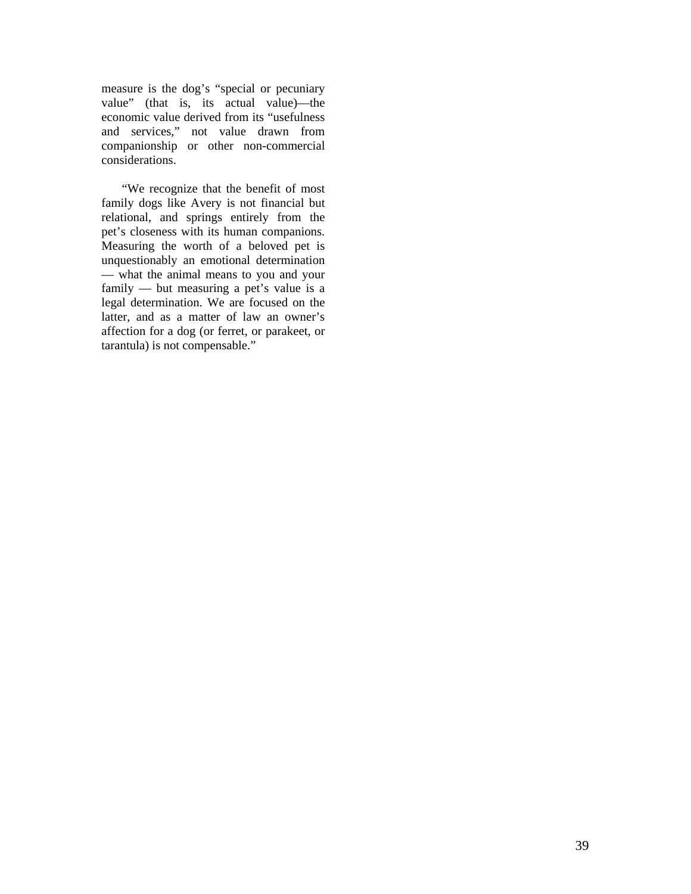measure is the dog's "special or pecuniary value" (that is, its actual value)—the economic value derived from its "usefulness and services," not value drawn from companionship or other non-commercial considerations.

"We recognize that the benefit of most family dogs like Avery is not financial but relational, and springs entirely from the pet's closeness with its human companions. Measuring the worth of a beloved pet is unquestionably an emotional determination — what the animal means to you and your family — but measuring a pet's value is a legal determination. We are focused on the latter, and as a matter of law an owner's affection for a dog (or ferret, or parakeet, or tarantula) is not compensable."